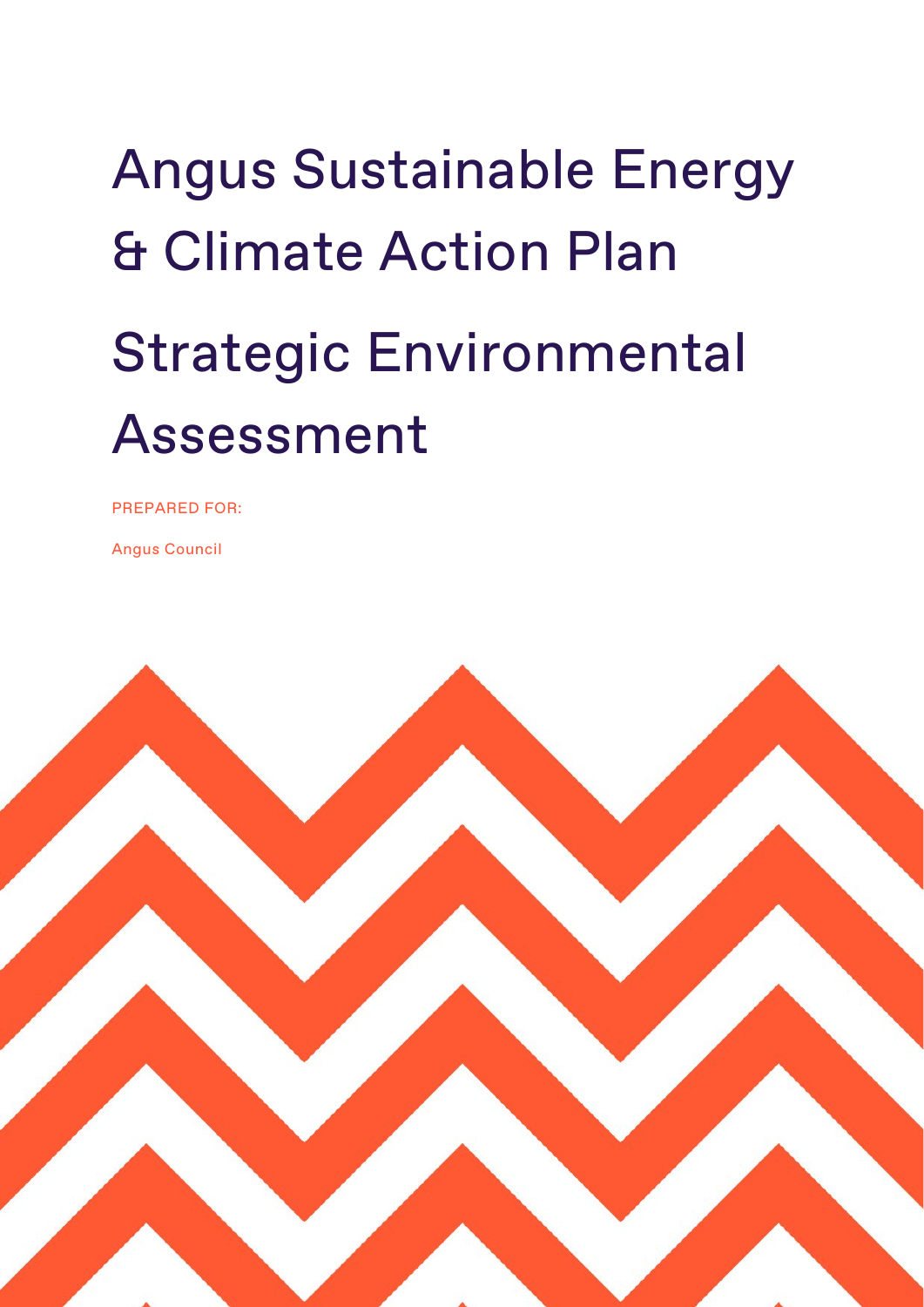# Angus Sustainable Energy & Climate Action Plan

# Strategic Environmental Assessment

PREPARED FOR:

Angus Council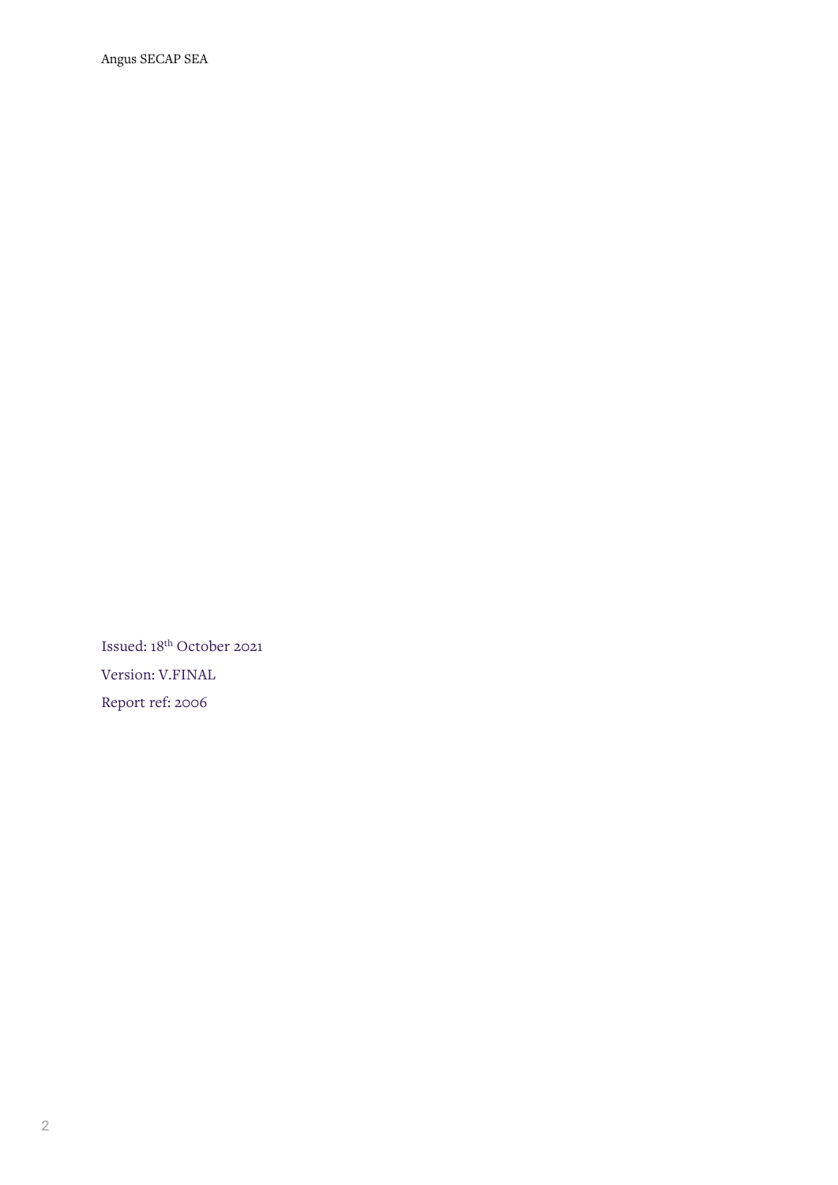Issued: 18th October 2021

Version: V.FINAL

Report ref: 2006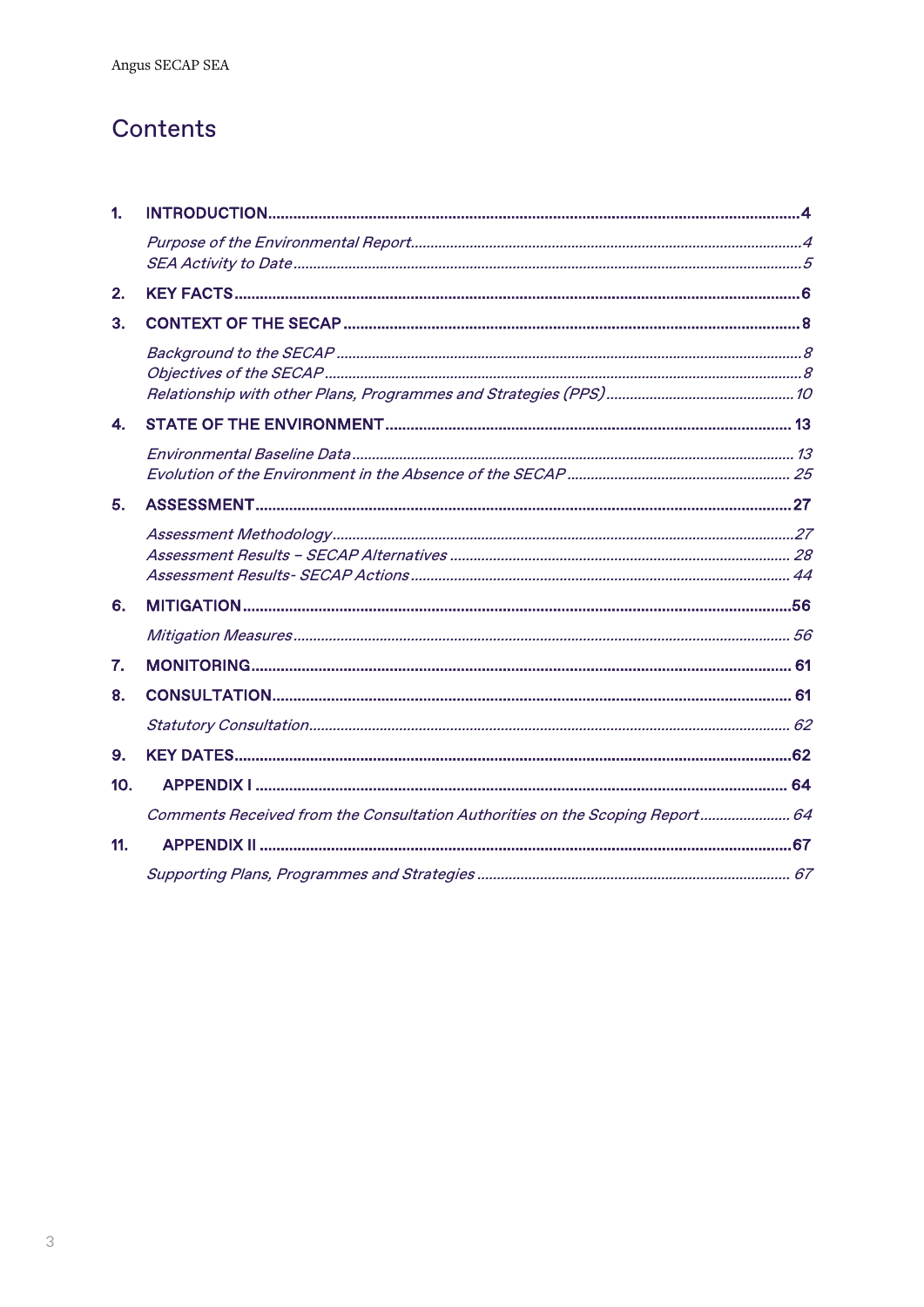# Contents

1. **INTRODUCTION** ... 4
   - *Purpose of the Environmental Report* ... 4
   - *SEA Activity to Date* ... 5
2. **KEY FACTS** ... 6
3. **CONTEXT OF THE SECAP** ... 8
   - *Background to the SECAP* ... 8
   - *Objectives of the SECAP* ... 8
   - *Relationship with other Plans, Programmes and Strategies (PPS)* ... 10
4. **STATE OF THE ENVIRONMENT** ... 13
   - *Environmental Baseline Data* ... 13
   - *Evolution of the Environment in the Absence of the SECAP* ... 25
5. **ASSESSMENT** ... 27
   - *Assessment Methodology* ... 27
   - *Assessment Results – SECAP Alternatives* ... 28
   - *Assessment Results- SECAP Actions* ... 44
6. **MITIGATION** ... 56
   - *Mitigation Measures* ... 56
7. **MONITORING** ... 61
8. **CONSULTATION** ... 61
   - *Statutory Consultation* ... 62
9. **KEY DATES** ... 62
10. **APPENDIX I** ... 64
    - *Comments Received from the Consultation Authorities on the Scoping Report* ... 64
11. **APPENDIX II** ... 67
    - *Supporting Plans, Programmes and Strategies* ... 67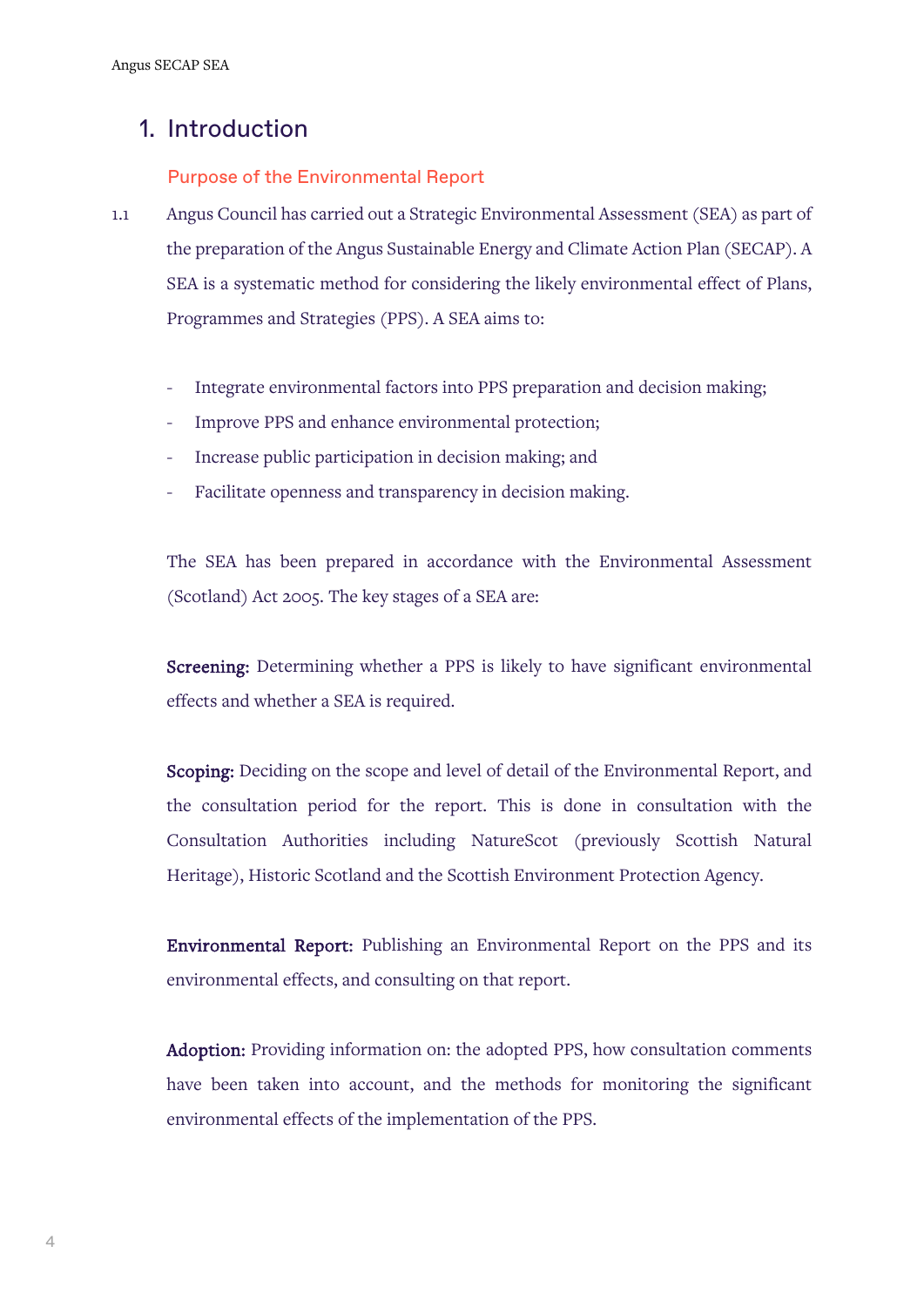# 1. Introduction

## Purpose of the Environmental Report

1.1 Angus Council has carried out a Strategic Environmental Assessment (SEA) as part of the preparation of the Angus Sustainable Energy and Climate Action Plan (SECAP). A SEA is a systematic method for considering the likely environmental effect of Plans, Programmes and Strategies (PPS). A SEA aims to:

- Integrate environmental factors into PPS preparation and decision making;
- Improve PPS and enhance environmental protection;
- Increase public participation in decision making; and
- Facilitate openness and transparency in decision making.

The SEA has been prepared in accordance with the Environmental Assessment (Scotland) Act 2005. The key stages of a SEA are:

**Screening:** Determining whether a PPS is likely to have significant environmental effects and whether a SEA is required.

**Scoping:** Deciding on the scope and level of detail of the Environmental Report, and the consultation period for the report. This is done in consultation with the Consultation Authorities including NatureScot (previously Scottish Natural Heritage), Historic Scotland and the Scottish Environment Protection Agency.

**Environmental Report:** Publishing an Environmental Report on the PPS and its environmental effects, and consulting on that report.

**Adoption:** Providing information on: the adopted PPS, how consultation comments have been taken into account, and the methods for monitoring the significant environmental effects of the implementation of the PPS.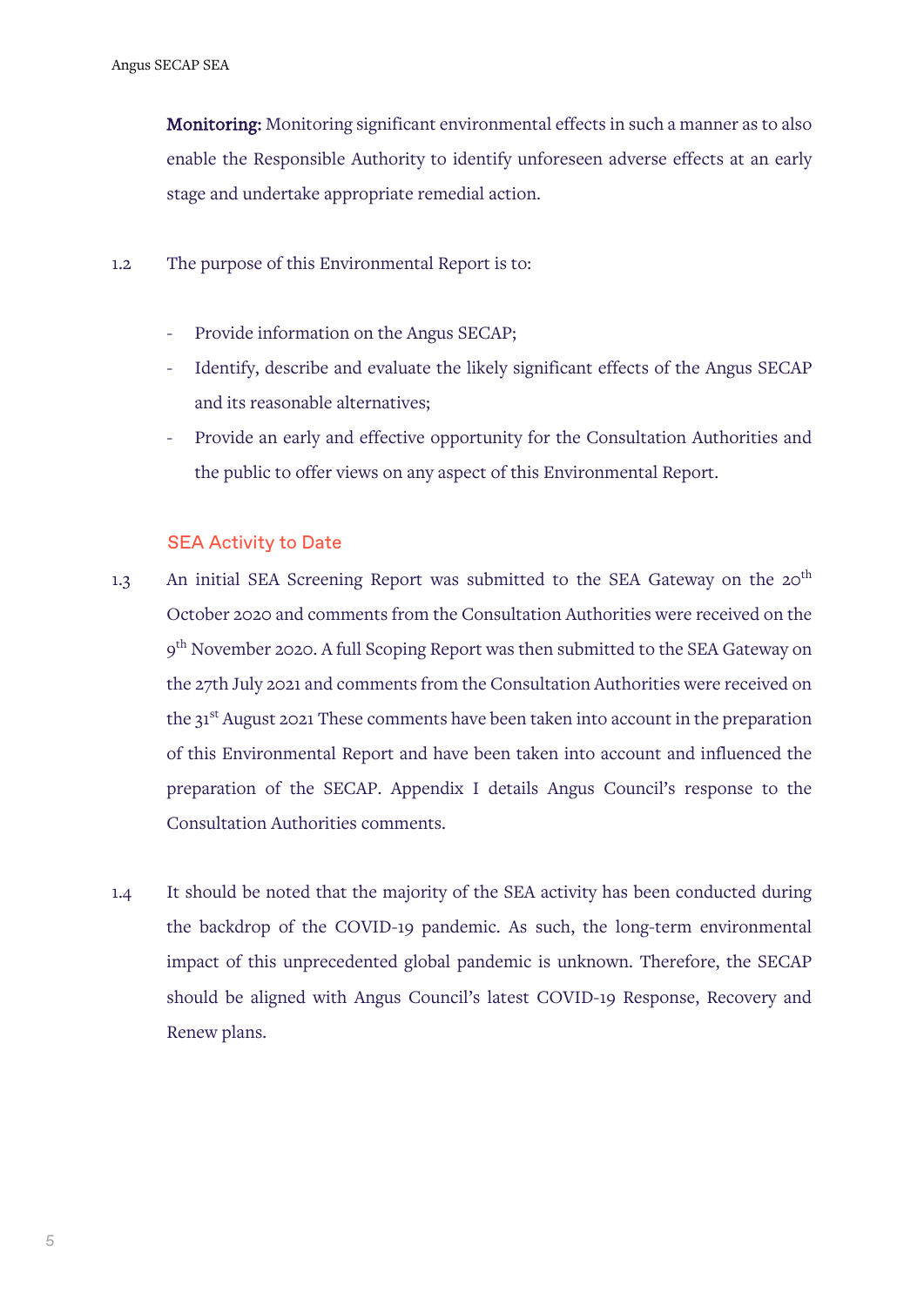**Monitoring:** Monitoring significant environmental effects in such a manner as to also enable the Responsible Authority to identify unforeseen adverse effects at an early stage and undertake appropriate remedial action.

1.2 The purpose of this Environmental Report is to:

- Provide information on the Angus SECAP;
- Identify, describe and evaluate the likely significant effects of the Angus SECAP and its reasonable alternatives;
- Provide an early and effective opportunity for the Consultation Authorities and the public to offer views on any aspect of this Environmental Report.

## SEA Activity to Date

1.3 An initial SEA Screening Report was submitted to the SEA Gateway on the 20th October 2020 and comments from the Consultation Authorities were received on the 9th November 2020. A full Scoping Report was then submitted to the SEA Gateway on the 27th July 2021 and comments from the Consultation Authorities were received on the 31st August 2021 These comments have been taken into account in the preparation of this Environmental Report and have been taken into account and influenced the preparation of the SECAP. Appendix I details Angus Council's response to the Consultation Authorities comments.

1.4 It should be noted that the majority of the SEA activity has been conducted during the backdrop of the COVID-19 pandemic. As such, the long-term environmental impact of this unprecedented global pandemic is unknown. Therefore, the SECAP should be aligned with Angus Council's latest COVID-19 Response, Recovery and Renew plans.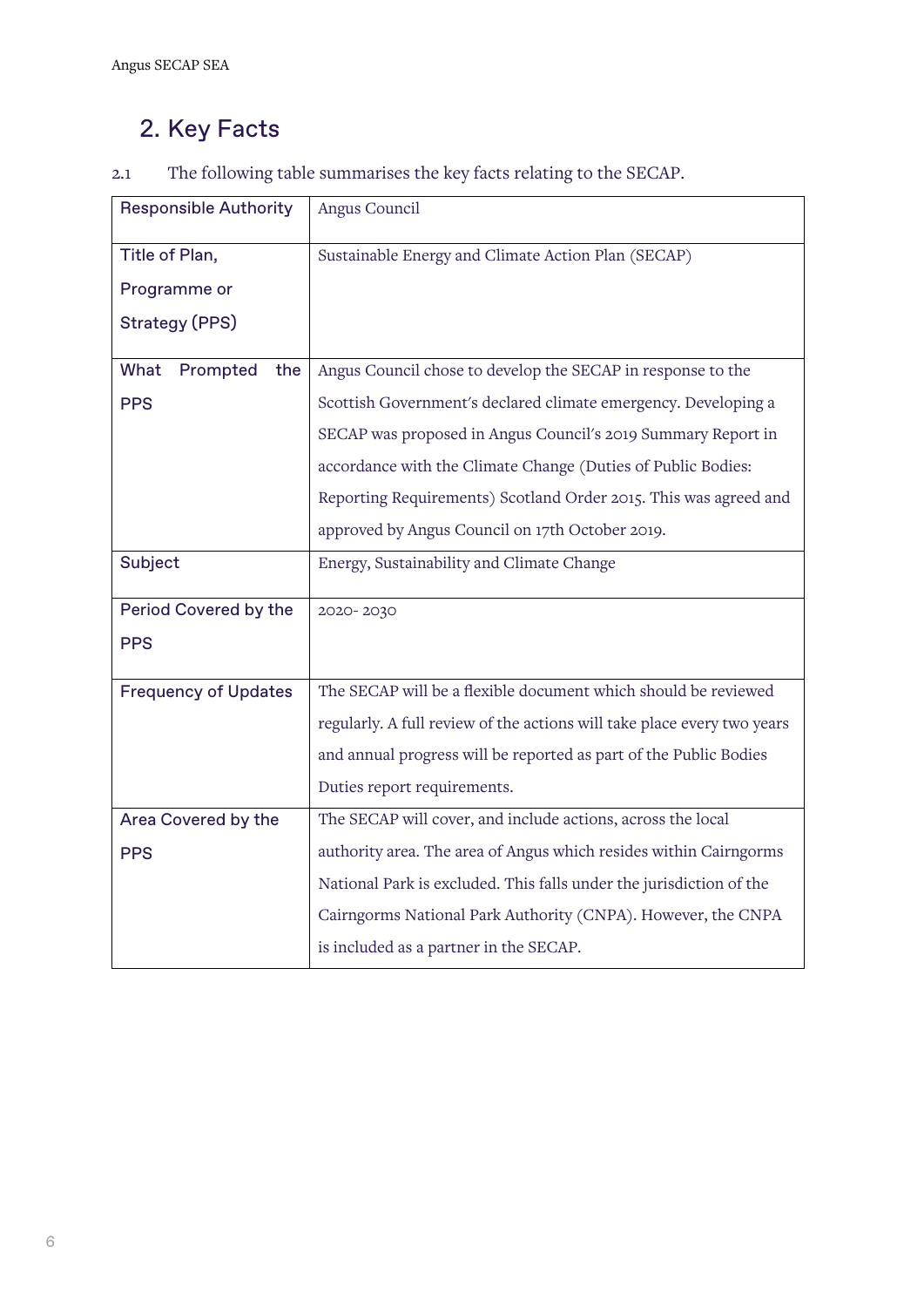## 2. Key Facts

2.1 The following table summarises the key facts relating to the SECAP.

| | |
|---|---|
| Responsible Authority | Angus Council |
| Title of Plan, Programme or Strategy (PPS) | Sustainable Energy and Climate Action Plan (SECAP) |
| What Prompted the PPS | Angus Council chose to develop the SECAP in response to the Scottish Government's declared climate emergency. Developing a SECAP was proposed in Angus Council's 2019 Summary Report in accordance with the Climate Change (Duties of Public Bodies: Reporting Requirements) Scotland Order 2015. This was agreed and approved by Angus Council on 17th October 2019. |
| Subject | Energy, Sustainability and Climate Change |
| Period Covered by the PPS | 2020- 2030 |
| Frequency of Updates | The SECAP will be a flexible document which should be reviewed regularly. A full review of the actions will take place every two years and annual progress will be reported as part of the Public Bodies Duties report requirements. |
| Area Covered by the PPS | The SECAP will cover, and include actions, across the local authority area. The area of Angus which resides within Cairngorms National Park is excluded. This falls under the jurisdiction of the Cairngorms National Park Authority (CNPA). However, the CNPA is included as a partner in the SECAP. |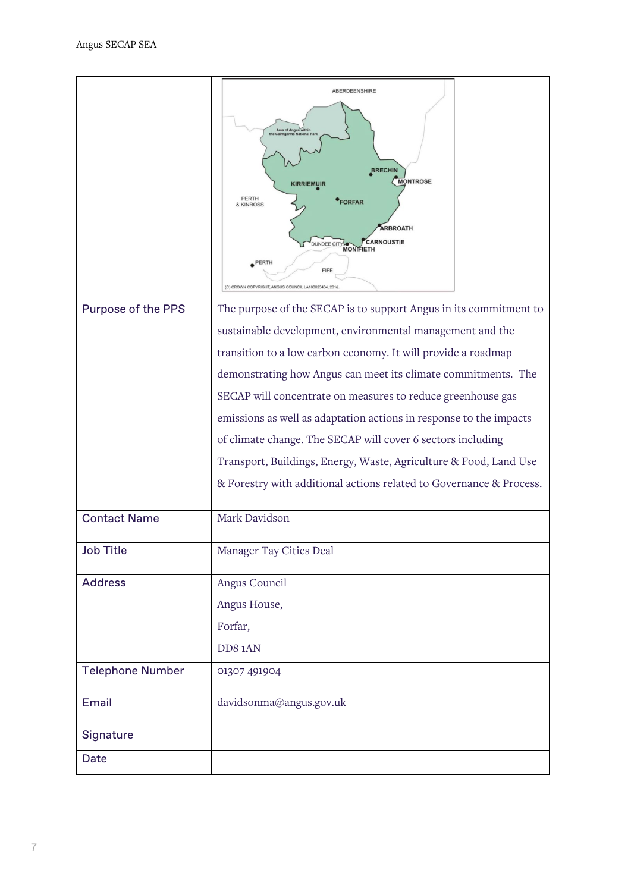| | |
|---|---|
| | |
| Purpose of the PPS | The purpose of the SECAP is to support Angus in its commitment to sustainable development, environmental management and the transition to a low carbon economy. It will provide a roadmap demonstrating how Angus can meet its climate commitments. The SECAP will concentrate on measures to reduce greenhouse gas emissions as well as adaptation actions in response to the impacts of climate change. The SECAP will cover 6 sectors including Transport, Buildings, Energy, Waste, Agriculture & Food, Land Use & Forestry with additional actions related to Governance & Process. |
| Contact Name | Mark Davidson |
| Job Title | Manager Tay Cities Deal |
| Address | Angus Council<br>Angus House,<br>Forfar,<br>DD8 1AN |
| Telephone Number | 01307 491904 |
| Email | davidsonma@angus.gov.uk |
| Signature | |
| Date | |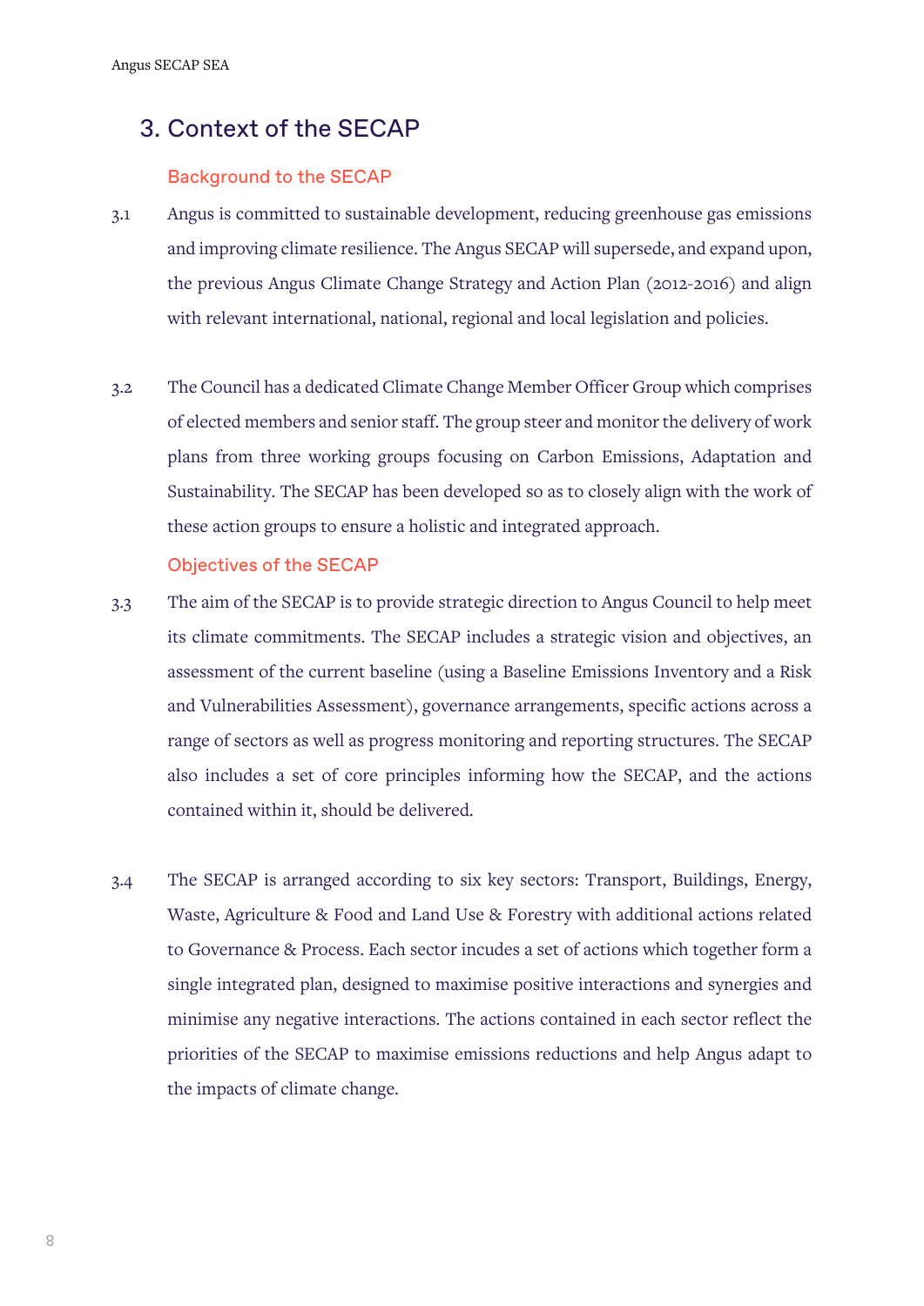# 3. Context of the SECAP

## Background to the SECAP

3.1 Angus is committed to sustainable development, reducing greenhouse gas emissions and improving climate resilience. The Angus SECAP will supersede, and expand upon, the previous Angus Climate Change Strategy and Action Plan (2012-2016) and align with relevant international, national, regional and local legislation and policies.

3.2 The Council has a dedicated Climate Change Member Officer Group which comprises of elected members and senior staff. The group steer and monitor the delivery of work plans from three working groups focusing on Carbon Emissions, Adaptation and Sustainability. The SECAP has been developed so as to closely align with the work of these action groups to ensure a holistic and integrated approach.

## Objectives of the SECAP

3.3 The aim of the SECAP is to provide strategic direction to Angus Council to help meet its climate commitments. The SECAP includes a strategic vision and objectives, an assessment of the current baseline (using a Baseline Emissions Inventory and a Risk and Vulnerabilities Assessment), governance arrangements, specific actions across a range of sectors as well as progress monitoring and reporting structures. The SECAP also includes a set of core principles informing how the SECAP, and the actions contained within it, should be delivered.

3.4 The SECAP is arranged according to six key sectors: Transport, Buildings, Energy, Waste, Agriculture & Food and Land Use & Forestry with additional actions related to Governance & Process. Each sector incudes a set of actions which together form a single integrated plan, designed to maximise positive interactions and synergies and minimise any negative interactions. The actions contained in each sector reflect the priorities of the SECAP to maximise emissions reductions and help Angus adapt to the impacts of climate change.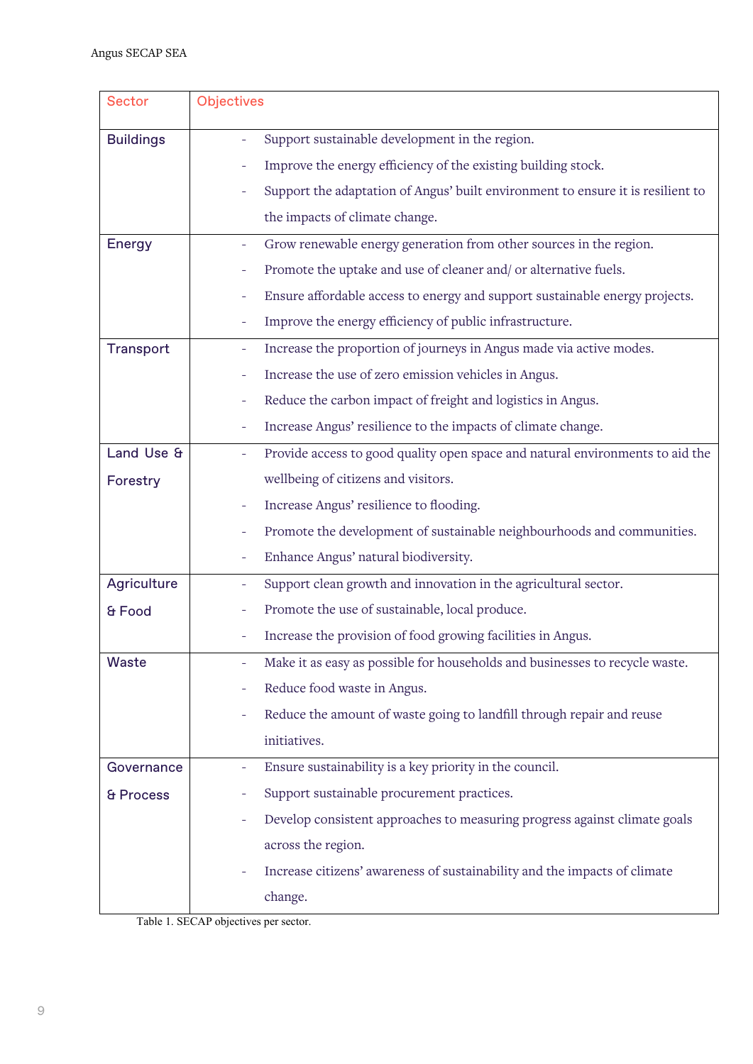| Sector | Objectives |
|---|---|
| Buildings | - Support sustainable development in the region.<br>- Improve the energy efficiency of the existing building stock.<br>- Support the adaptation of Angus' built environment to ensure it is resilient to the impacts of climate change. |
| Energy | - Grow renewable energy generation from other sources in the region.<br>- Promote the uptake and use of cleaner and/ or alternative fuels.<br>- Ensure affordable access to energy and support sustainable energy projects.<br>- Improve the energy efficiency of public infrastructure. |
| Transport | - Increase the proportion of journeys in Angus made via active modes.<br>- Increase the use of zero emission vehicles in Angus.<br>- Reduce the carbon impact of freight and logistics in Angus.<br>- Increase Angus' resilience to the impacts of climate change. |
| Land Use & Forestry | - Provide access to good quality open space and natural environments to aid the wellbeing of citizens and visitors.<br>- Increase Angus' resilience to flooding.<br>- Promote the development of sustainable neighbourhoods and communities.<br>- Enhance Angus' natural biodiversity. |
| Agriculture & Food | - Support clean growth and innovation in the agricultural sector.<br>- Promote the use of sustainable, local produce.<br>- Increase the provision of food growing facilities in Angus. |
| Waste | - Make it as easy as possible for households and businesses to recycle waste.<br>- Reduce food waste in Angus.<br>- Reduce the amount of waste going to landfill through repair and reuse initiatives. |
| Governance & Process | - Ensure sustainability is a key priority in the council.<br>- Support sustainable procurement practices.<br>- Develop consistent approaches to measuring progress against climate goals across the region.<br>- Increase citizens' awareness of sustainability and the impacts of climate change. |

Table 1. SECAP objectives per sector.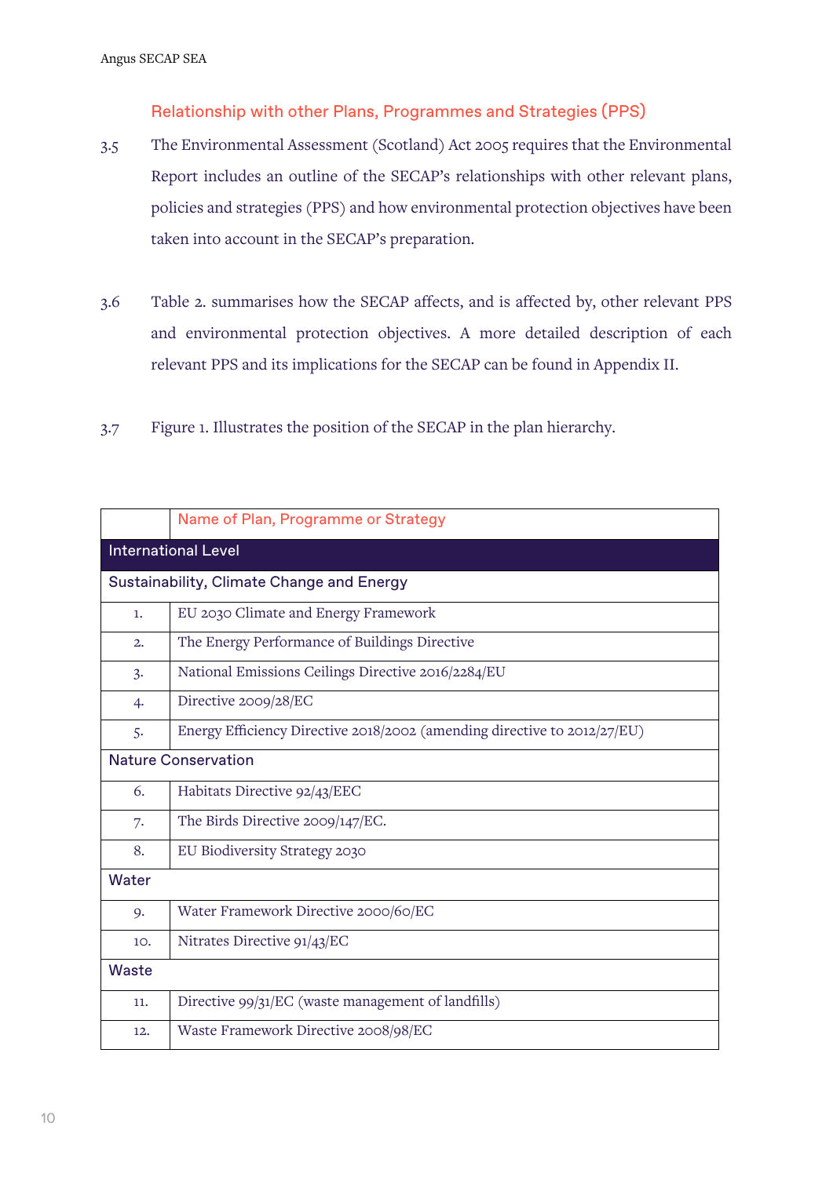## Relationship with other Plans, Programmes and Strategies (PPS)

3.5 The Environmental Assessment (Scotland) Act 2005 requires that the Environmental Report includes an outline of the SECAP's relationships with other relevant plans, policies and strategies (PPS) and how environmental protection objectives have been taken into account in the SECAP's preparation.

3.6 Table 2. summarises how the SECAP affects, and is affected by, other relevant PPS and environmental protection objectives. A more detailed description of each relevant PPS and its implications for the SECAP can be found in Appendix II.

3.7 Figure 1. Illustrates the position of the SECAP in the plan hierarchy.

| | Name of Plan, Programme or Strategy |
|---|---|
| **International Level** | |
| **Sustainability, Climate Change and Energy** | |
| 1. | EU 2030 Climate and Energy Framework |
| 2. | The Energy Performance of Buildings Directive |
| 3. | National Emissions Ceilings Directive 2016/2284/EU |
| 4. | Directive 2009/28/EC |
| 5. | Energy Efficiency Directive 2018/2002 (amending directive to 2012/27/EU) |
| **Nature Conservation** | |
| 6. | Habitats Directive 92/43/EEC |
| 7. | The Birds Directive 2009/147/EC. |
| 8. | EU Biodiversity Strategy 2030 |
| **Water** | |
| 9. | Water Framework Directive 2000/60/EC |
| 10. | Nitrates Directive 91/43/EC |
| **Waste** | |
| 11. | Directive 99/31/EC (waste management of landfills) |
| 12. | Waste Framework Directive 2008/98/EC |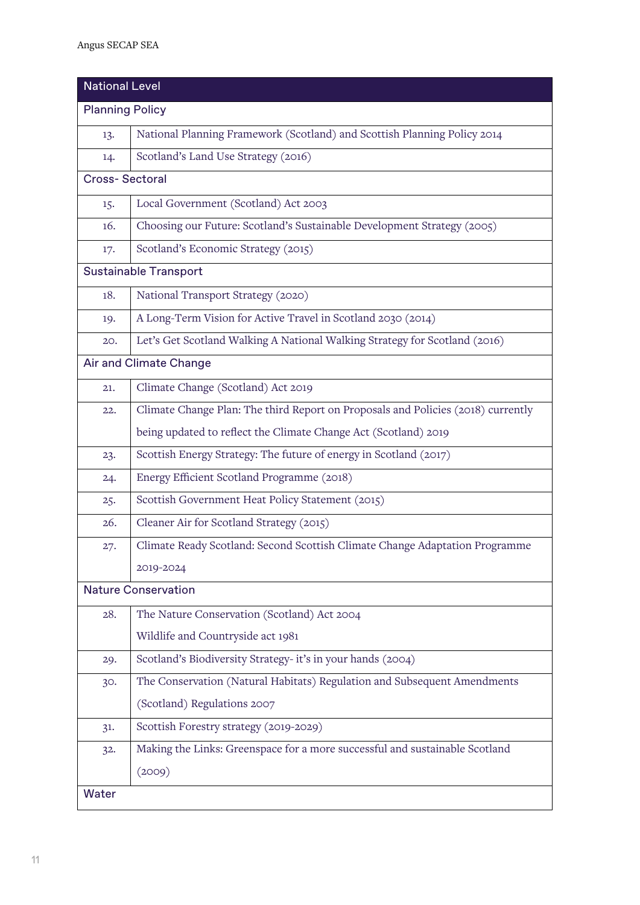| National Level | |
|---|---|
| **Planning Policy** | |
| 13. | National Planning Framework (Scotland) and Scottish Planning Policy 2014 |
| 14. | Scotland's Land Use Strategy (2016) |
| **Cross- Sectoral** | |
| 15. | Local Government (Scotland) Act 2003 |
| 16. | Choosing our Future: Scotland's Sustainable Development Strategy (2005) |
| 17. | Scotland's Economic Strategy (2015) |
| **Sustainable Transport** | |
| 18. | National Transport Strategy (2020) |
| 19. | A Long-Term Vision for Active Travel in Scotland 2030 (2014) |
| 20. | Let's Get Scotland Walking A National Walking Strategy for Scotland (2016) |
| **Air and Climate Change** | |
| 21. | Climate Change (Scotland) Act 2019 |
| 22. | Climate Change Plan: The third Report on Proposals and Policies (2018) currently being updated to reflect the Climate Change Act (Scotland) 2019 |
| 23. | Scottish Energy Strategy: The future of energy in Scotland (2017) |
| 24. | Energy Efficient Scotland Programme (2018) |
| 25. | Scottish Government Heat Policy Statement (2015) |
| 26. | Cleaner Air for Scotland Strategy (2015) |
| 27. | Climate Ready Scotland: Second Scottish Climate Change Adaptation Programme 2019-2024 |
| **Nature Conservation** | |
| 28. | The Nature Conservation (Scotland) Act 2004<br>Wildlife and Countryside act 1981 |
| 29. | Scotland's Biodiversity Strategy- it's in your hands (2004) |
| 30. | The Conservation (Natural Habitats) Regulation and Subsequent Amendments (Scotland) Regulations 2007 |
| 31. | Scottish Forestry strategy (2019-2029) |
| 32. | Making the Links: Greenspace for a more successful and sustainable Scotland (2009) |
| **Water** | |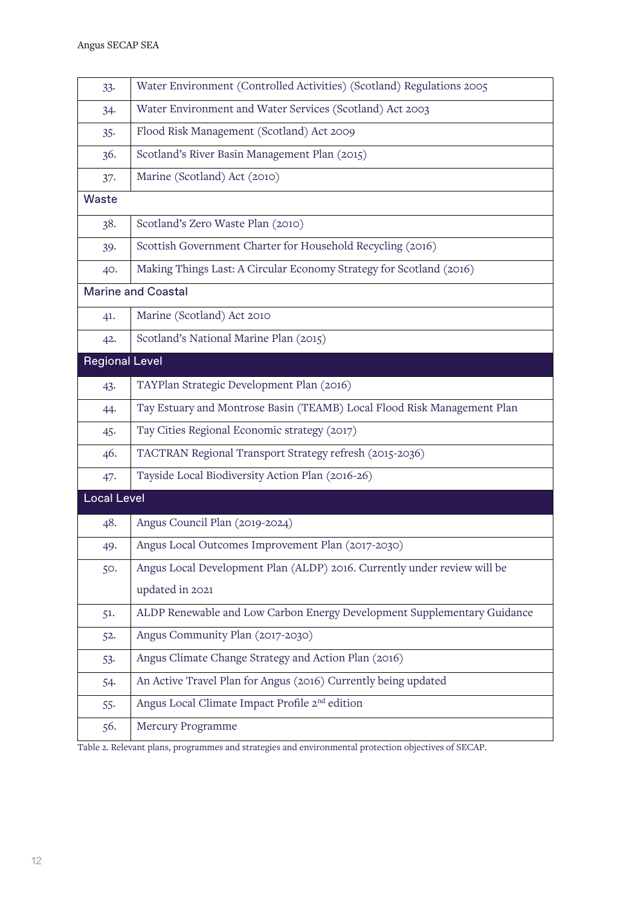| | |
|---|---|
| 33. | Water Environment (Controlled Activities) (Scotland) Regulations 2005 |
| 34. | Water Environment and Water Services (Scotland) Act 2003 |
| 35. | Flood Risk Management (Scotland) Act 2009 |
| 36. | Scotland's River Basin Management Plan (2015) |
| 37. | Marine (Scotland) Act (2010) |
| **Waste** | |
| 38. | Scotland's Zero Waste Plan (2010) |
| 39. | Scottish Government Charter for Household Recycling (2016) |
| 40. | Making Things Last: A Circular Economy Strategy for Scotland (2016) |
| **Marine and Coastal** | |
| 41. | Marine (Scotland) Act 2010 |
| 42. | Scotland's National Marine Plan (2015) |
| **Regional Level** | |
| 43. | TAYPlan Strategic Development Plan (2016) |
| 44. | Tay Estuary and Montrose Basin (TEAMB) Local Flood Risk Management Plan |
| 45. | Tay Cities Regional Economic strategy (2017) |
| 46. | TACTRAN Regional Transport Strategy refresh (2015-2036) |
| 47. | Tayside Local Biodiversity Action Plan (2016-26) |
| **Local Level** | |
| 48. | Angus Council Plan (2019-2024) |
| 49. | Angus Local Outcomes Improvement Plan (2017-2030) |
| 50. | Angus Local Development Plan (ALDP) 2016. Currently under review will be updated in 2021 |
| 51. | ALDP Renewable and Low Carbon Energy Development Supplementary Guidance |
| 52. | Angus Community Plan (2017-2030) |
| 53. | Angus Climate Change Strategy and Action Plan (2016) |
| 54. | An Active Travel Plan for Angus (2016) Currently being updated |
| 55. | Angus Local Climate Impact Profile 2nd edition |
| 56. | Mercury Programme |

Table 2. Relevant plans, programmes and strategies and environmental protection objectives of SECAP.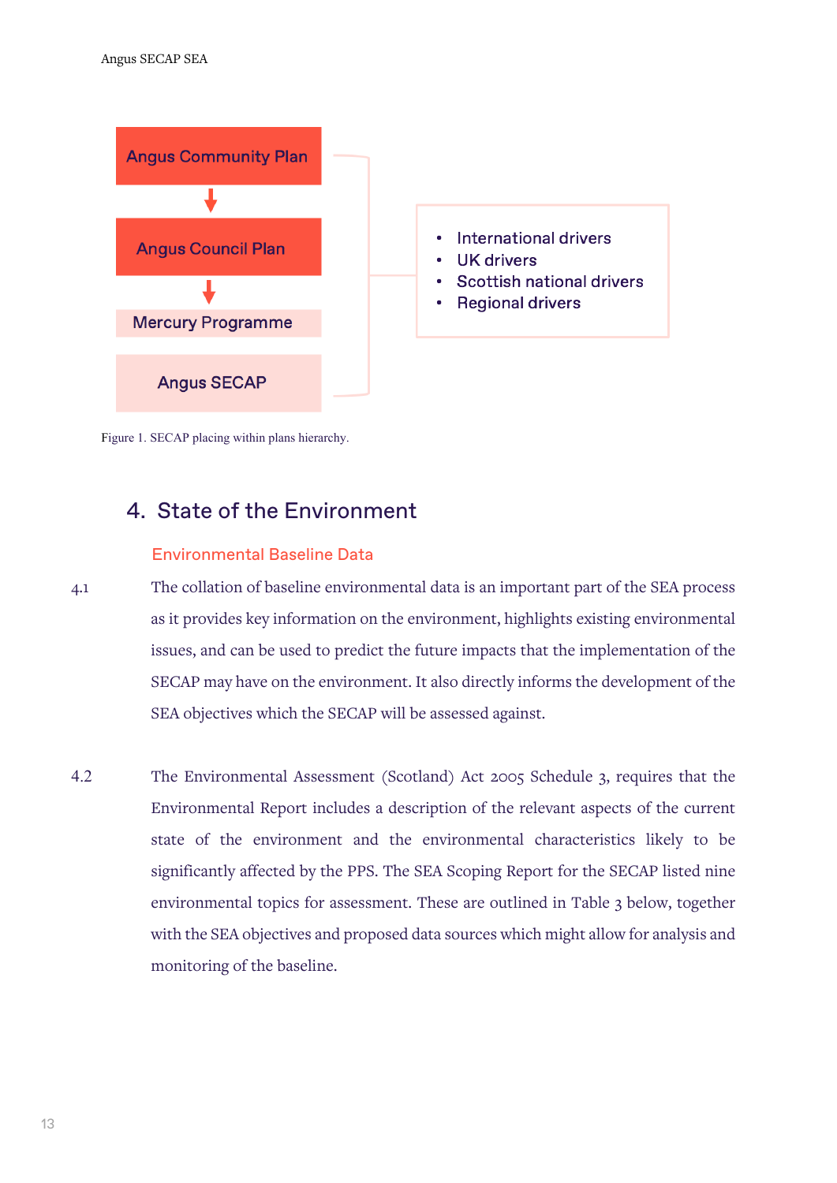Angus Community Plan

↓

Angus Council Plan

↓

Mercury Programme

Angus SECAP

- International drivers
- UK drivers
- Scottish national drivers
- Regional drivers

Figure 1. SECAP placing within plans hierarchy.

## 4. State of the Environment

### Environmental Baseline Data

4.1 The collation of baseline environmental data is an important part of the SEA process as it provides key information on the environment, highlights existing environmental issues, and can be used to predict the future impacts that the implementation of the SECAP may have on the environment. It also directly informs the development of the SEA objectives which the SECAP will be assessed against.

4.2 The Environmental Assessment (Scotland) Act 2005 Schedule 3, requires that the Environmental Report includes a description of the relevant aspects of the current state of the environment and the environmental characteristics likely to be significantly affected by the PPS. The SEA Scoping Report for the SECAP listed nine environmental topics for assessment. These are outlined in Table 3 below, together with the SEA objectives and proposed data sources which might allow for analysis and monitoring of the baseline.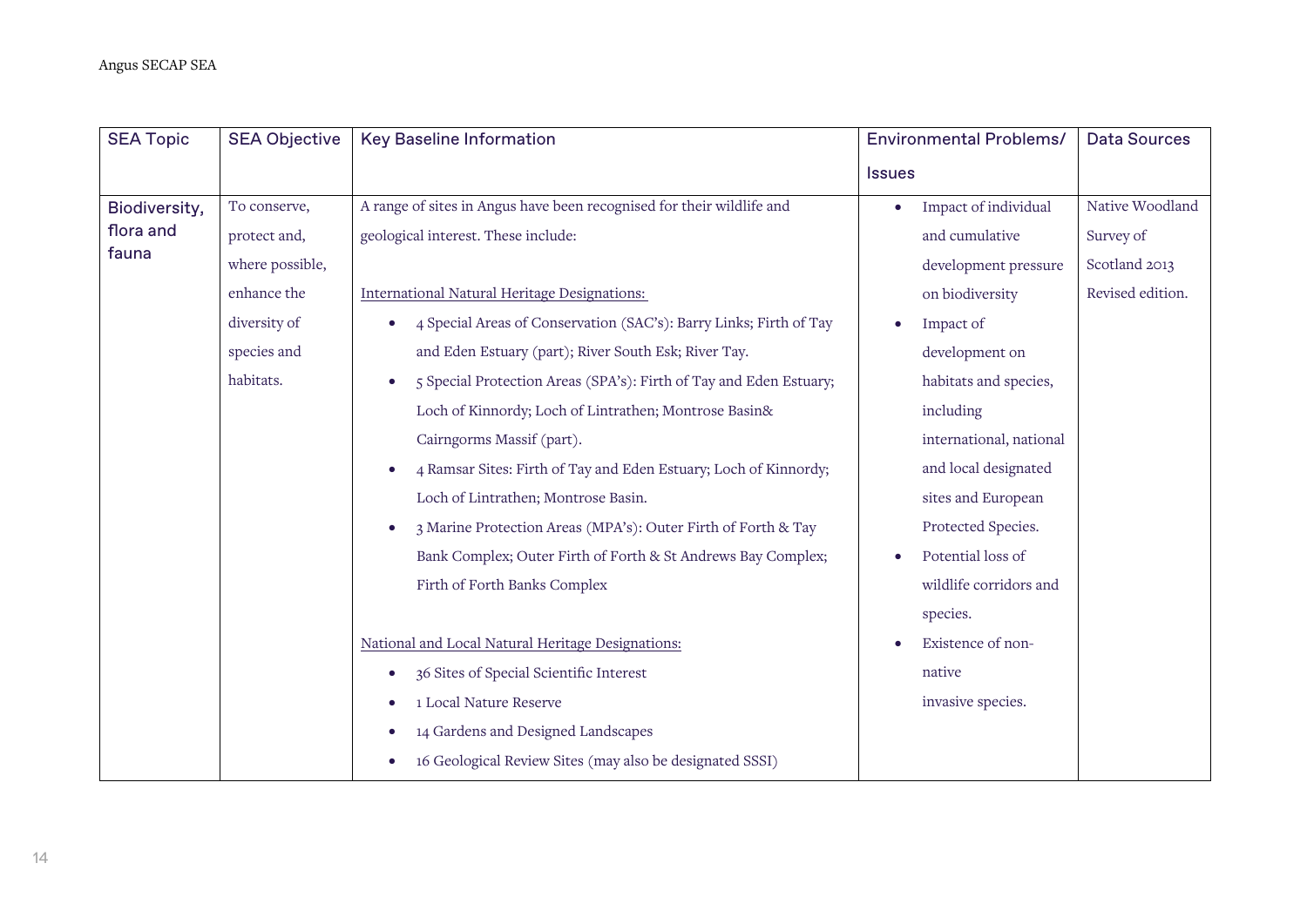| SEA Topic | SEA Objective | Key Baseline Information | Environmental Problems/ Issues | Data Sources |
|---|---|---|---|---|
| Biodiversity, flora and fauna | To conserve, protect and, where possible, enhance the diversity of species and habitats. | A range of sites in Angus have been recognised for their wildlife and geological interest. These include:<br><br><u>International Natural Heritage Designations:</u><br>• 4 Special Areas of Conservation (SAC's): Barry Links; Firth of Tay and Eden Estuary (part); River South Esk; River Tay.<br>• 5 Special Protection Areas (SPA's): Firth of Tay and Eden Estuary; Loch of Kinnordy; Loch of Lintrathen; Montrose Basin& Cairngorms Massif (part).<br>• 4 Ramsar Sites: Firth of Tay and Eden Estuary; Loch of Kinnordy; Loch of Lintrathen; Montrose Basin.<br>• 3 Marine Protection Areas (MPA's): Outer Firth of Forth & Tay Bank Complex; Outer Firth of Forth & St Andrews Bay Complex; Firth of Forth Banks Complex<br><br><u>National and Local Natural Heritage Designations:</u><br>• 36 Sites of Special Scientific Interest<br>• 1 Local Nature Reserve<br>• 14 Gardens and Designed Landscapes<br>• 16 Geological Review Sites (may also be designated SSSI) | • Impact of individual and cumulative development pressure on biodiversity<br>• Impact of development on habitats and species, including international, national and local designated sites and European Protected Species.<br>• Potential loss of wildlife corridors and species.<br>• Existence of non-native invasive species. | Native Woodland Survey of Scotland 2013 Revised edition. |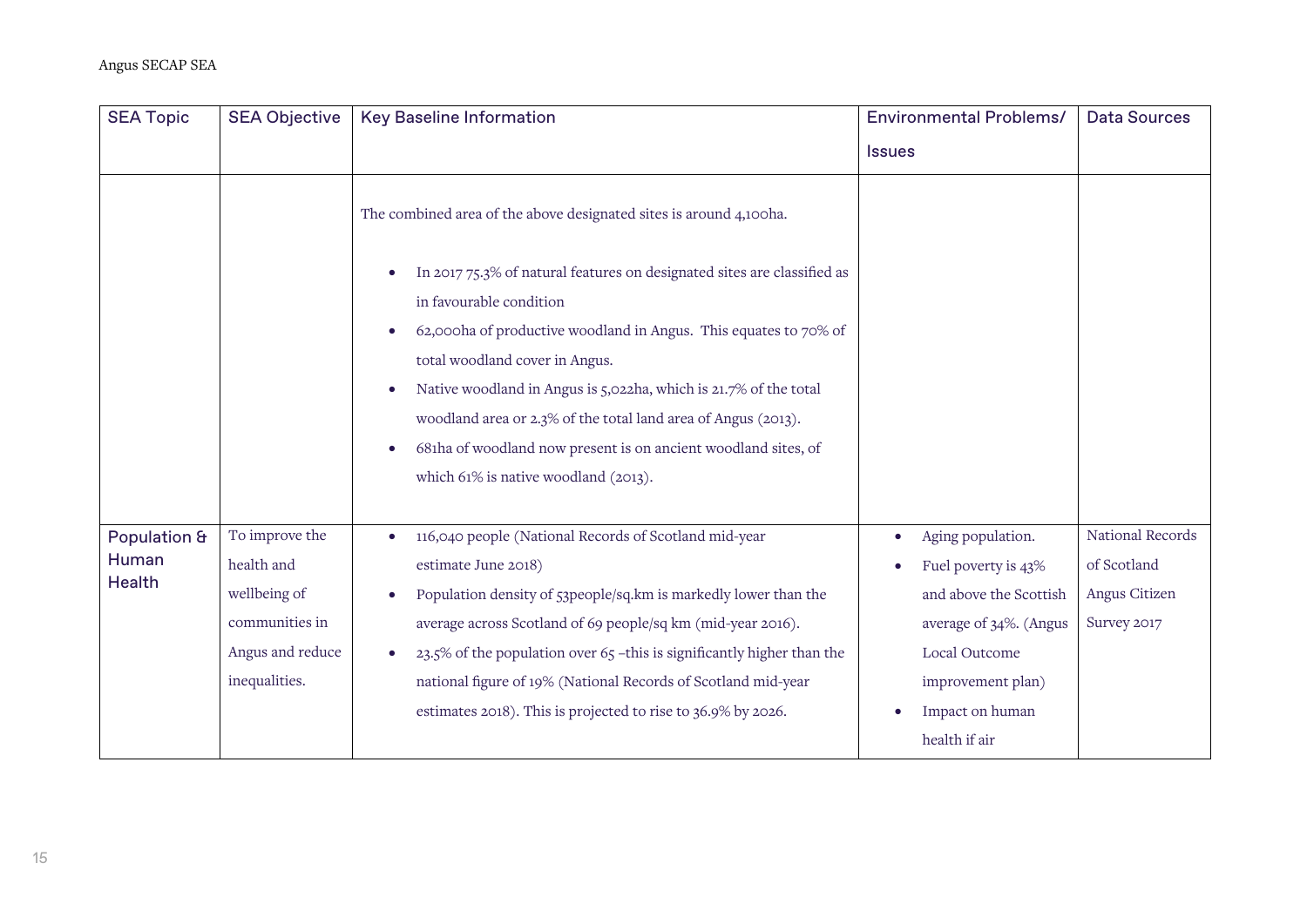| SEA Topic | SEA Objective | Key Baseline Information | Environmental Problems/ Issues | Data Sources |
|---|---|---|---|---|
| | | The combined area of the above designated sites is around 4,100ha.<br><br>• In 2017 75.3% of natural features on designated sites are classified as in favourable condition<br>• 62,000ha of productive woodland in Angus. This equates to 70% of total woodland cover in Angus.<br>• Native woodland in Angus is 5,022ha, which is 21.7% of the total woodland area or 2.3% of the total land area of Angus (2013).<br>• 681ha of woodland now present is on ancient woodland sites, of which 61% is native woodland (2013). | | |
| Population & Human Health | To improve the health and wellbeing of communities in Angus and reduce inequalities. | • 116,040 people (National Records of Scotland mid-year estimate June 2018)<br>• Population density of 53people/sq.km is markedly lower than the average across Scotland of 69 people/sq km (mid-year 2016).<br>• 23.5% of the population over 65 –this is significantly higher than the national figure of 19% (National Records of Scotland mid-year estimates 2018). This is projected to rise to 36.9% by 2026. | • Aging population.<br>• Fuel poverty is 43% and above the Scottish average of 34%. (Angus Local Outcome improvement plan)<br>• Impact on human health if air | National Records of Scotland<br>Angus Citizen Survey 2017 |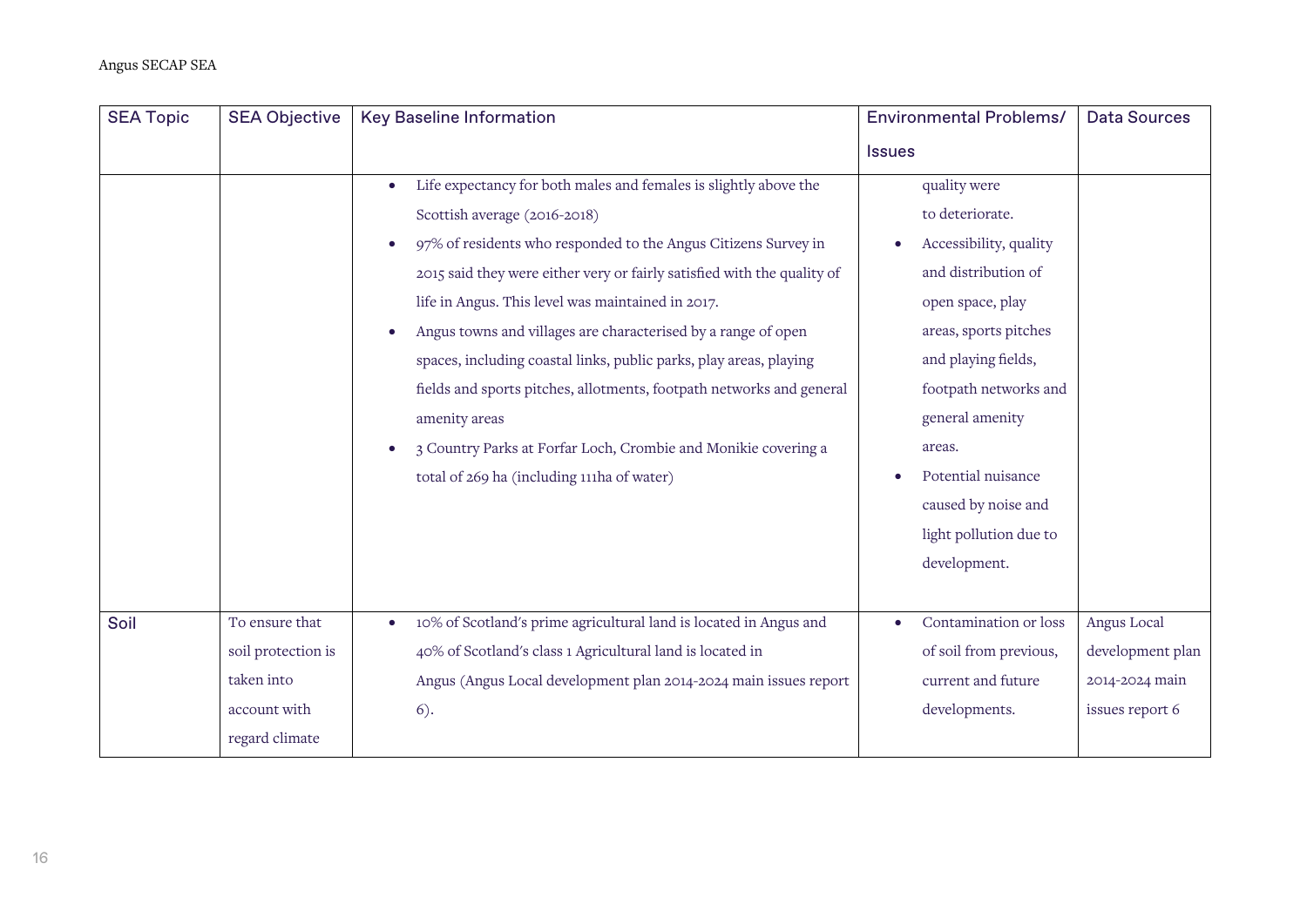| SEA Topic | SEA Objective | Key Baseline Information | Environmental Problems/ Issues | Data Sources |
|---|---|---|---|---|
| | | • Life expectancy for both males and females is slightly above the Scottish average (2016-2018)<br>• 97% of residents who responded to the Angus Citizens Survey in 2015 said they were either very or fairly satisfied with the quality of life in Angus. This level was maintained in 2017.<br>• Angus towns and villages are characterised by a range of open spaces, including coastal links, public parks, play areas, playing fields and sports pitches, allotments, footpath networks and general amenity areas<br>• 3 Country Parks at Forfar Loch, Crombie and Monikie covering a total of 269 ha (including 111ha of water) | quality were to deteriorate.<br>• Accessibility, quality and distribution of open space, play areas, sports pitches and playing fields, footpath networks and general amenity areas.<br>• Potential nuisance caused by noise and light pollution due to development. | |
| Soil | To ensure that soil protection is taken into account with regard climate | • 10% of Scotland's prime agricultural land is located in Angus and 40% of Scotland's class 1 Agricultural land is located in Angus (Angus Local development plan 2014-2024 main issues report 6). | • Contamination or loss of soil from previous, current and future developments. | Angus Local development plan 2014-2024 main issues report 6 |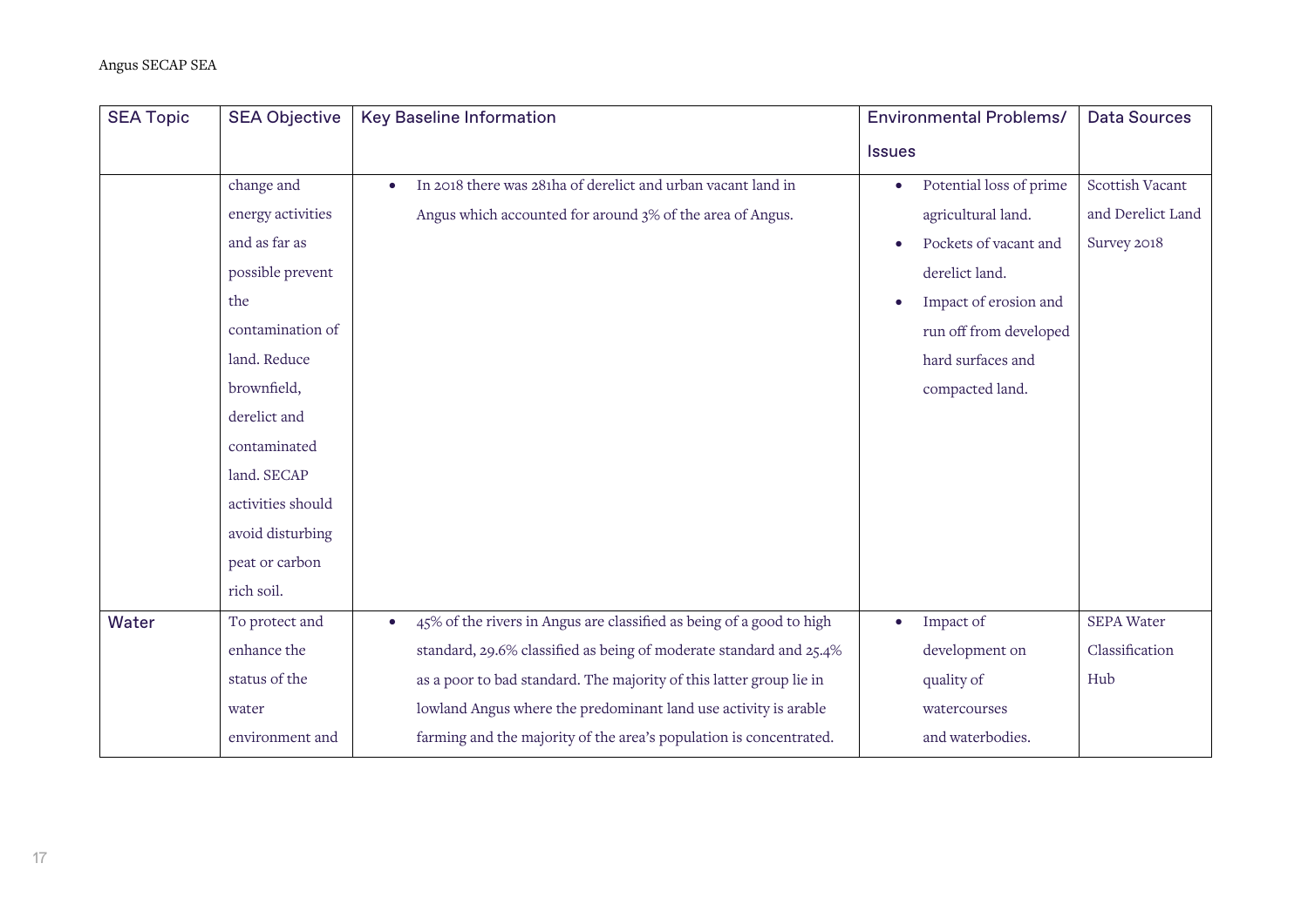| SEA Topic | SEA Objective | Key Baseline Information | Environmental Problems/ Issues | Data Sources |
|---|---|---|---|---|
| | change and energy activities and as far as possible prevent the contamination of land. Reduce brownfield, derelict and contaminated land. SECAP activities should avoid disturbing peat or carbon rich soil. | • In 2018 there was 281ha of derelict and urban vacant land in Angus which accounted for around 3% of the area of Angus. | • Potential loss of prime agricultural land.<br>• Pockets of vacant and derelict land.<br>• Impact of erosion and run off from developed hard surfaces and compacted land. | Scottish Vacant and Derelict Land Survey 2018 |
| Water | To protect and enhance the status of the water environment and | • 45% of the rivers in Angus are classified as being of a good to high standard, 29.6% classified as being of moderate standard and 25.4% as a poor to bad standard. The majority of this latter group lie in lowland Angus where the predominant land use activity is arable farming and the majority of the area's population is concentrated. | • Impact of development on quality of watercourses and waterbodies. | SEPA Water Classification Hub |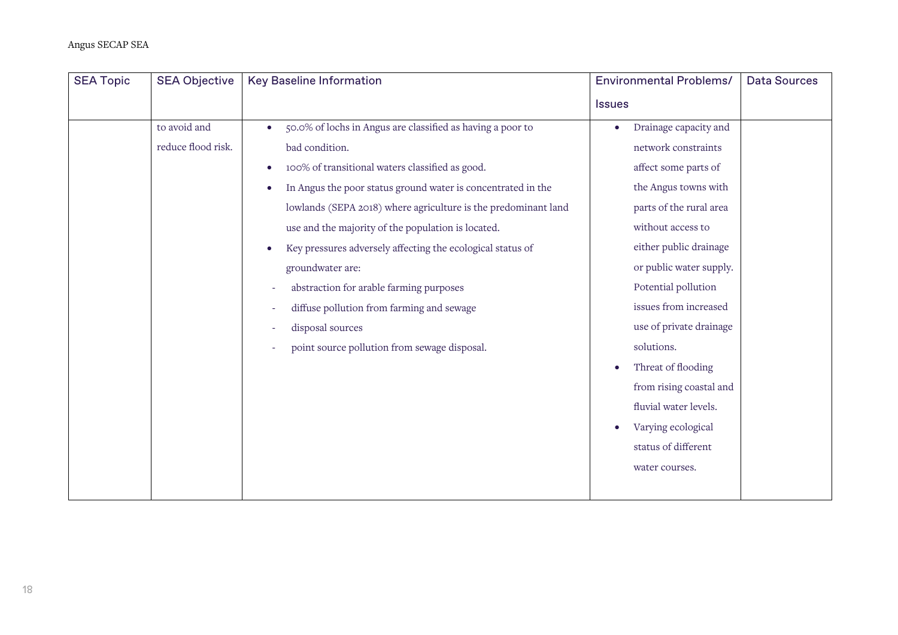| SEA Topic | SEA Objective | Key Baseline Information | Environmental Problems/ Issues | Data Sources |
|---|---|---|---|---|
| | to avoid and reduce flood risk. | • 50.0% of lochs in Angus are classified as having a poor to bad condition.<br>• 100% of transitional waters classified as good.<br>• In Angus the poor status ground water is concentrated in the lowlands (SEPA 2018) where agriculture is the predominant land use and the majority of the population is located.<br>• Key pressures adversely affecting the ecological status of groundwater are:<br>- abstraction for arable farming purposes<br>- diffuse pollution from farming and sewage<br>- disposal sources<br>- point source pollution from sewage disposal. | • Drainage capacity and network constraints affect some parts of the Angus towns with parts of the rural area without access to either public drainage or public water supply. Potential pollution issues from increased use of private drainage solutions.<br>• Threat of flooding from rising coastal and fluvial water levels.<br>• Varying ecological status of different water courses. | |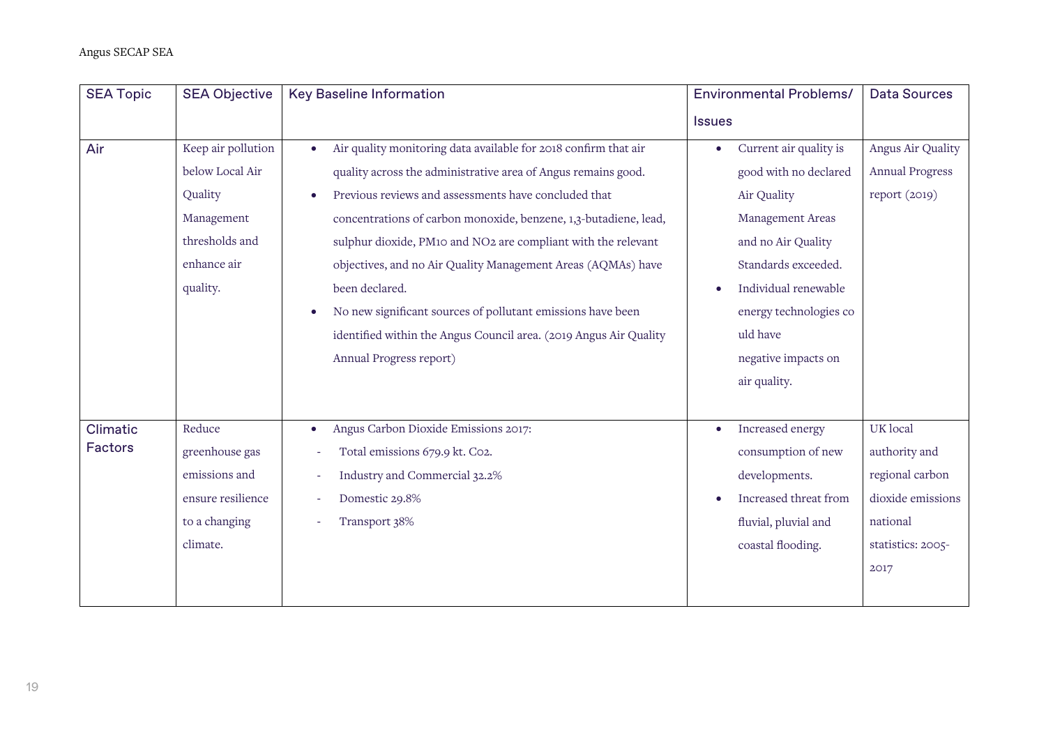| SEA Topic | SEA Objective | Key Baseline Information | Environmental Problems/ Issues | Data Sources |
|---|---|---|---|---|
| Air | Keep air pollution below Local Air Quality Management thresholds and enhance air quality. | • Air quality monitoring data available for 2018 confirm that air quality across the administrative area of Angus remains good.<br>• Previous reviews and assessments have concluded that concentrations of carbon monoxide, benzene, 1,3-butadiene, lead, sulphur dioxide, $PM_{10}$ and $NO_2$ are compliant with the relevant objectives, and no Air Quality Management Areas (AQMAs) have been declared.<br>• No new significant sources of pollutant emissions have been identified within the Angus Council area. (2019 Angus Air Quality Annual Progress report) | • Current air quality is good with no declared Air Quality Management Areas and no Air Quality Standards exceeded.<br>• Individual renewable energy technologies could have negative impacts on air quality. | Angus Air Quality Annual Progress report (2019) |
| Climatic Factors | Reduce greenhouse gas emissions and ensure resilience to a changing climate. | • Angus Carbon Dioxide Emissions 2017:<br>- Total emissions 679.9 kt. $CO_2$.<br>- Industry and Commercial 32.2%<br>- Domestic 29.8%<br>- Transport 38% | • Increased energy consumption of new developments.<br>• Increased threat from fluvial, pluvial and coastal flooding. | UK local authority and regional carbon dioxide emissions national statistics: 2005-2017 |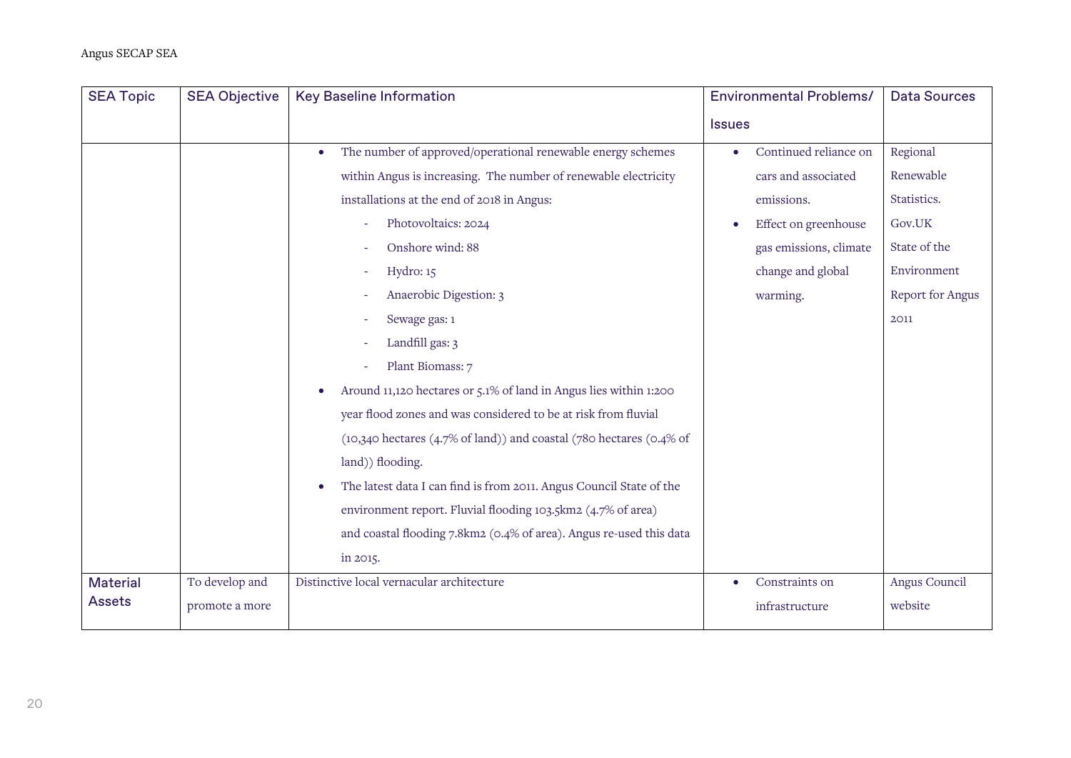| SEA Topic | SEA Objective | Key Baseline Information | Environmental Problems/ Issues | Data Sources |
|---|---|---|---|---|
| | | • The number of approved/operational renewable energy schemes within Angus is increasing. The number of renewable electricity installations at the end of 2018 in Angus:<br>- Photovoltaics: 2024<br>- Onshore wind: 88<br>- Hydro: 15<br>- Anaerobic Digestion: 3<br>- Sewage gas: 1<br>- Landfill gas: 3<br>- Plant Biomass: 7<br>• Around 11,120 hectares or 5.1% of land in Angus lies within 1:200 year flood zones and was considered to be at risk from fluvial (10,340 hectares (4.7% of land)) and coastal (780 hectares (0.4% of land)) flooding.<br>• The latest data I can find is from 2011. Angus Council State of the environment report. Fluvial flooding 103.5km2 (4.7% of area) and coastal flooding 7.8km2 (0.4% of area). Angus re-used this data in 2015. | • Continued reliance on cars and associated emissions.<br>• Effect on greenhouse gas emissions, climate change and global warming. | Regional Renewable Statistics. Gov.UK<br>State of the Environment Report for Angus 2011 |
| Material Assets | To develop and promote a more | Distinctive local vernacular architecture | • Constraints on infrastructure | Angus Council website |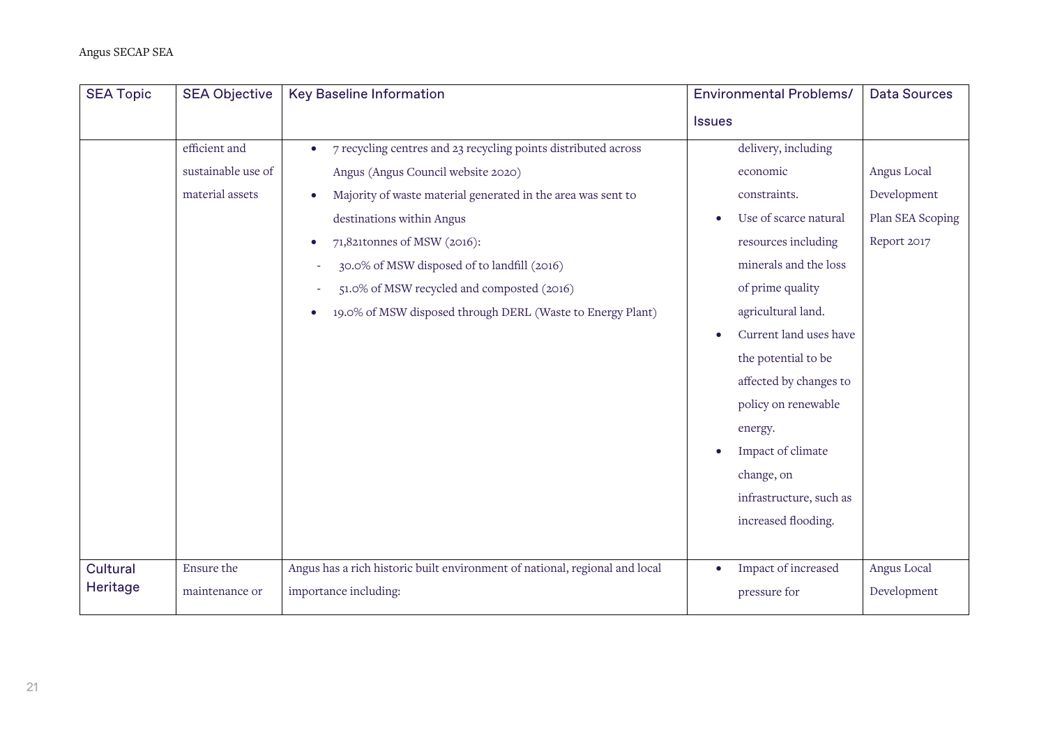| SEA Topic | SEA Objective | Key Baseline Information | Environmental Problems/ Issues | Data Sources |
|---|---|---|---|---|
| | efficient and sustainable use of material assets | • 7 recycling centres and 23 recycling points distributed across Angus (Angus Council website 2020)<br>• Majority of waste material generated in the area was sent to destinations within Angus<br>• 71,821tonnes of MSW (2016):<br>- 30.0% of MSW disposed of to landfill (2016)<br>- 51.0% of MSW recycled and composted (2016)<br>• 19.0% of MSW disposed through DERL (Waste to Energy Plant) | delivery, including economic constraints.<br>• Use of scarce natural resources including minerals and the loss of prime quality agricultural land.<br>• Current land uses have the potential to be affected by changes to policy on renewable energy.<br>• Impact of climate change, on infrastructure, such as increased flooding. | Angus Local Development Plan SEA Scoping Report 2017 |
| Cultural Heritage | Ensure the maintenance or | Angus has a rich historic built environment of national, regional and local importance including: | • Impact of increased pressure for | Angus Local Development |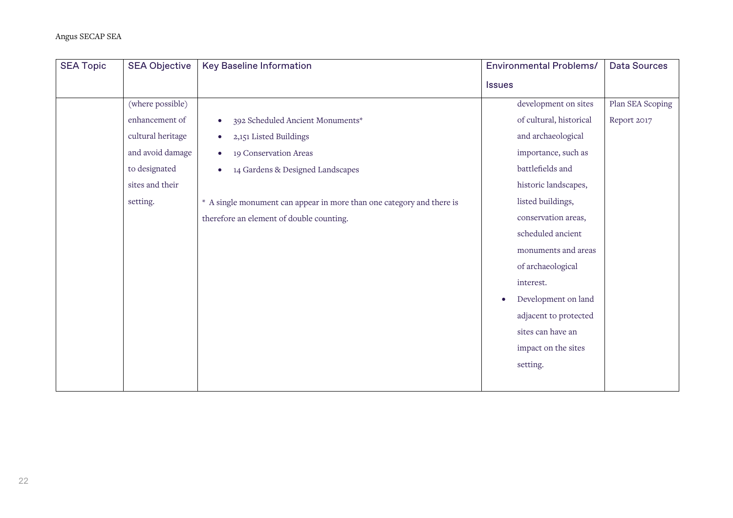| SEA Topic | SEA Objective | Key Baseline Information | Environmental Problems/ Issues | Data Sources |
|---|---|---|---|---|
| | (where possible) enhancement of cultural heritage and avoid damage to designated sites and their setting. | • 392 Scheduled Ancient Monuments*<br>• 2,151 Listed Buildings<br>• 19 Conservation Areas<br>• 14 Gardens & Designed Landscapes<br><br>* A single monument can appear in more than one category and there is therefore an element of double counting. | development on sites of cultural, historical and archaeological importance, such as battlefields and historic landscapes, listed buildings, conservation areas, scheduled ancient monuments and areas of archaeological interest.<br>• Development on land adjacent to protected sites can have an impact on the sites setting. | Plan SEA Scoping Report 2017 |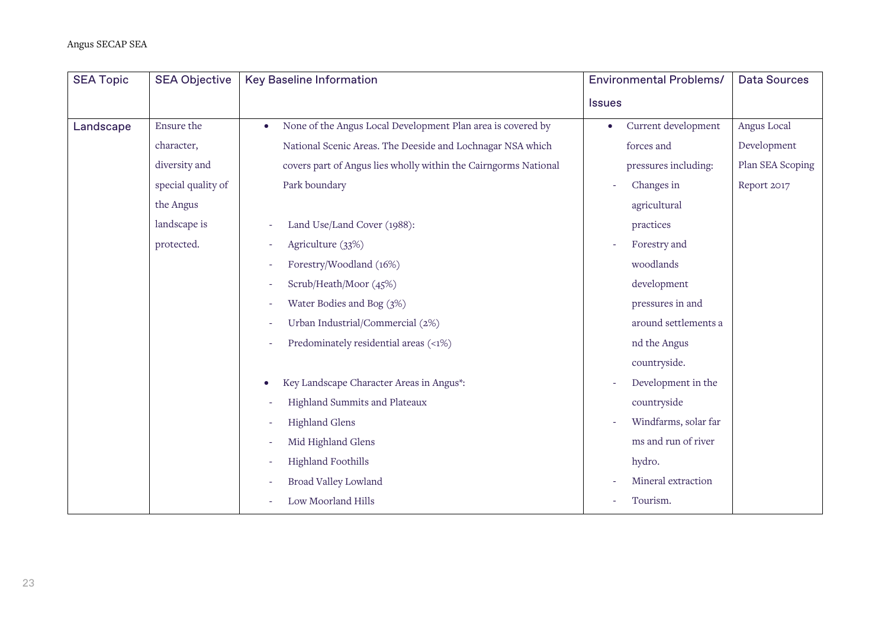| SEA Topic | SEA Objective | Key Baseline Information | Environmental Problems/ Issues | Data Sources |
|---|---|---|---|---|
| Landscape | Ensure the character, diversity and special quality of the Angus landscape is protected. | • None of the Angus Local Development Plan area is covered by National Scenic Areas. The Deeside and Lochnagar NSA which covers part of Angus lies wholly within the Cairngorms National Park boundary<br><br>- Land Use/Land Cover (1988):<br>- Agriculture (33%)<br>- Forestry/Woodland (16%)<br>- Scrub/Heath/Moor (45%)<br>- Water Bodies and Bog (3%)<br>- Urban Industrial/Commercial (2%)<br>- Predominately residential areas (<1%)<br><br>• Key Landscape Character Areas in Angus*:<br>- Highland Summits and Plateaux<br>- Highland Glens<br>- Mid Highland Glens<br>- Highland Foothills<br>- Broad Valley Lowland<br>- Low Moorland Hills | • Current development forces and pressures including:<br>- Changes in agricultural practices<br>- Forestry and woodlands development pressures in and around settlements and the Angus countryside.<br>- Development in the countryside<br>- Windfarms, solar farms and run of river hydro.<br>- Mineral extraction<br>- Tourism. | Angus Local Development Plan SEA Scoping Report 2017 |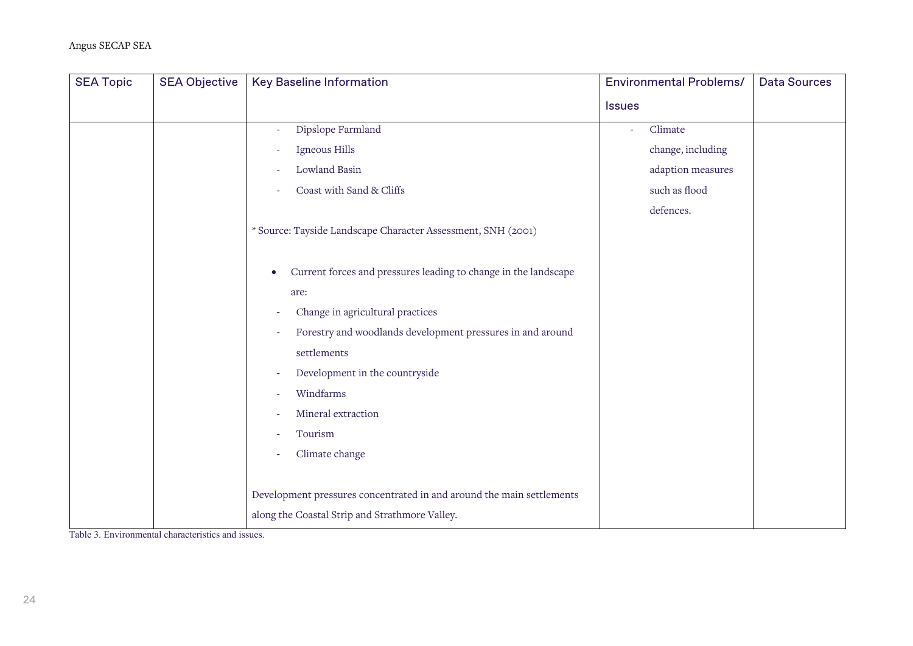| SEA Topic | SEA Objective | Key Baseline Information | Environmental Problems/ Issues | Data Sources |
|---|---|---|---|---|
| | | - Dipslope Farmland<br>- Igneous Hills<br>- Lowland Basin<br>- Coast with Sand & Cliffs<br><br>* Source: Tayside Landscape Character Assessment, SNH (2001)<br><br>• Current forces and pressures leading to change in the landscape are:<br>- Change in agricultural practices<br>- Forestry and woodlands development pressures in and around settlements<br>- Development in the countryside<br>- Windfarms<br>- Mineral extraction<br>- Tourism<br>- Climate change<br><br>Development pressures concentrated in and around the main settlements along the Coastal Strip and Strathmore Valley. | - Climate change, including adaption measures such as flood defences. | |

Table 3. Environmental characteristics and issues.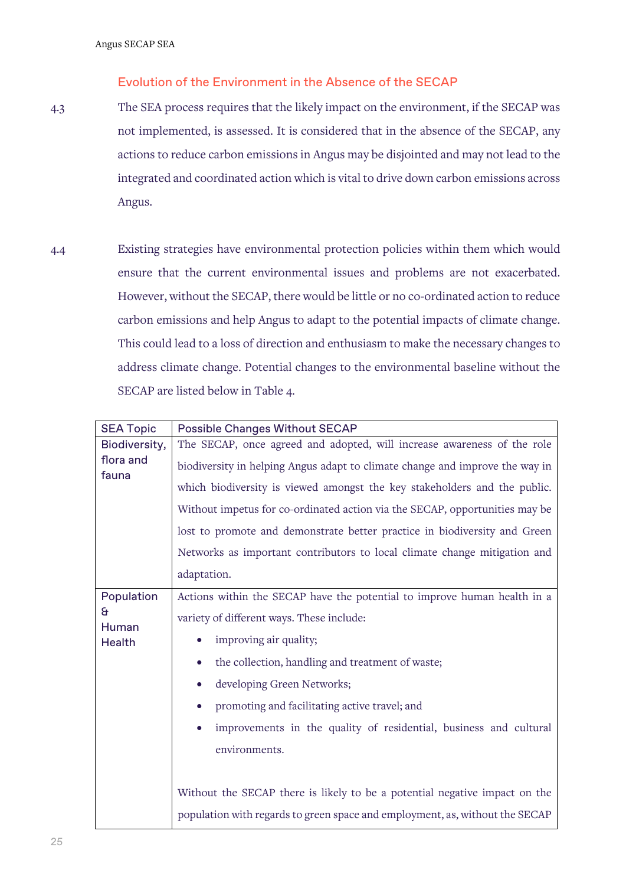## Evolution of the Environment in the Absence of the SECAP

4.3 The SEA process requires that the likely impact on the environment, if the SECAP was not implemented, is assessed. It is considered that in the absence of the SECAP, any actions to reduce carbon emissions in Angus may be disjointed and may not lead to the integrated and coordinated action which is vital to drive down carbon emissions across Angus.

4.4 Existing strategies have environmental protection policies within them which would ensure that the current environmental issues and problems are not exacerbated. However, without the SECAP, there would be little or no co-ordinated action to reduce carbon emissions and help Angus to adapt to the potential impacts of climate change. This could lead to a loss of direction and enthusiasm to make the necessary changes to address climate change. Potential changes to the environmental baseline without the SECAP are listed below in Table 4.

| SEA Topic | Possible Changes Without SECAP |
|---|---|
| Biodiversity, flora and fauna | The SECAP, once agreed and adopted, will increase awareness of the role biodiversity in helping Angus adapt to climate change and improve the way in which biodiversity is viewed amongst the key stakeholders and the public. Without impetus for co-ordinated action via the SECAP, opportunities may be lost to promote and demonstrate better practice in biodiversity and Green Networks as important contributors to local climate change mitigation and adaptation. |
| Population & Human Health | Actions within the SECAP have the potential to improve human health in a variety of different ways. These include:<br>• improving air quality;<br>• the collection, handling and treatment of waste;<br>• developing Green Networks;<br>• promoting and facilitating active travel; and<br>• improvements in the quality of residential, business and cultural environments.<br><br>Without the SECAP there is likely to be a potential negative impact on the population with regards to green space and employment, as, without the SECAP |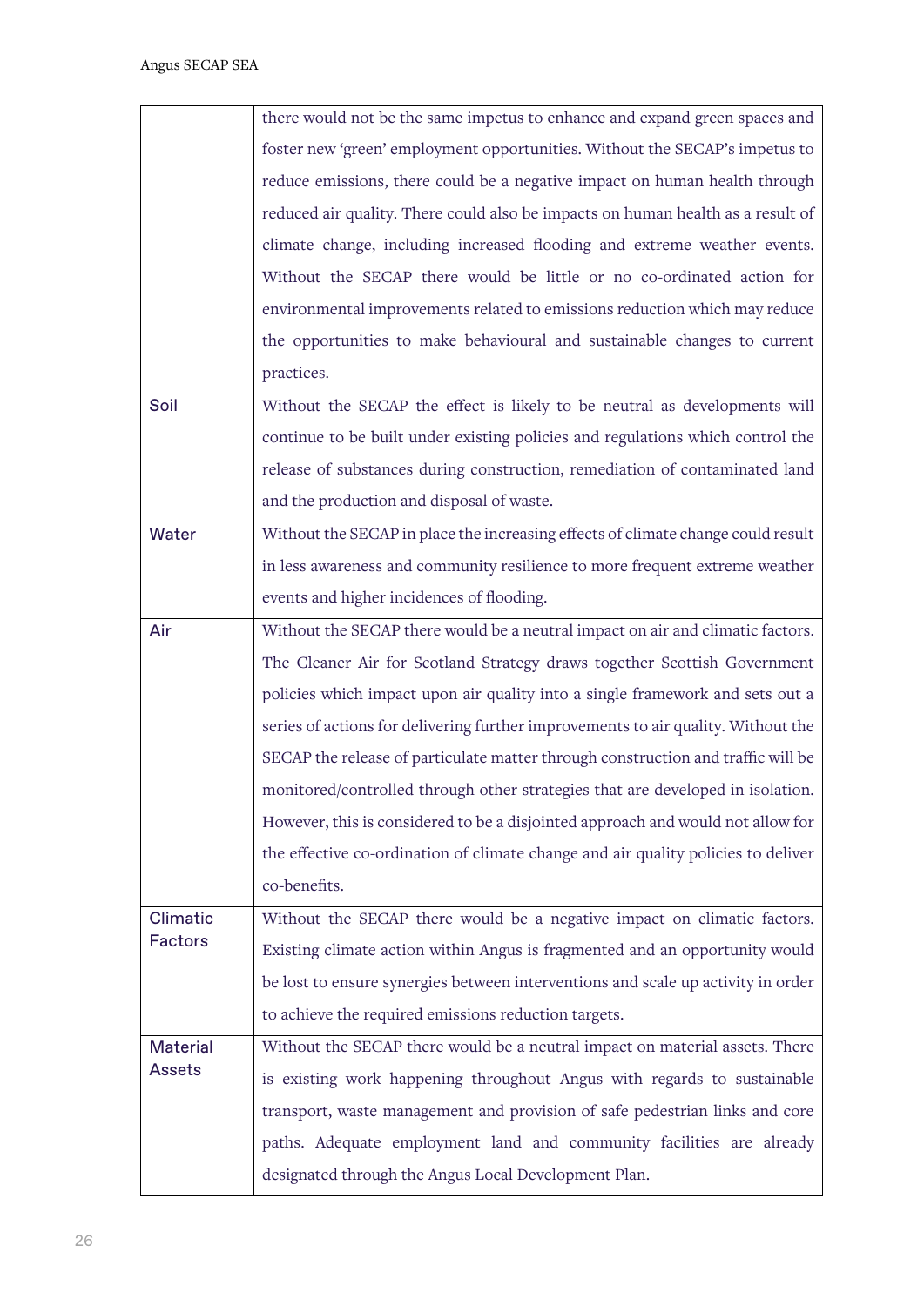| | |
|---|---|
| | there would not be the same impetus to enhance and expand green spaces and foster new 'green' employment opportunities. Without the SECAP's impetus to reduce emissions, there could be a negative impact on human health through reduced air quality. There could also be impacts on human health as a result of climate change, including increased flooding and extreme weather events. Without the SECAP there would be little or no co-ordinated action for environmental improvements related to emissions reduction which may reduce the opportunities to make behavioural and sustainable changes to current practices. |
| Soil | Without the SECAP the effect is likely to be neutral as developments will continue to be built under existing policies and regulations which control the release of substances during construction, remediation of contaminated land and the production and disposal of waste. |
| Water | Without the SECAP in place the increasing effects of climate change could result in less awareness and community resilience to more frequent extreme weather events and higher incidences of flooding. |
| Air | Without the SECAP there would be a neutral impact on air and climatic factors. The Cleaner Air for Scotland Strategy draws together Scottish Government policies which impact upon air quality into a single framework and sets out a series of actions for delivering further improvements to air quality. Without the SECAP the release of particulate matter through construction and traffic will be monitored/controlled through other strategies that are developed in isolation. However, this is considered to be a disjointed approach and would not allow for the effective co-ordination of climate change and air quality policies to deliver co-benefits. |
| Climatic Factors | Without the SECAP there would be a negative impact on climatic factors. Existing climate action within Angus is fragmented and an opportunity would be lost to ensure synergies between interventions and scale up activity in order to achieve the required emissions reduction targets. |
| Material Assets | Without the SECAP there would be a neutral impact on material assets. There is existing work happening throughout Angus with regards to sustainable transport, waste management and provision of safe pedestrian links and core paths. Adequate employment land and community facilities are already designated through the Angus Local Development Plan. |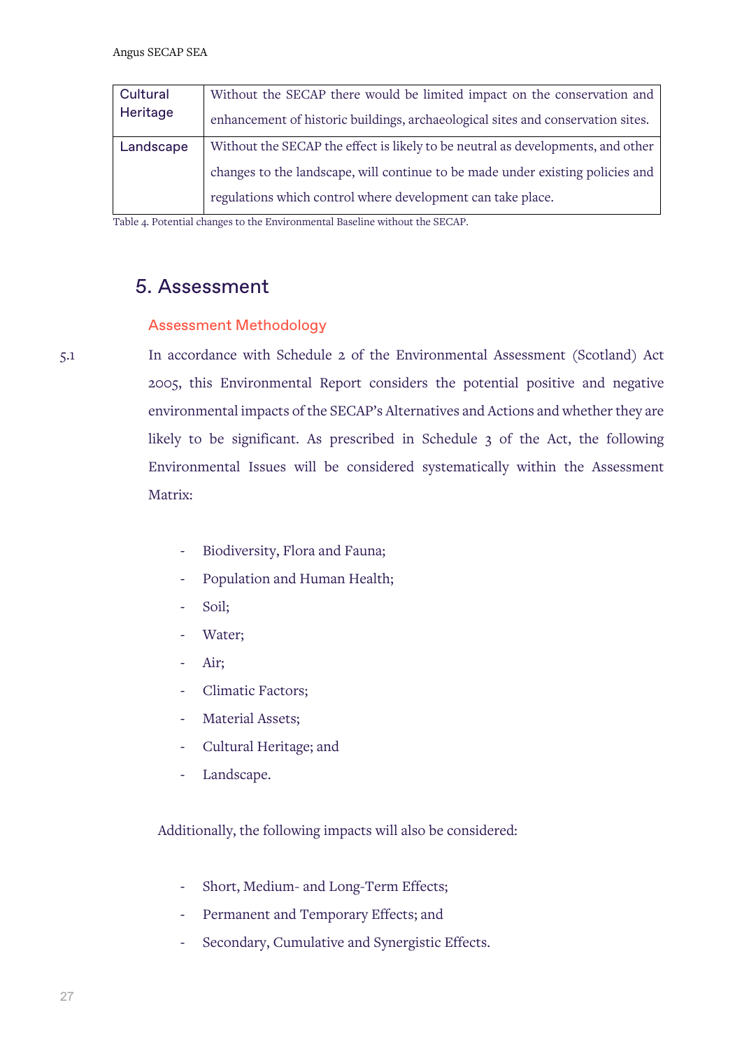| Cultural Heritage | Without the SECAP there would be limited impact on the conservation and enhancement of historic buildings, archaeological sites and conservation sites. |
|---|---|
| Landscape | Without the SECAP the effect is likely to be neutral as developments, and other changes to the landscape, will continue to be made under existing policies and regulations which control where development can take place. |

Table 4. Potential changes to the Environmental Baseline without the SECAP.

## 5. Assessment

### Assessment Methodology

5.1 In accordance with Schedule 2 of the Environmental Assessment (Scotland) Act 2005, this Environmental Report considers the potential positive and negative environmental impacts of the SECAP's Alternatives and Actions and whether they are likely to be significant. As prescribed in Schedule 3 of the Act, the following Environmental Issues will be considered systematically within the Assessment Matrix:

- Biodiversity, Flora and Fauna;
- Population and Human Health;
- Soil;
- Water;
- Air;
- Climatic Factors;
- Material Assets;
- Cultural Heritage; and
- Landscape.

Additionally, the following impacts will also be considered:

- Short, Medium- and Long-Term Effects;
- Permanent and Temporary Effects; and
- Secondary, Cumulative and Synergistic Effects.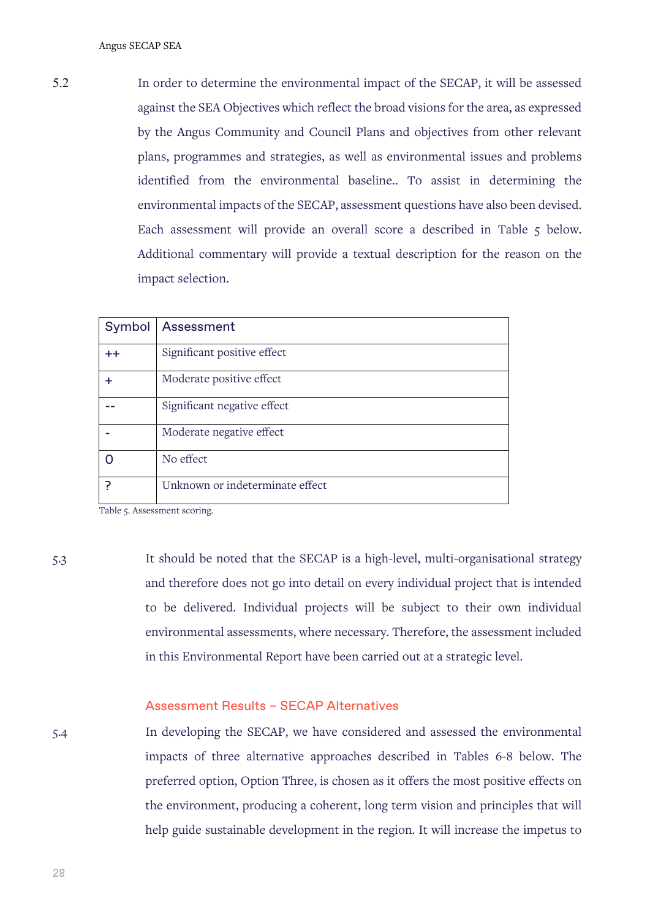5.2 In order to determine the environmental impact of the SECAP, it will be assessed against the SEA Objectives which reflect the broad visions for the area, as expressed by the Angus Community and Council Plans and objectives from other relevant plans, programmes and strategies, as well as environmental issues and problems identified from the environmental baseline.. To assist in determining the environmental impacts of the SECAP, assessment questions have also been devised. Each assessment will provide an overall score a described in Table 5 below. Additional commentary will provide a textual description for the reason on the impact selection.

| Symbol | Assessment |
|---|---|
| ++ | Significant positive effect |
| + | Moderate positive effect |
| -- | Significant negative effect |
| - | Moderate negative effect |
| 0 | No effect |
| ? | Unknown or indeterminate effect |

Table 5. Assessment scoring.

5.3 It should be noted that the SECAP is a high-level, multi-organisational strategy and therefore does not go into detail on every individual project that is intended to be delivered. Individual projects will be subject to their own individual environmental assessments, where necessary. Therefore, the assessment included in this Environmental Report have been carried out at a strategic level.

### Assessment Results – SECAP Alternatives

5.4 In developing the SECAP, we have considered and assessed the environmental impacts of three alternative approaches described in Tables 6-8 below. The preferred option, Option Three, is chosen as it offers the most positive effects on the environment, producing a coherent, long term vision and principles that will help guide sustainable development in the region. It will increase the impetus to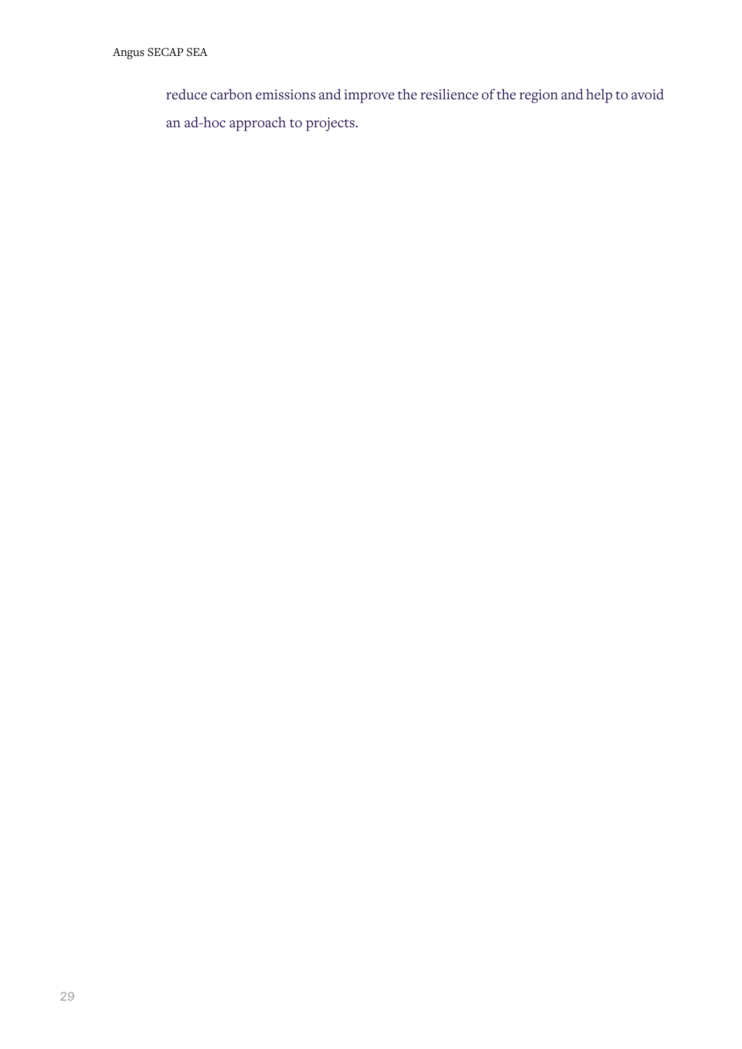reduce carbon emissions and improve the resilience of the region and help to avoid an ad-hoc approach to projects.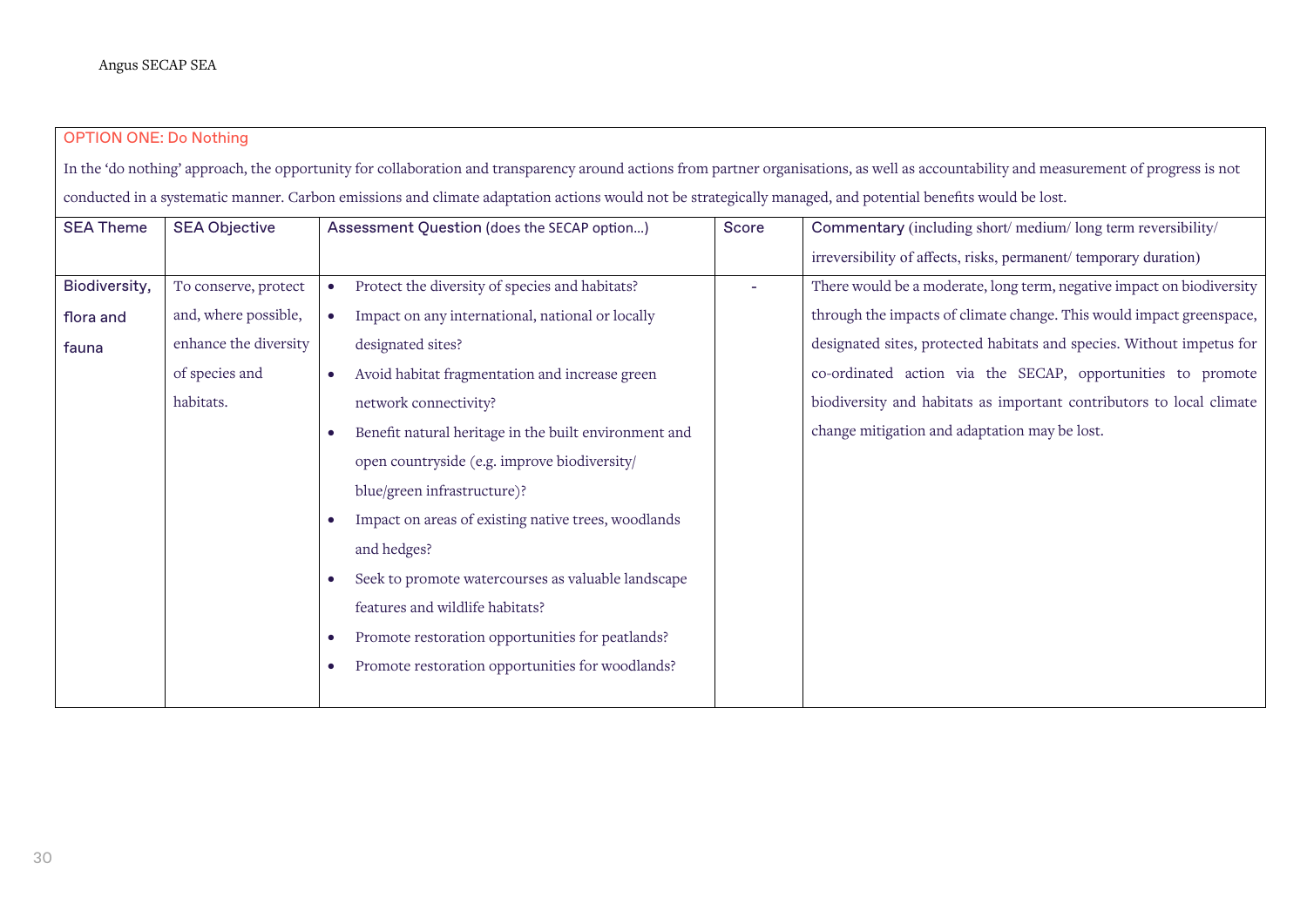OPTION ONE: Do Nothing

In the 'do nothing' approach, the opportunity for collaboration and transparency around actions from partner organisations, as well as accountability and measurement of progress is not conducted in a systematic manner. Carbon emissions and climate adaptation actions would not be strategically managed, and potential benefits would be lost.

| SEA Theme | SEA Objective | Assessment Question (does the SECAP option...) | Score | Commentary (including short/ medium/ long term reversibility/ irreversibility of affects, risks, permanent/ temporary duration) |
|---|---|---|---|---|
| Biodiversity, flora and fauna | To conserve, protect and, where possible, enhance the diversity of species and habitats. | • Protect the diversity of species and habitats?<br>• Impact on any international, national or locally designated sites?<br>• Avoid habitat fragmentation and increase green network connectivity?<br>• Benefit natural heritage in the built environment and open countryside (e.g. improve biodiversity/ blue/green infrastructure)?<br>• Impact on areas of existing native trees, woodlands and hedges?<br>• Seek to promote watercourses as valuable landscape features and wildlife habitats?<br>• Promote restoration opportunities for peatlands?<br>• Promote restoration opportunities for woodlands? | - | There would be a moderate, long term, negative impact on biodiversity through the impacts of climate change. This would impact greenspace, designated sites, protected habitats and species. Without impetus for co-ordinated action via the SECAP, opportunities to promote biodiversity and habitats as important contributors to local climate change mitigation and adaptation may be lost. |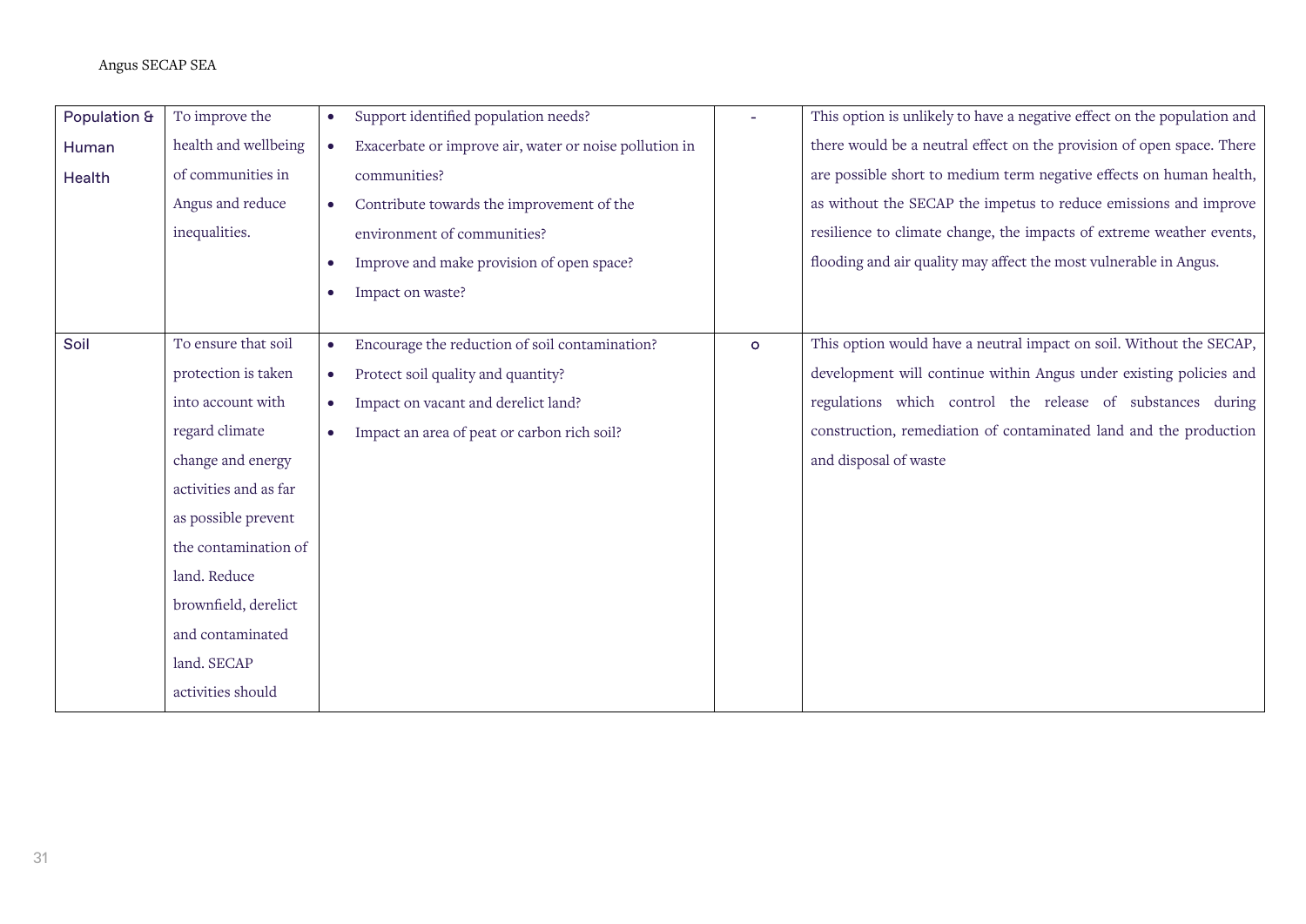| Population & Human Health | To improve the health and wellbeing of communities in Angus and reduce inequalities. | • Support identified population needs?<br>• Exacerbate or improve air, water or noise pollution in communities?<br>• Contribute towards the improvement of the environment of communities?<br>• Improve and make provision of open space?<br>• Impact on waste? | - | This option is unlikely to have a negative effect on the population and there would be a neutral effect on the provision of open space. There are possible short to medium term negative effects on human health, as without the SECAP the impetus to reduce emissions and improve resilience to climate change, the impacts of extreme weather events, flooding and air quality may affect the most vulnerable in Angus. |
|---|---|---|---|---|
| Soil | To ensure that soil protection is taken into account with regard climate change and energy activities and as far as possible prevent the contamination of land. Reduce brownfield, derelict and contaminated land. SECAP activities should | • Encourage the reduction of soil contamination?<br>• Protect soil quality and quantity?<br>• Impact on vacant and derelict land?<br>• Impact an area of peat or carbon rich soil? | o | This option would have a neutral impact on soil. Without the SECAP, development will continue within Angus under existing policies and regulations which control the release of substances during construction, remediation of contaminated land and the production and disposal of waste |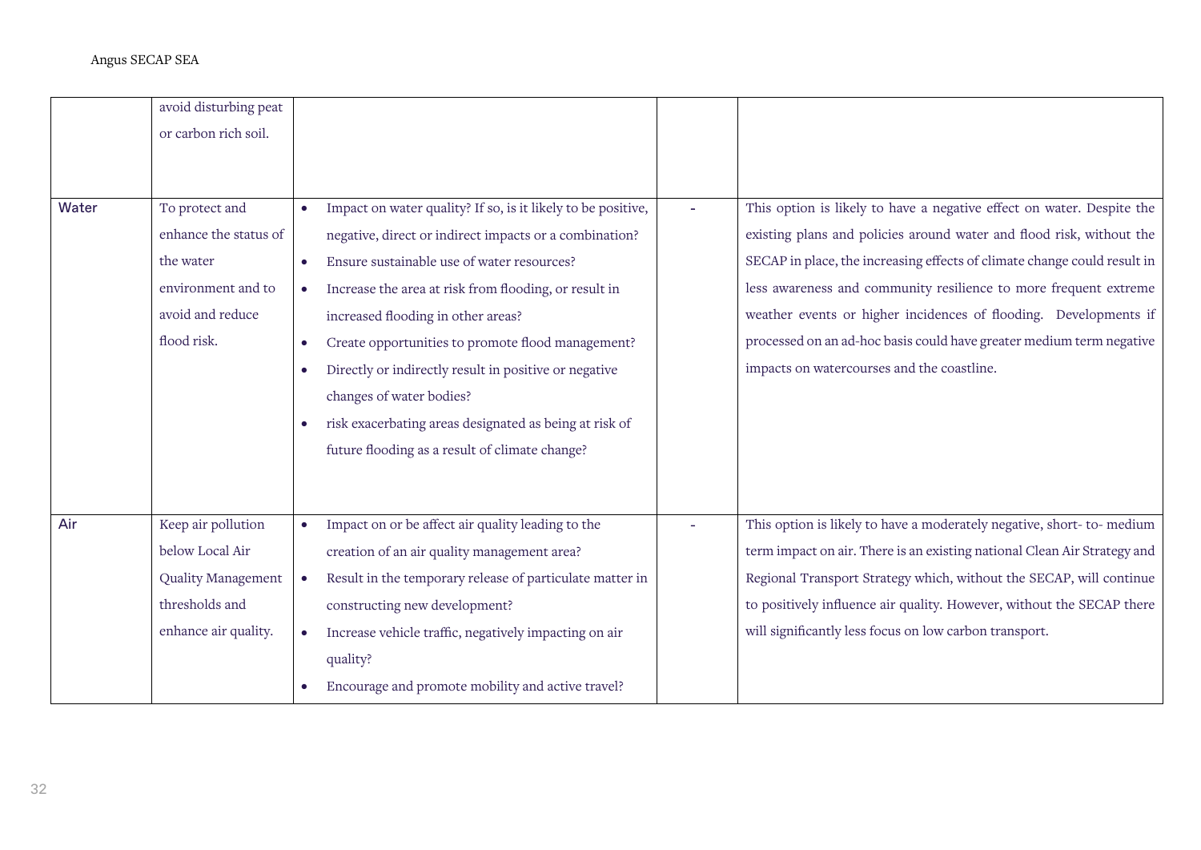| | | | | |
|---|---|---|---|---|
| | avoid disturbing peat or carbon rich soil. | | | |
| Water | To protect and enhance the status of the water environment and to avoid and reduce flood risk. | • Impact on water quality? If so, is it likely to be positive, negative, direct or indirect impacts or a combination?<br>• Ensure sustainable use of water resources?<br>• Increase the area at risk from flooding, or result in increased flooding in other areas?<br>• Create opportunities to promote flood management?<br>• Directly or indirectly result in positive or negative changes of water bodies?<br>• risk exacerbating areas designated as being at risk of future flooding as a result of climate change? | - | This option is likely to have a negative effect on water. Despite the existing plans and policies around water and flood risk, without the SECAP in place, the increasing effects of climate change could result in less awareness and community resilience to more frequent extreme weather events or higher incidences of flooding. Developments if processed on an ad-hoc basis could have greater medium term negative impacts on watercourses and the coastline. |
| Air | Keep air pollution below Local Air Quality Management thresholds and enhance air quality. | • Impact on or be affect air quality leading to the creation of an air quality management area?<br>• Result in the temporary release of particulate matter in constructing new development?<br>• Increase vehicle traffic, negatively impacting on air quality?<br>• Encourage and promote mobility and active travel? | - | This option is likely to have a moderately negative, short- to- medium term impact on air. There is an existing national Clean Air Strategy and Regional Transport Strategy which, without the SECAP, will continue to positively influence air quality. However, without the SECAP there will significantly less focus on low carbon transport. |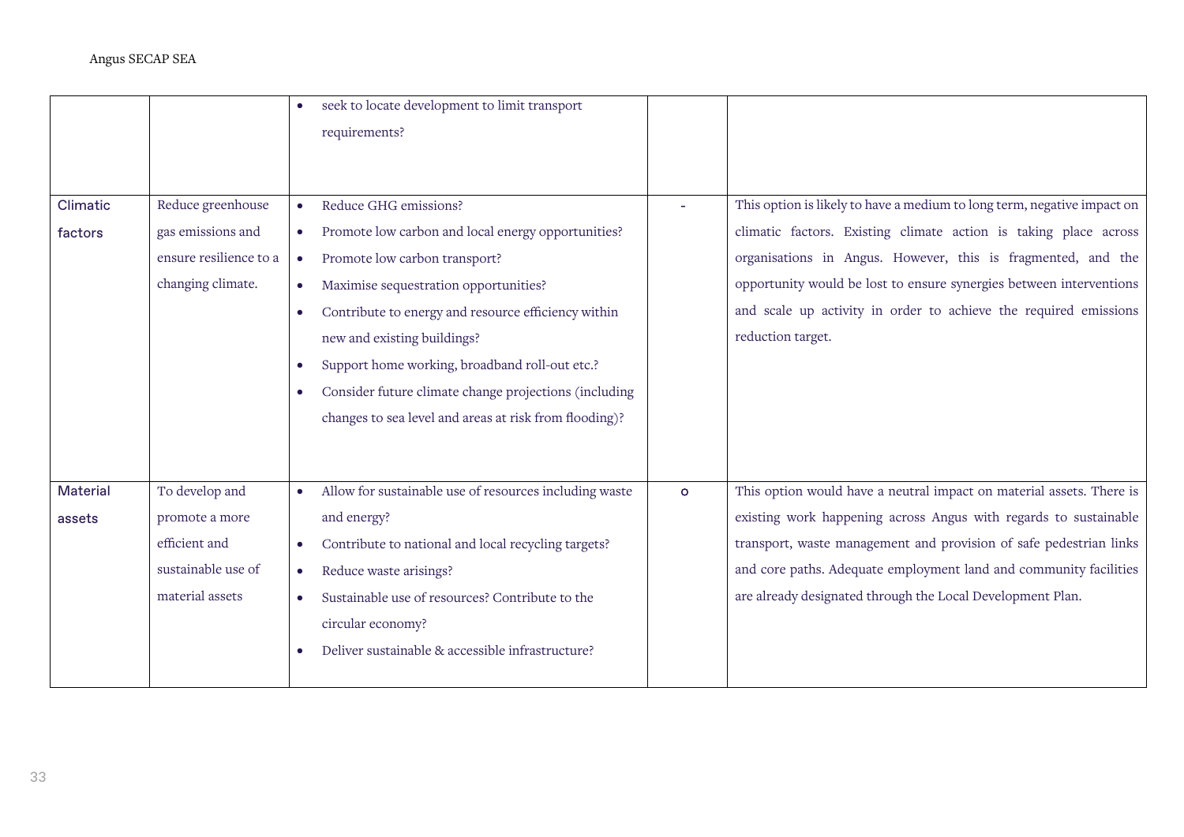| | | | | |
|---|---|---|---|---|
| | | • seek to locate development to limit transport requirements? | | |
| Climatic factors | Reduce greenhouse gas emissions and ensure resilience to a changing climate. | • Reduce GHG emissions?<br>• Promote low carbon and local energy opportunities?<br>• Promote low carbon transport?<br>• Maximise sequestration opportunities?<br>• Contribute to energy and resource efficiency within new and existing buildings?<br>• Support home working, broadband roll-out etc.?<br>• Consider future climate change projections (including changes to sea level and areas at risk from flooding)? | - | This option is likely to have a medium to long term, negative impact on climatic factors. Existing climate action is taking place across organisations in Angus. However, this is fragmented, and the opportunity would be lost to ensure synergies between interventions and scale up activity in order to achieve the required emissions reduction target. |
| Material assets | To develop and promote a more efficient and sustainable use of material assets | • Allow for sustainable use of resources including waste and energy?<br>• Contribute to national and local recycling targets?<br>• Reduce waste arisings?<br>• Sustainable use of resources? Contribute to the circular economy?<br>• Deliver sustainable & accessible infrastructure? | o | This option would have a neutral impact on material assets. There is existing work happening across Angus with regards to sustainable transport, waste management and provision of safe pedestrian links and core paths. Adequate employment land and community facilities are already designated through the Local Development Plan. |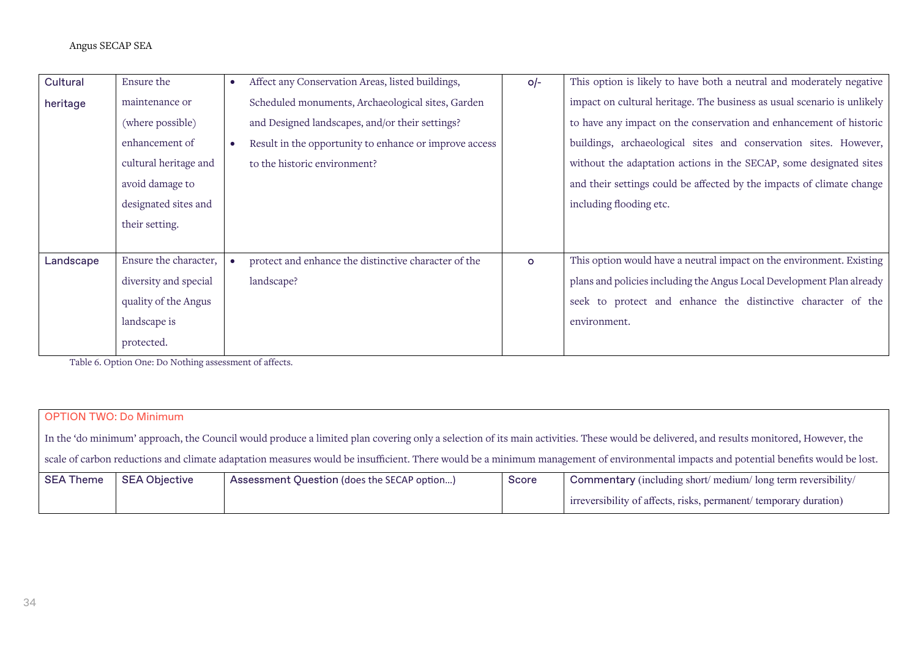| | | | | |
|---|---|---|---|---|
| Cultural heritage | Ensure the maintenance or (where possible) enhancement of cultural heritage and avoid damage to designated sites and their setting. | • Affect any Conservation Areas, listed buildings, Scheduled monuments, Archaeological sites, Garden and Designed landscapes, and/or their settings?<br>• Result in the opportunity to enhance or improve access to the historic environment? | o/- | This option is likely to have both a neutral and moderately negative impact on cultural heritage. The business as usual scenario is unlikely to have any impact on the conservation and enhancement of historic buildings, archaeological sites and conservation sites. However, without the adaptation actions in the SECAP, some designated sites and their settings could be affected by the impacts of climate change including flooding etc. |
| Landscape | Ensure the character, diversity and special quality of the Angus landscape is protected. | • protect and enhance the distinctive character of the landscape? | o | This option would have a neutral impact on the environment. Existing plans and policies including the Angus Local Development Plan already seek to protect and enhance the distinctive character of the environment. |

Table 6. Option One: Do Nothing assessment of affects.

**OPTION TWO: Do Minimum**

In the 'do minimum' approach, the Council would produce a limited plan covering only a selection of its main activities. These would be delivered, and results monitored, However, the scale of carbon reductions and climate adaptation measures would be insufficient. There would be a minimum management of environmental impacts and potential benefits would be lost.

| SEA Theme | SEA Objective | Assessment Question (does the SECAP option…) | Score | Commentary (including short/ medium/ long term reversibility/ irreversibility of affects, risks, permanent/ temporary duration) |
|---|---|---|---|---|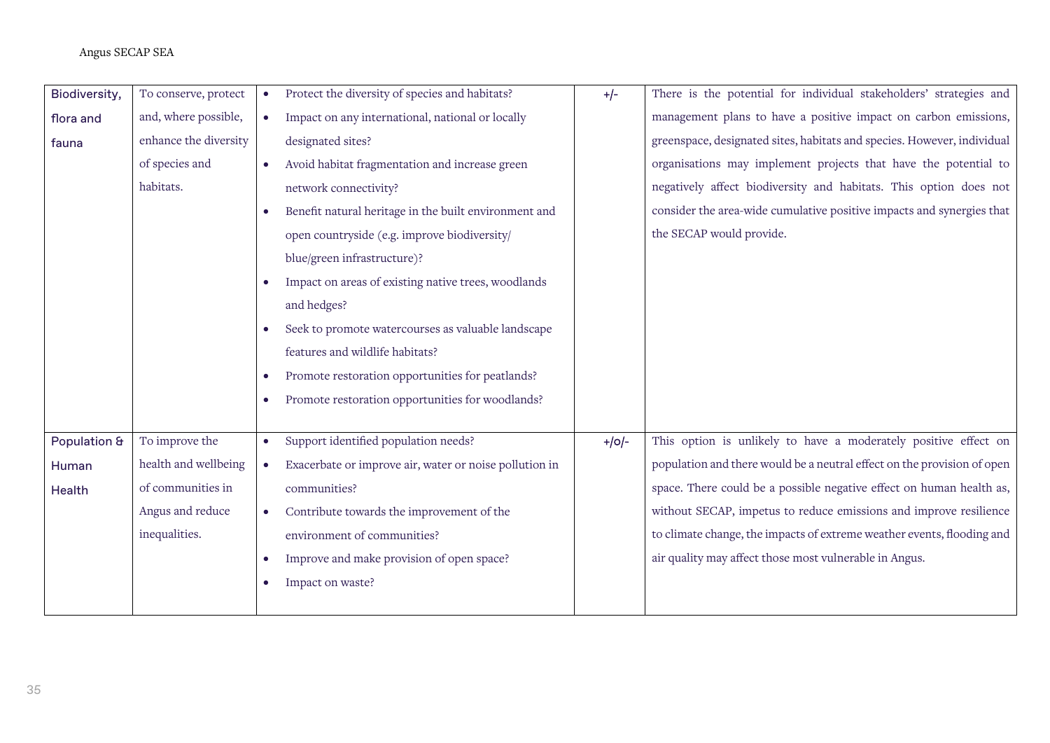| Biodiversity, flora and fauna | To conserve, protect and, where possible, enhance the diversity of species and habitats. | • Protect the diversity of species and habitats?<br>• Impact on any international, national or locally designated sites?<br>• Avoid habitat fragmentation and increase green network connectivity?<br>• Benefit natural heritage in the built environment and open countryside (e.g. improve biodiversity/ blue/green infrastructure)?<br>• Impact on areas of existing native trees, woodlands and hedges?<br>• Seek to promote watercourses as valuable landscape features and wildlife habitats?<br>• Promote restoration opportunities for peatlands?<br>• Promote restoration opportunities for woodlands? | +/- | There is the potential for individual stakeholders' strategies and management plans to have a positive impact on carbon emissions, greenspace, designated sites, habitats and species. However, individual organisations may implement projects that have the potential to negatively affect biodiversity and habitats. This option does not consider the area-wide cumulative positive impacts and synergies that the SECAP would provide. |
|---|---|---|---|---|
| Population & Human Health | To improve the health and wellbeing of communities in Angus and reduce inequalities. | • Support identified population needs?<br>• Exacerbate or improve air, water or noise pollution in communities?<br>• Contribute towards the improvement of the environment of communities?<br>• Improve and make provision of open space?<br>• Impact on waste? | +/o/- | This option is unlikely to have a moderately positive effect on population and there would be a neutral effect on the provision of open space. There could be a possible negative effect on human health as, without SECAP, impetus to reduce emissions and improve resilience to climate change, the impacts of extreme weather events, flooding and air quality may affect those most vulnerable in Angus. |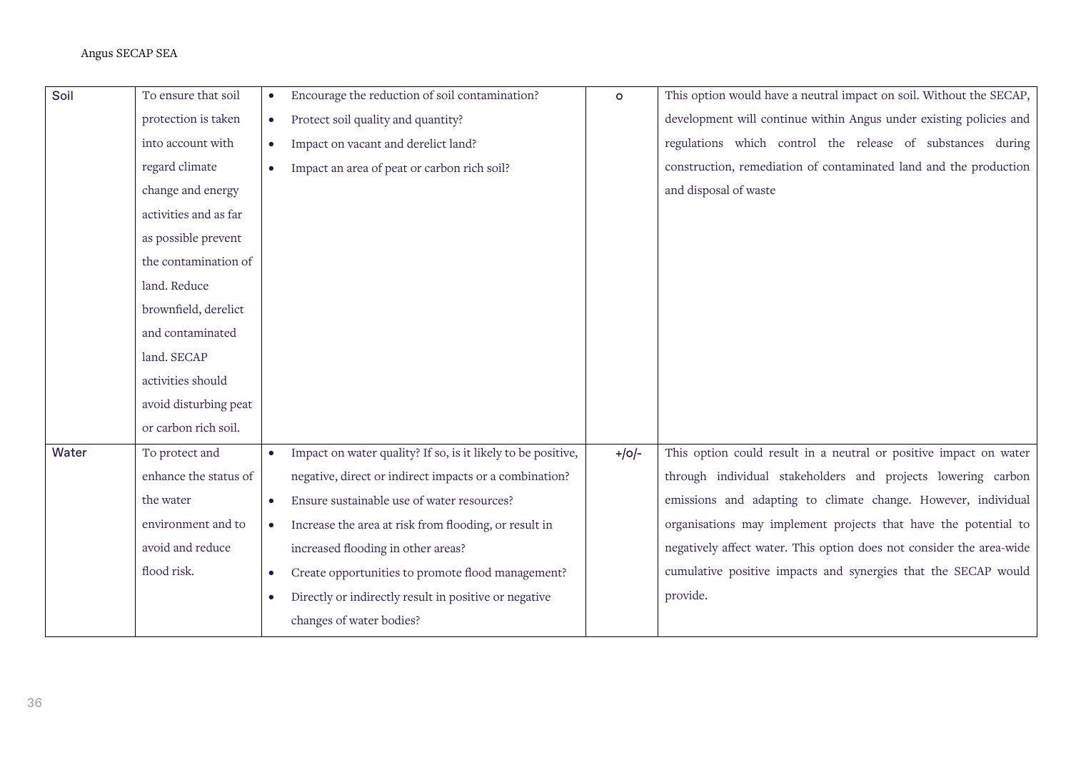| Soil | To ensure that soil protection is taken into account with regard climate change and energy activities and as far as possible prevent the contamination of land. Reduce brownfield, derelict and contaminated land. SECAP activities should avoid disturbing peat or carbon rich soil. | • Encourage the reduction of soil contamination?<br>• Protect soil quality and quantity?<br>• Impact on vacant and derelict land?<br>• Impact an area of peat or carbon rich soil? | o | This option would have a neutral impact on soil. Without the SECAP, development will continue within Angus under existing policies and regulations which control the release of substances during construction, remediation of contaminated land and the production and disposal of waste |
|---|---|---|---|---|
| Water | To protect and enhance the status of the water environment and to avoid and reduce flood risk. | • Impact on water quality? If so, is it likely to be positive, negative, direct or indirect impacts or a combination?<br>• Ensure sustainable use of water resources?<br>• Increase the area at risk from flooding, or result in increased flooding in other areas?<br>• Create opportunities to promote flood management?<br>• Directly or indirectly result in positive or negative changes of water bodies? | +/o/- | This option could result in a neutral or positive impact on water through individual stakeholders and projects lowering carbon emissions and adapting to climate change. However, individual organisations may implement projects that have the potential to negatively affect water. This option does not consider the area-wide cumulative positive impacts and synergies that the SECAP would provide. |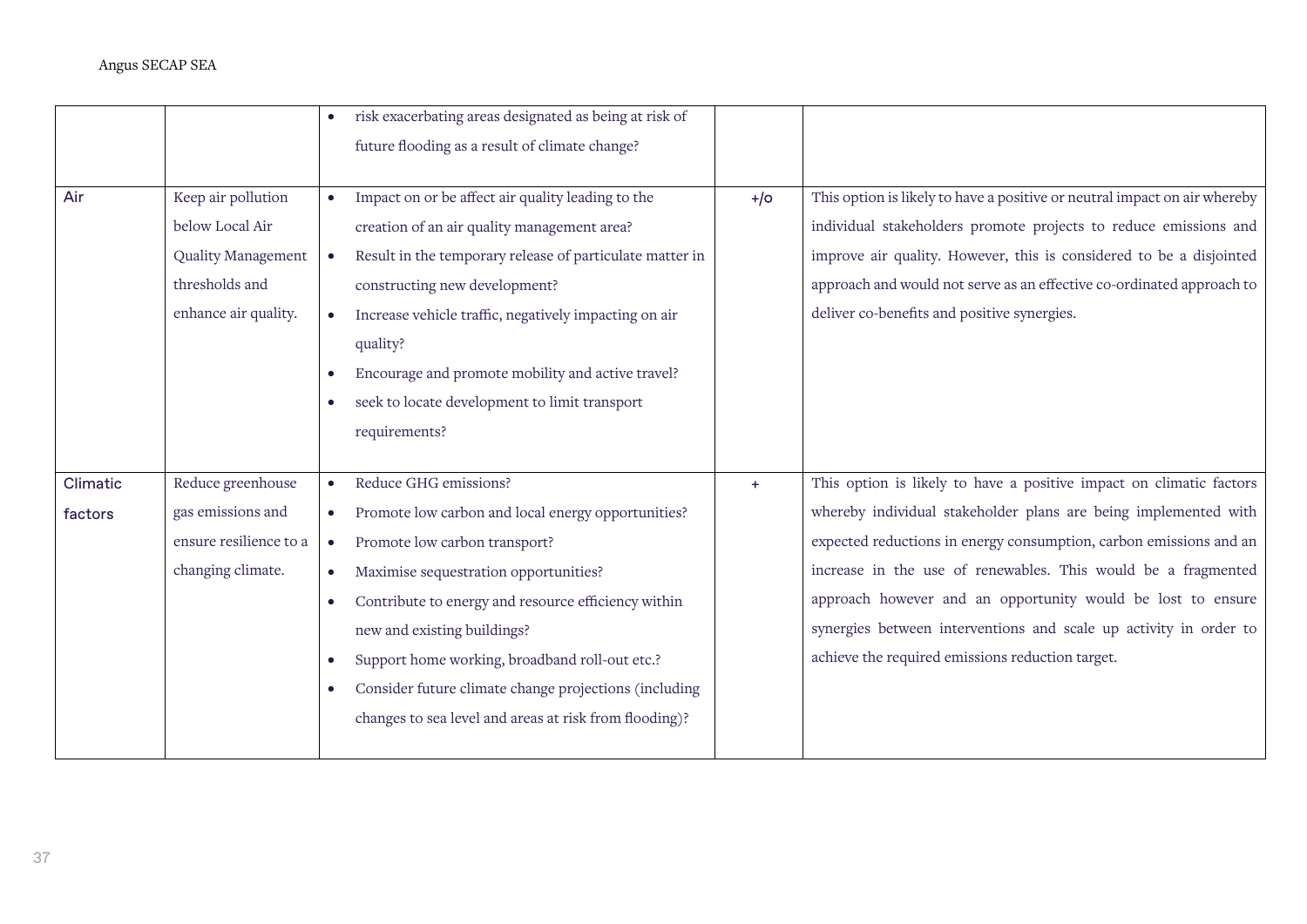| | | | | |
|---|---|---|---|---|
| | | • risk exacerbating areas designated as being at risk of future flooding as a result of climate change? | | |
| Air | Keep air pollution below Local Air Quality Management thresholds and enhance air quality. | • Impact on or be affect air quality leading to the creation of an air quality management area?<br>• Result in the temporary release of particulate matter in constructing new development?<br>• Increase vehicle traffic, negatively impacting on air quality?<br>• Encourage and promote mobility and active travel?<br>• seek to locate development to limit transport requirements? | +/o | This option is likely to have a positive or neutral impact on air whereby individual stakeholders promote projects to reduce emissions and improve air quality. However, this is considered to be a disjointed approach and would not serve as an effective co-ordinated approach to deliver co-benefits and positive synergies. |
| Climatic factors | Reduce greenhouse gas emissions and ensure resilience to a changing climate. | • Reduce GHG emissions?<br>• Promote low carbon and local energy opportunities?<br>• Promote low carbon transport?<br>• Maximise sequestration opportunities?<br>• Contribute to energy and resource efficiency within new and existing buildings?<br>• Support home working, broadband roll-out etc.?<br>• Consider future climate change projections (including changes to sea level and areas at risk from flooding)? | + | This option is likely to have a positive impact on climatic factors whereby individual stakeholder plans are being implemented with expected reductions in energy consumption, carbon emissions and an increase in the use of renewables. This would be a fragmented approach however and an opportunity would be lost to ensure synergies between interventions and scale up activity in order to achieve the required emissions reduction target. |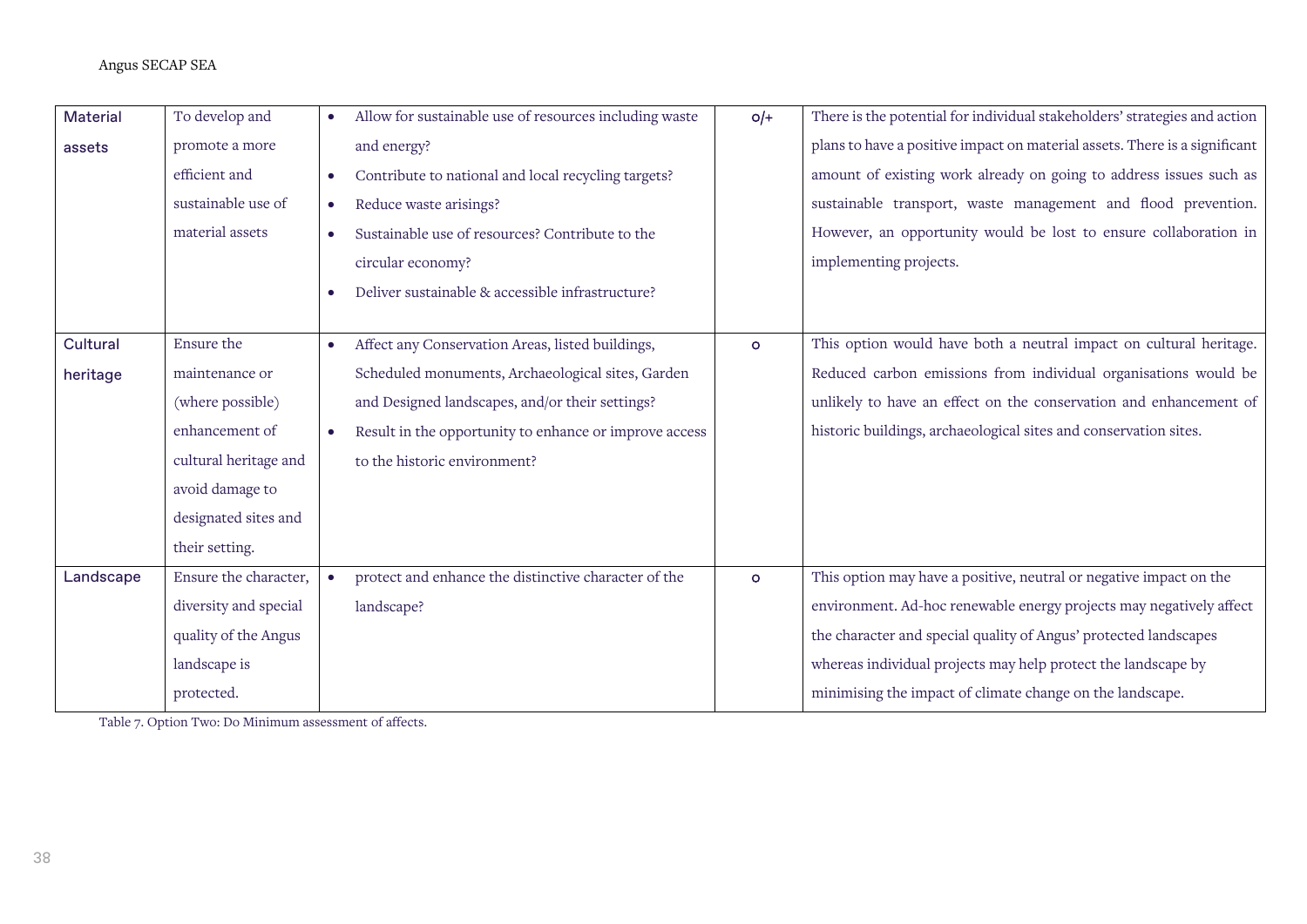| Material assets | To develop and promote a more efficient and sustainable use of material assets | • Allow for sustainable use of resources including waste and energy?<br>• Contribute to national and local recycling targets?<br>• Reduce waste arisings?<br>• Sustainable use of resources? Contribute to the circular economy?<br>• Deliver sustainable & accessible infrastructure? | o/+ | There is the potential for individual stakeholders' strategies and action plans to have a positive impact on material assets. There is a significant amount of existing work already on going to address issues such as sustainable transport, waste management and flood prevention. However, an opportunity would be lost to ensure collaboration in implementing projects. |
|---|---|---|---|---|
| Cultural heritage | Ensure the maintenance or (where possible) enhancement of cultural heritage and avoid damage to designated sites and their setting. | • Affect any Conservation Areas, listed buildings, Scheduled monuments, Archaeological sites, Garden and Designed landscapes, and/or their settings?<br>• Result in the opportunity to enhance or improve access to the historic environment? | o | This option would have both a neutral impact on cultural heritage. Reduced carbon emissions from individual organisations would be unlikely to have an effect on the conservation and enhancement of historic buildings, archaeological sites and conservation sites. |
| Landscape | Ensure the character, diversity and special quality of the Angus landscape is protected. | • protect and enhance the distinctive character of the landscape? | o | This option may have a positive, neutral or negative impact on the environment. Ad-hoc renewable energy projects may negatively affect the character and special quality of Angus' protected landscapes whereas individual projects may help protect the landscape by minimising the impact of climate change on the landscape. |

Table 7. Option Two: Do Minimum assessment of affects.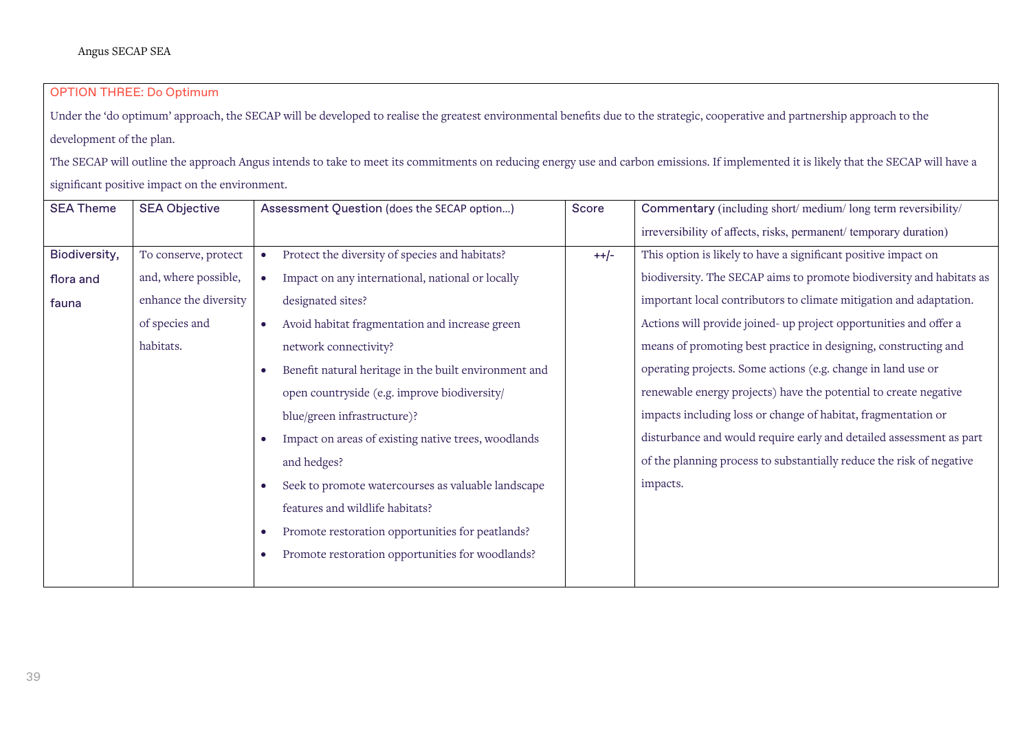## OPTION THREE: Do Optimum

Under the 'do optimum' approach, the SECAP will be developed to realise the greatest environmental benefits due to the strategic, cooperative and partnership approach to the development of the plan.

The SECAP will outline the approach Angus intends to take to meet its commitments on reducing energy use and carbon emissions. If implemented it is likely that the SECAP will have a significant positive impact on the environment.

| SEA Theme | SEA Objective | Assessment Question (does the SECAP option…) | Score | Commentary (including short/ medium/ long term reversibility/ irreversibility of affects, risks, permanent/ temporary duration) |
|---|---|---|---|---|
| Biodiversity, flora and fauna | To conserve, protect and, where possible, enhance the diversity of species and habitats. | • Protect the diversity of species and habitats?<br>• Impact on any international, national or locally designated sites?<br>• Avoid habitat fragmentation and increase green network connectivity?<br>• Benefit natural heritage in the built environment and open countryside (e.g. improve biodiversity/ blue/green infrastructure)?<br>• Impact on areas of existing native trees, woodlands and hedges?<br>• Seek to promote watercourses as valuable landscape features and wildlife habitats?<br>• Promote restoration opportunities for peatlands?<br>• Promote restoration opportunities for woodlands? | ++/- | This option is likely to have a significant positive impact on biodiversity. The SECAP aims to promote biodiversity and habitats as important local contributors to climate mitigation and adaptation. Actions will provide joined- up project opportunities and offer a means of promoting best practice in designing, constructing and operating projects. Some actions (e.g. change in land use or renewable energy projects) have the potential to create negative impacts including loss or change of habitat, fragmentation or disturbance and would require early and detailed assessment as part of the planning process to substantially reduce the risk of negative impacts. |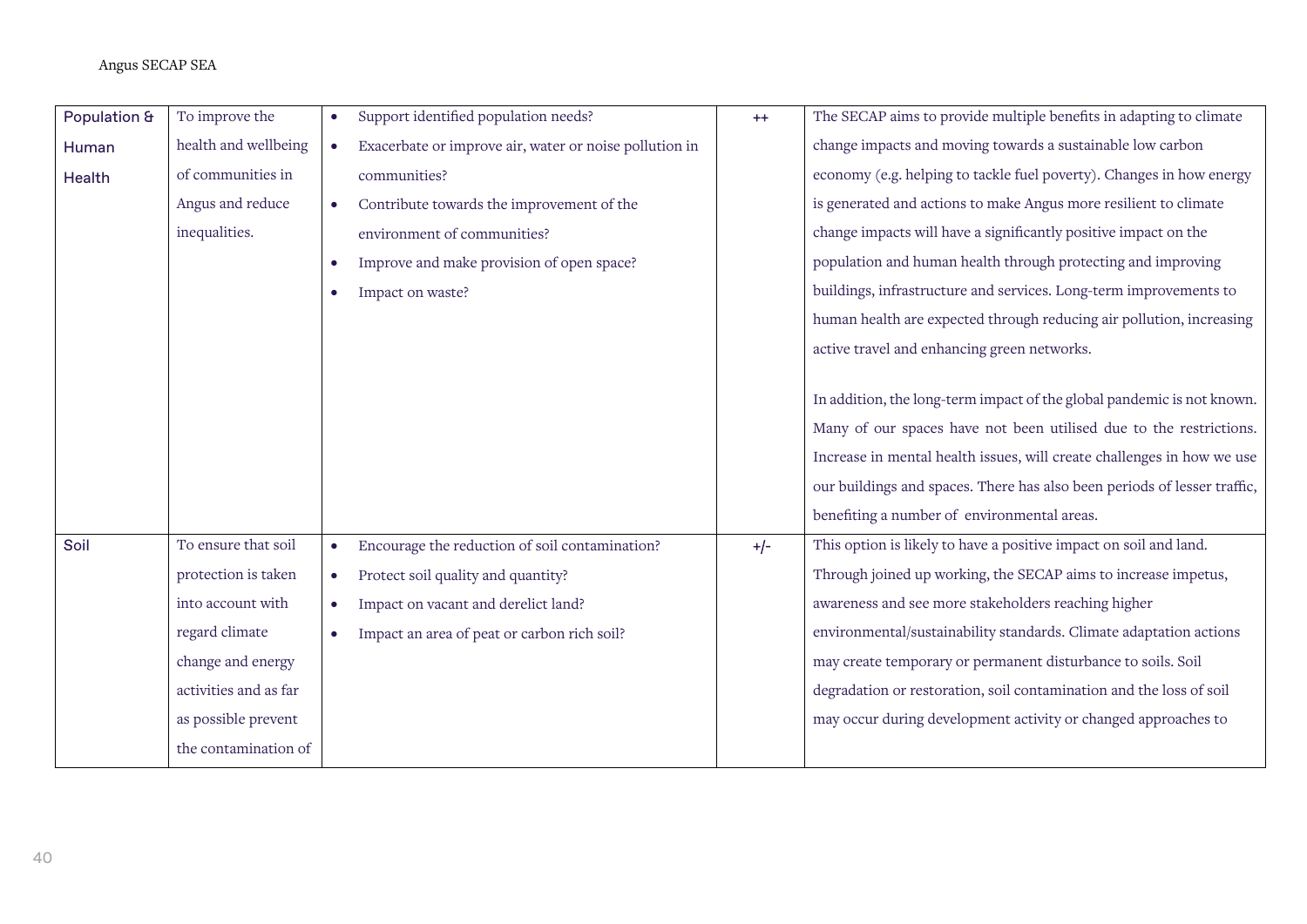| | | | | |
|---|---|---|---|---|
| Population & Human Health | To improve the health and wellbeing of communities in Angus and reduce inequalities. | • Support identified population needs?<br>• Exacerbate or improve air, water or noise pollution in communities?<br>• Contribute towards the improvement of the environment of communities?<br>• Improve and make provision of open space?<br>• Impact on waste? | ++ | The SECAP aims to provide multiple benefits in adapting to climate change impacts and moving towards a sustainable low carbon economy (e.g. helping to tackle fuel poverty). Changes in how energy is generated and actions to make Angus more resilient to climate change impacts will have a significantly positive impact on the population and human health through protecting and improving buildings, infrastructure and services. Long-term improvements to human health are expected through reducing air pollution, increasing active travel and enhancing green networks.<br><br>In addition, the long-term impact of the global pandemic is not known. Many of our spaces have not been utilised due to the restrictions. Increase in mental health issues, will create challenges in how we use our buildings and spaces. There has also been periods of lesser traffic, benefiting a number of environmental areas. |
| Soil | To ensure that soil protection is taken into account with regard climate change and energy activities and as far as possible prevent the contamination of | • Encourage the reduction of soil contamination?<br>• Protect soil quality and quantity?<br>• Impact on vacant and derelict land?<br>• Impact an area of peat or carbon rich soil? | +/- | This option is likely to have a positive impact on soil and land. Through joined up working, the SECAP aims to increase impetus, awareness and see more stakeholders reaching higher environmental/sustainability standards. Climate adaptation actions may create temporary or permanent disturbance to soils. Soil degradation or restoration, soil contamination and the loss of soil may occur during development activity or changed approaches to |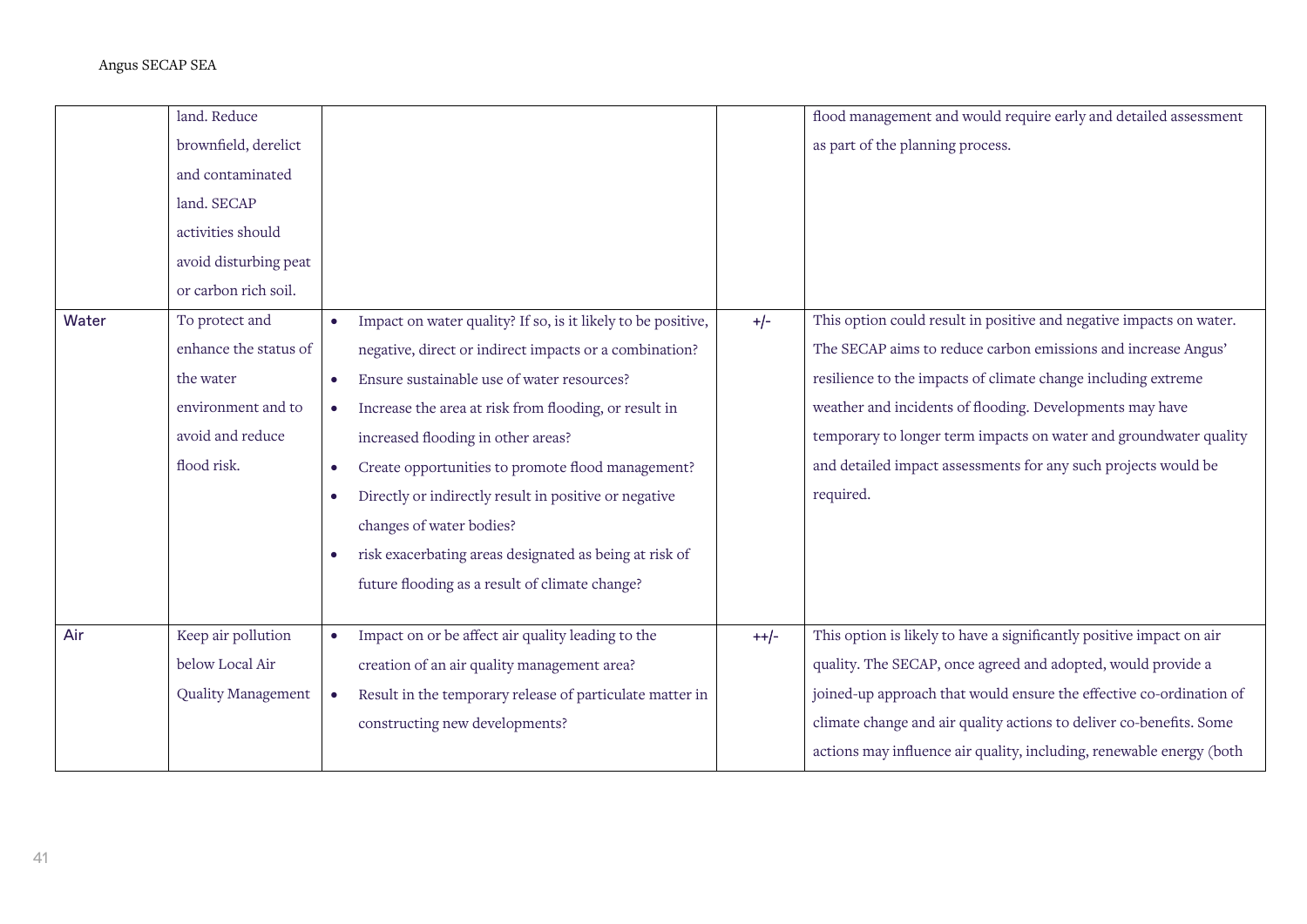| | | | | |
|---|---|---|---|---|
| | land. Reduce brownfield, derelict and contaminated land. SECAP activities should avoid disturbing peat or carbon rich soil. | | | flood management and would require early and detailed assessment as part of the planning process. |
| Water | To protect and enhance the status of the water environment and to avoid and reduce flood risk. | • Impact on water quality? If so, is it likely to be positive, negative, direct or indirect impacts or a combination?<br>• Ensure sustainable use of water resources?<br>• Increase the area at risk from flooding, or result in increased flooding in other areas?<br>• Create opportunities to promote flood management?<br>• Directly or indirectly result in positive or negative changes of water bodies?<br>• risk exacerbating areas designated as being at risk of future flooding as a result of climate change? | +/- | This option could result in positive and negative impacts on water. The SECAP aims to reduce carbon emissions and increase Angus' resilience to the impacts of climate change including extreme weather and incidents of flooding. Developments may have temporary to longer term impacts on water and groundwater quality and detailed impact assessments for any such projects would be required. |
| Air | Keep air pollution below Local Air Quality Management | • Impact on or be affect air quality leading to the creation of an air quality management area?<br>• Result in the temporary release of particulate matter in constructing new developments? | ++/- | This option is likely to have a significantly positive impact on air quality. The SECAP, once agreed and adopted, would provide a joined-up approach that would ensure the effective co-ordination of climate change and air quality actions to deliver co-benefits. Some actions may influence air quality, including, renewable energy (both |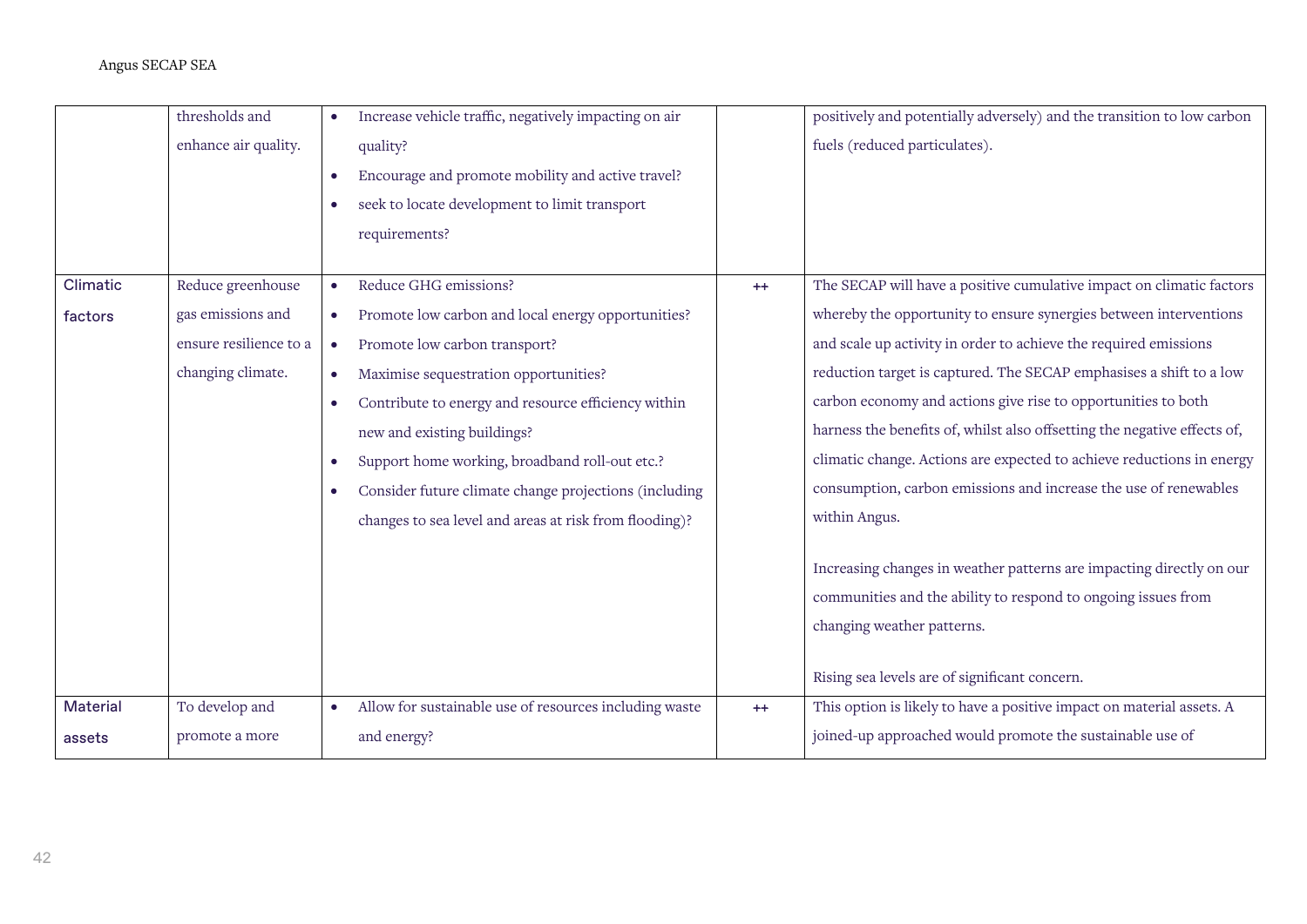|  |  |  |  |  |
|---|---|---|---|---|
|  | thresholds and enhance air quality. | • Increase vehicle traffic, negatively impacting on air quality?<br>• Encourage and promote mobility and active travel?<br>• seek to locate development to limit transport requirements? |  | positively and potentially adversely) and the transition to low carbon fuels (reduced particulates). |
| Climatic factors | Reduce greenhouse gas emissions and ensure resilience to a changing climate. | • Reduce GHG emissions?<br>• Promote low carbon and local energy opportunities?<br>• Promote low carbon transport?<br>• Maximise sequestration opportunities?<br>• Contribute to energy and resource efficiency within new and existing buildings?<br>• Support home working, broadband roll-out etc.?<br>• Consider future climate change projections (including changes to sea level and areas at risk from flooding)? | ++ | The SECAP will have a positive cumulative impact on climatic factors whereby the opportunity to ensure synergies between interventions and scale up activity in order to achieve the required emissions reduction target is captured. The SECAP emphasises a shift to a low carbon economy and actions give rise to opportunities to both harness the benefits of, whilst also offsetting the negative effects of, climatic change. Actions are expected to achieve reductions in energy consumption, carbon emissions and increase the use of renewables within Angus.<br><br>Increasing changes in weather patterns are impacting directly on our communities and the ability to respond to ongoing issues from changing weather patterns.<br><br>Rising sea levels are of significant concern. |
| Material assets | To develop and promote a more | • Allow for sustainable use of resources including waste and energy? | ++ | This option is likely to have a positive impact on material assets. A joined-up approached would promote the sustainable use of |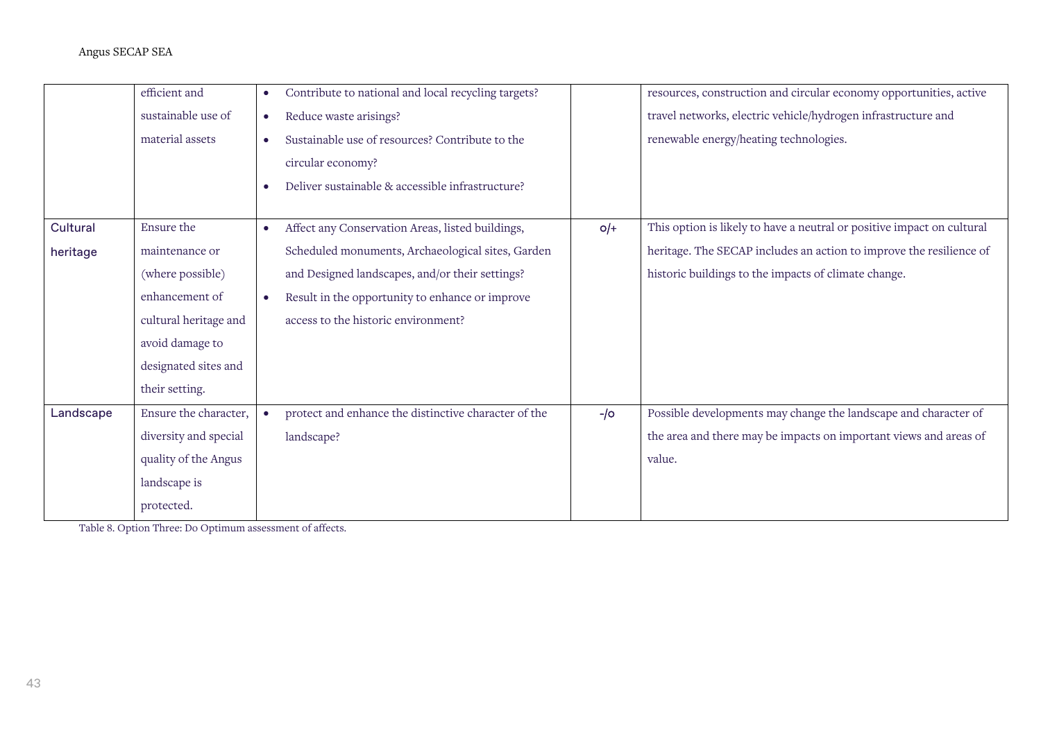| | | | | |
|---|---|---|---|---|
| | efficient and sustainable use of material assets | • Contribute to national and local recycling targets?<br>• Reduce waste arisings?<br>• Sustainable use of resources? Contribute to the circular economy?<br>• Deliver sustainable & accessible infrastructure? | | resources, construction and circular economy opportunities, active travel networks, electric vehicle/hydrogen infrastructure and renewable energy/heating technologies. |
| Cultural heritage | Ensure the maintenance or (where possible) enhancement of cultural heritage and avoid damage to designated sites and their setting. | • Affect any Conservation Areas, listed buildings, Scheduled monuments, Archaeological sites, Garden and Designed landscapes, and/or their settings?<br>• Result in the opportunity to enhance or improve access to the historic environment? | o/+ | This option is likely to have a neutral or positive impact on cultural heritage. The SECAP includes an action to improve the resilience of historic buildings to the impacts of climate change. |
| Landscape | Ensure the character, diversity and special quality of the Angus landscape is protected. | • protect and enhance the distinctive character of the landscape? | -/o | Possible developments may change the landscape and character of the area and there may be impacts on important views and areas of value. |

Table 8. Option Three: Do Optimum assessment of affects.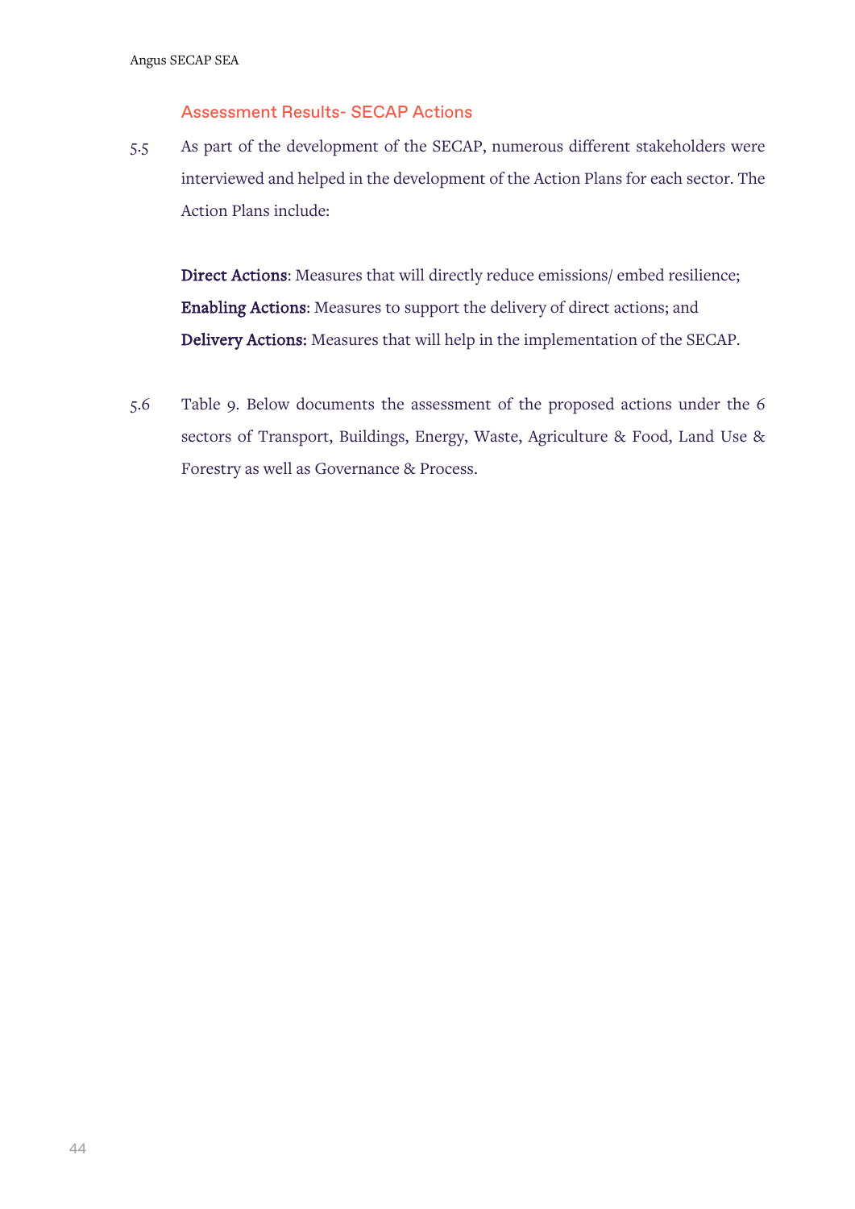### Assessment Results- SECAP Actions

5.5 As part of the development of the SECAP, numerous different stakeholders were interviewed and helped in the development of the Action Plans for each sector. The Action Plans include:

**Direct Actions**: Measures that will directly reduce emissions/ embed resilience;
**Enabling Actions**: Measures to support the delivery of direct actions; and
**Delivery Actions:** Measures that will help in the implementation of the SECAP.

5.6 Table 9. Below documents the assessment of the proposed actions under the 6 sectors of Transport, Buildings, Energy, Waste, Agriculture & Food, Land Use & Forestry as well as Governance & Process.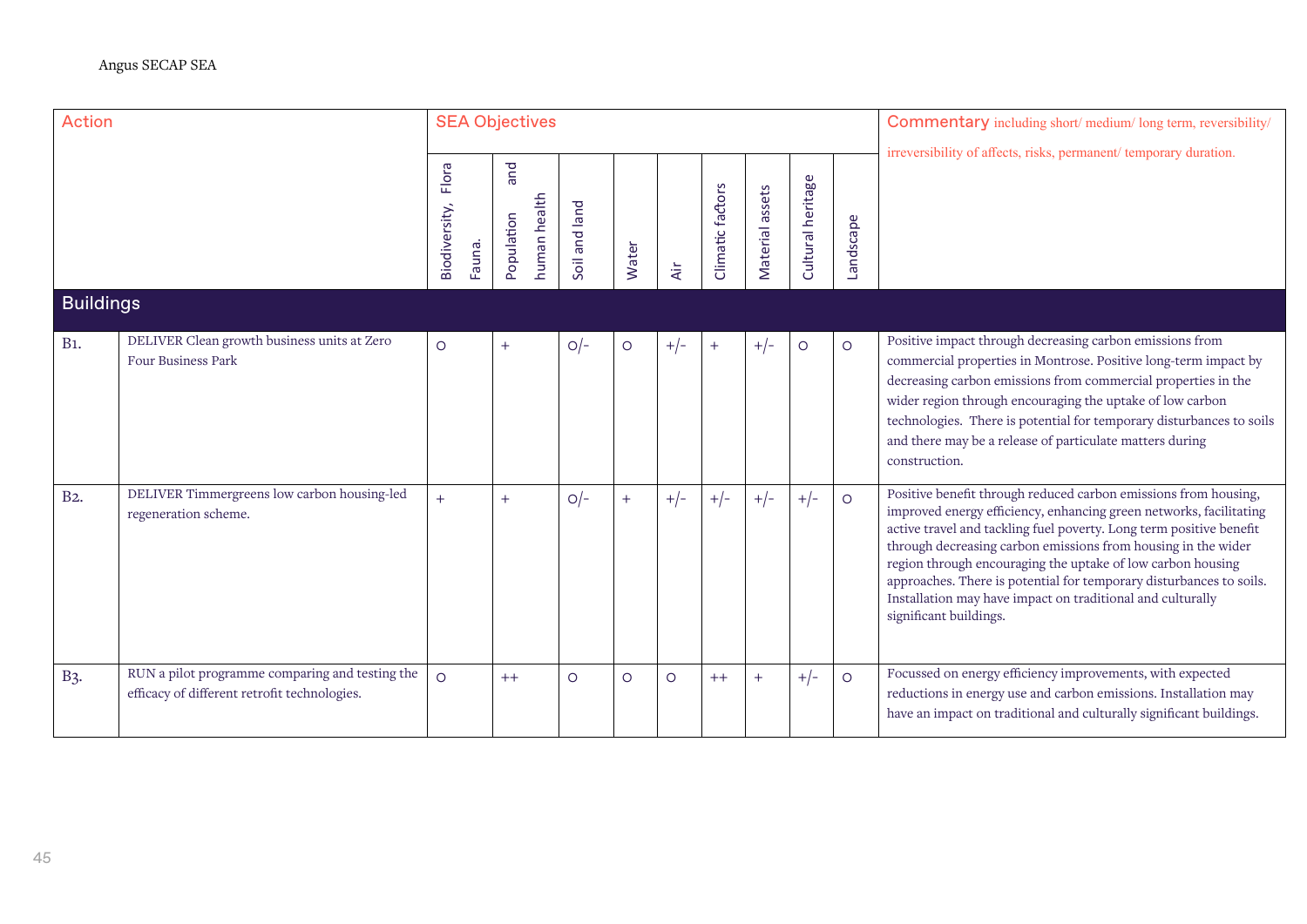| Action | | SEA Objectives | | | | | | | | | Commentary including short/ medium/ long term, reversibility/ irreversibility of affects, risks, permanent/ temporary duration. |
|---|---|---|---|---|---|---|---|---|---|---|---|
| | | Biodiversity, Flora Fauna. | Population and human health | Soil and land | Water | Air | Climatic factors | Material assets | Cultural heritage | Landscape | |
| **Buildings** | | | | | | | | | | | |
| B1. | DELIVER Clean growth business units at Zero Four Business Park | O | + | O/- | O | +/- | + | +/- | O | O | Positive impact through decreasing carbon emissions from commercial properties in Montrose. Positive long-term impact by decreasing carbon emissions from commercial properties in the wider region through encouraging the uptake of low carbon technologies. There is potential for temporary disturbances to soils and there may be a release of particulate matters during construction. |
| B2. | DELIVER Timmergreens low carbon housing-led regeneration scheme. | + | + | O/- | + | +/- | +/- | +/- | +/- | O | Positive benefit through reduced carbon emissions from housing, improved energy efficiency, enhancing green networks, facilitating active travel and tackling fuel poverty. Long term positive benefit through decreasing carbon emissions from housing in the wider region through encouraging the uptake of low carbon housing approaches. There is potential for temporary disturbances to soils. Installation may have impact on traditional and culturally significant buildings. |
| B3. | RUN a pilot programme comparing and testing the efficacy of different retrofit technologies. | O | ++ | O | O | O | ++ | + | +/- | O | Focussed on energy efficiency improvements, with expected reductions in energy use and carbon emissions. Installation may have an impact on traditional and culturally significant buildings. |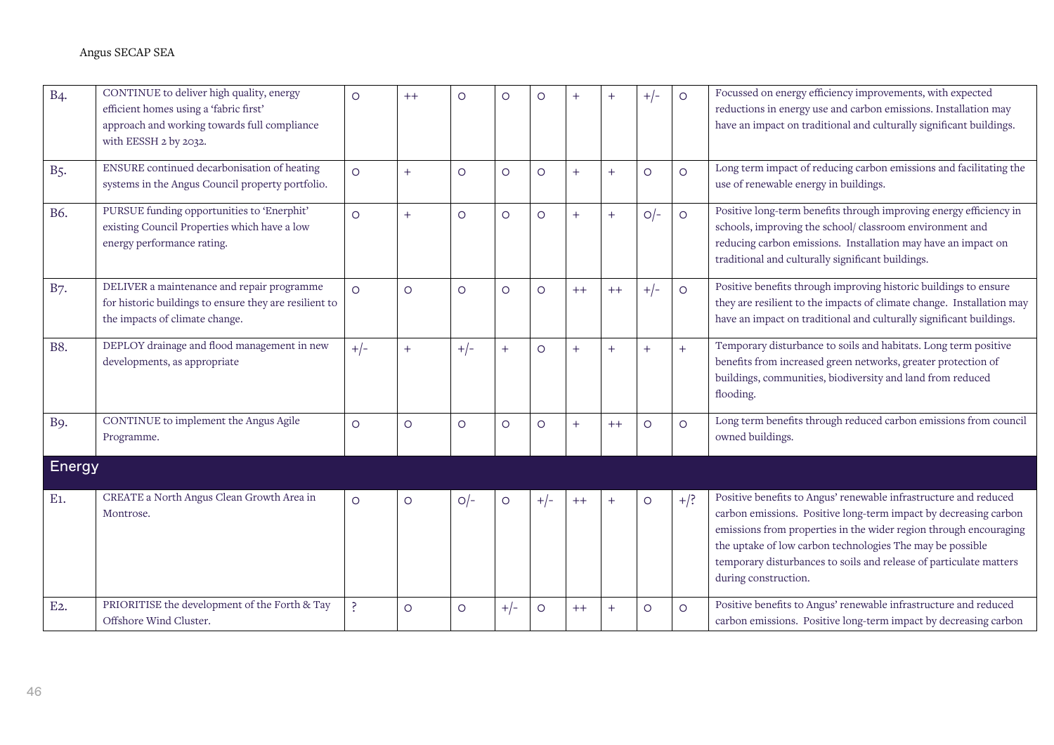| | | | | | | | | | | | |
|---|---|---|---|---|---|---|---|---|---|---|---|
| B4. | CONTINUE to deliver high quality, energy efficient homes using a 'fabric first' approach and working towards full compliance with EESSH 2 by 2032. | O | ++ | O | O | O | + | + | +/- | O | Focussed on energy efficiency improvements, with expected reductions in energy use and carbon emissions. Installation may have an impact on traditional and culturally significant buildings. |
| B5. | ENSURE continued decarbonisation of heating systems in the Angus Council property portfolio. | O | + | O | O | O | + | + | O | O | Long term impact of reducing carbon emissions and facilitating the use of renewable energy in buildings. |
| B6. | PURSUE funding opportunities to 'Enerphit' existing Council Properties which have a low energy performance rating. | O | + | O | O | O | + | + | O/- | O | Positive long-term benefits through improving energy efficiency in schools, improving the school/ classroom environment and reducing carbon emissions. Installation may have an impact on traditional and culturally significant buildings. |
| B7. | DELIVER a maintenance and repair programme for historic buildings to ensure they are resilient to the impacts of climate change. | O | O | O | O | O | ++ | ++ | +/- | O | Positive benefits through improving historic buildings to ensure they are resilient to the impacts of climate change. Installation may have an impact on traditional and culturally significant buildings. |
| B8. | DEPLOY drainage and flood management in new developments, as appropriate | +/- | + | +/- | + | O | + | + | + | + | Temporary disturbance to soils and habitats. Long term positive benefits from increased green networks, greater protection of buildings, communities, biodiversity and land from reduced flooding. |
| B9. | CONTINUE to implement the Angus Agile Programme. | O | O | O | O | O | + | ++ | O | O | Long term benefits through reduced carbon emissions from council owned buildings. |
| **Energy** | | | | | | | | | | | |
| E1. | CREATE a North Angus Clean Growth Area in Montrose. | O | O | O/- | O | +/- | ++ | + | O | +/? | Positive benefits to Angus' renewable infrastructure and reduced carbon emissions. Positive long-term impact by decreasing carbon emissions from properties in the wider region through encouraging the uptake of low carbon technologies The may be possible temporary disturbances to soils and release of particulate matters during construction. |
| E2. | PRIORITISE the development of the Forth & Tay Offshore Wind Cluster. | ? | O | O | +/- | O | ++ | + | O | O | Positive benefits to Angus' renewable infrastructure and reduced carbon emissions. Positive long-term impact by decreasing carbon |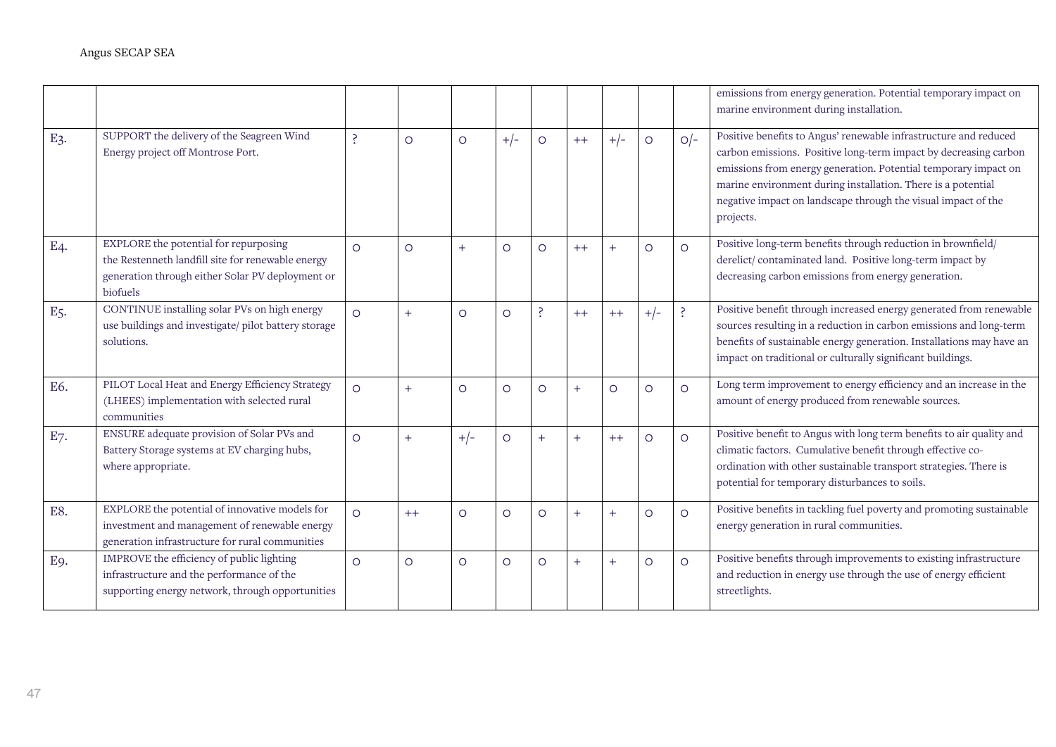| | | | | | | | | | | | |
|---|---|---|---|---|---|---|---|---|---|---|---|
| | | | | | | | | | | | emissions from energy generation. Potential temporary impact on marine environment during installation. |
| E3. | SUPPORT the delivery of the Seagreen Wind Energy project off Montrose Port. | ? | O | O | +/- | O | ++ | +/- | O | O/- | Positive benefits to Angus' renewable infrastructure and reduced carbon emissions. Positive long-term impact by decreasing carbon emissions from energy generation. Potential temporary impact on marine environment during installation. There is a potential negative impact on landscape through the visual impact of the projects. |
| E4. | EXPLORE the potential for repurposing the Restenneth landfill site for renewable energy generation through either Solar PV deployment or biofuels | O | O | + | O | O | ++ | + | O | O | Positive long-term benefits through reduction in brownfield/ derelict/ contaminated land. Positive long-term impact by decreasing carbon emissions from energy generation. |
| E5. | CONTINUE installing solar PVs on high energy use buildings and investigate/ pilot battery storage solutions. | O | + | O | O | ? | ++ | ++ | +/- | ? | Positive benefit through increased energy generated from renewable sources resulting in a reduction in carbon emissions and long-term benefits of sustainable energy generation. Installations may have an impact on traditional or culturally significant buildings. |
| E6. | PILOT Local Heat and Energy Efficiency Strategy (LHEES) implementation with selected rural communities | O | + | O | O | O | + | O | O | O | Long term improvement to energy efficiency and an increase in the amount of energy produced from renewable sources. |
| E7. | ENSURE adequate provision of Solar PVs and Battery Storage systems at EV charging hubs, where appropriate. | O | + | +/- | O | + | + | ++ | O | O | Positive benefit to Angus with long term benefits to air quality and climatic factors. Cumulative benefit through effective co-ordination with other sustainable transport strategies. There is potential for temporary disturbances to soils. |
| E8. | EXPLORE the potential of innovative models for investment and management of renewable energy generation infrastructure for rural communities | O | ++ | O | O | O | + | + | O | O | Positive benefits in tackling fuel poverty and promoting sustainable energy generation in rural communities. |
| E9. | IMPROVE the efficiency of public lighting infrastructure and the performance of the supporting energy network, through opportunities | O | O | O | O | O | + | + | O | O | Positive benefits through improvements to existing infrastructure and reduction in energy use through the use of energy efficient streetlights. |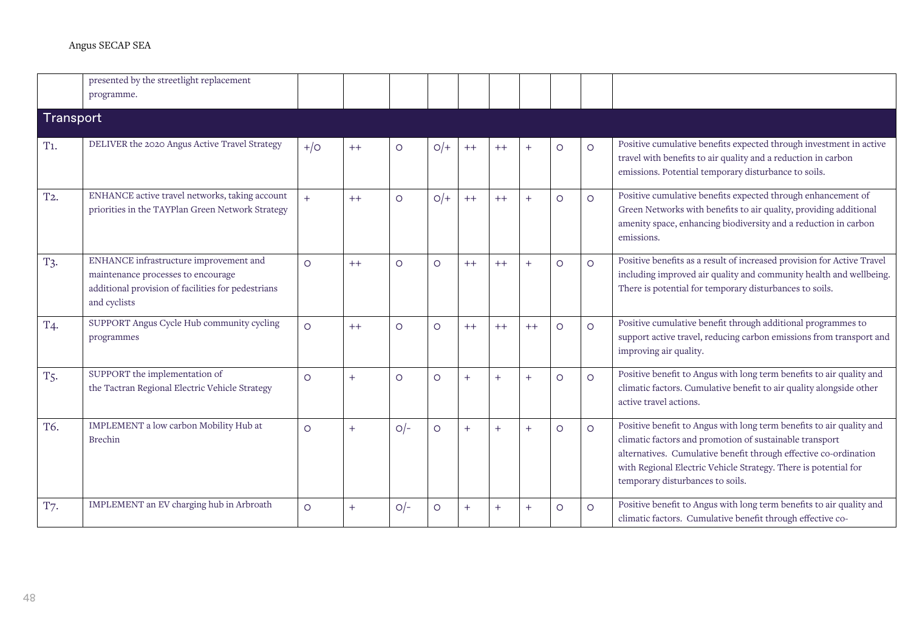| | | | | | | | | | | | |
|---|---|---|---|---|---|---|---|---|---|---|---|
| | presented by the streetlight replacement programme. | | | | | | | | | | |
| **Transport** | | | | | | | | | | | |
| T1. | DELIVER the 2020 Angus Active Travel Strategy | +/O | ++ | O | O/+ | ++ | ++ | + | O | O | Positive cumulative benefits expected through investment in active travel with benefits to air quality and a reduction in carbon emissions. Potential temporary disturbance to soils. |
| T2. | ENHANCE active travel networks, taking account priorities in the TAYPlan Green Network Strategy | + | ++ | O | O/+ | ++ | ++ | + | O | O | Positive cumulative benefits expected through enhancement of Green Networks with benefits to air quality, providing additional amenity space, enhancing biodiversity and a reduction in carbon emissions. |
| T3. | ENHANCE infrastructure improvement and maintenance processes to encourage additional provision of facilities for pedestrians and cyclists | O | ++ | O | O | ++ | ++ | + | O | O | Positive benefits as a result of increased provision for Active Travel including improved air quality and community health and wellbeing. There is potential for temporary disturbances to soils. |
| T4. | SUPPORT Angus Cycle Hub community cycling programmes | O | ++ | O | O | ++ | ++ | ++ | O | O | Positive cumulative benefit through additional programmes to support active travel, reducing carbon emissions from transport and improving air quality. |
| T5. | SUPPORT the implementation of the Tactran Regional Electric Vehicle Strategy | O | + | O | O | + | + | + | O | O | Positive benefit to Angus with long term benefits to air quality and climatic factors. Cumulative benefit to air quality alongside other active travel actions. |
| T6. | IMPLEMENT a low carbon Mobility Hub at Brechin | O | + | O/- | O | + | + | + | O | O | Positive benefit to Angus with long term benefits to air quality and climatic factors and promotion of sustainable transport alternatives. Cumulative benefit through effective co-ordination with Regional Electric Vehicle Strategy. There is potential for temporary disturbances to soils. |
| T7. | IMPLEMENT an EV charging hub in Arbroath | O | + | O/- | O | + | + | + | O | O | Positive benefit to Angus with long term benefits to air quality and climatic factors. Cumulative benefit through effective co- |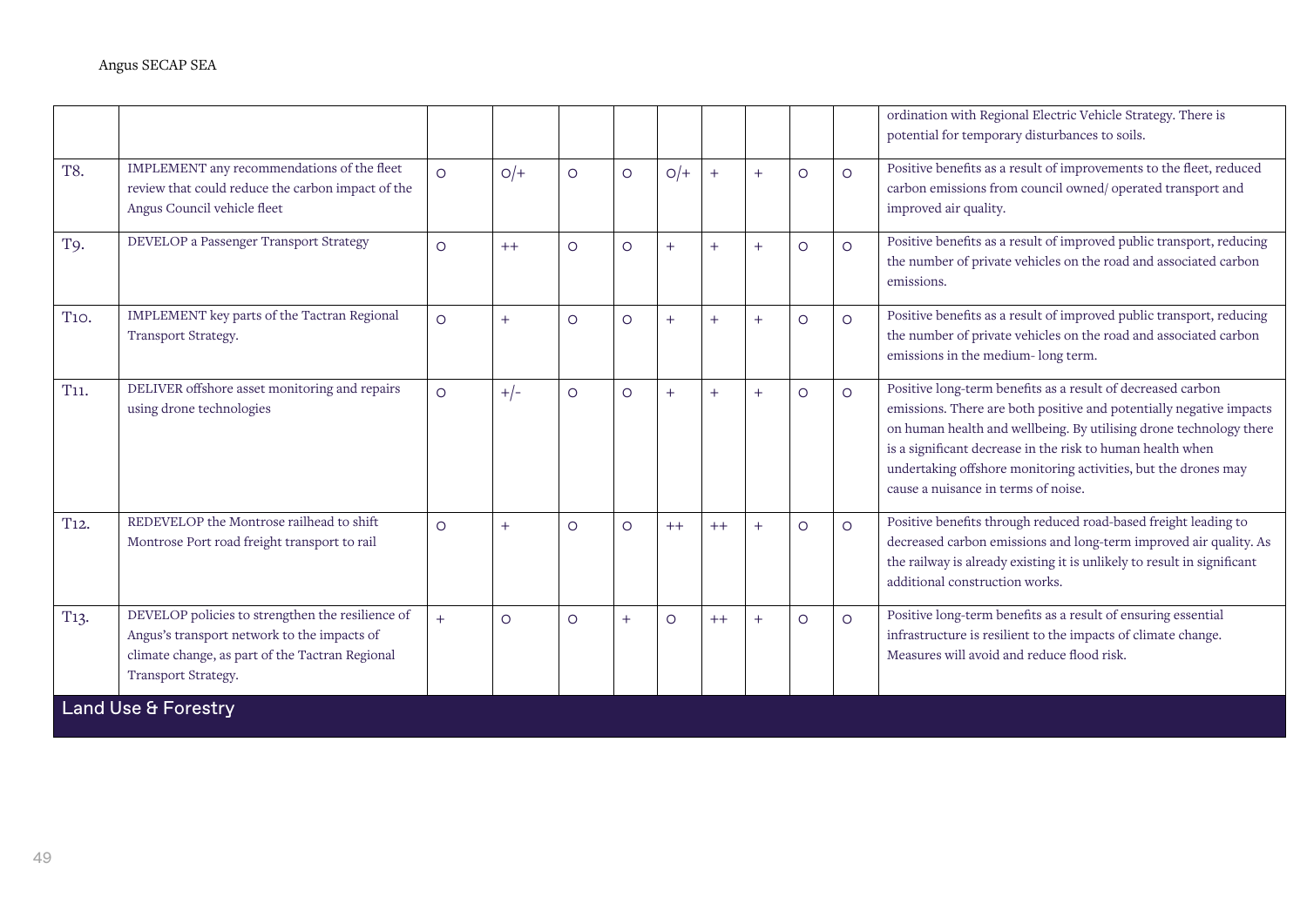| | | | | | | | | | | | |
|---|---|---|---|---|---|---|---|---|---|---|---|
| | | | | | | | | | | | ordination with Regional Electric Vehicle Strategy. There is potential for temporary disturbances to soils. |
| T8. | IMPLEMENT any recommendations of the fleet review that could reduce the carbon impact of the Angus Council vehicle fleet | O | O/+ | O | O | O/+ | + | + | O | O | Positive benefits as a result of improvements to the fleet, reduced carbon emissions from council owned/ operated transport and improved air quality. |
| T9. | DEVELOP a Passenger Transport Strategy | O | ++ | O | O | + | + | + | O | O | Positive benefits as a result of improved public transport, reducing the number of private vehicles on the road and associated carbon emissions. |
| T10. | IMPLEMENT key parts of the Tactran Regional Transport Strategy. | O | + | O | O | + | + | + | O | O | Positive benefits as a result of improved public transport, reducing the number of private vehicles on the road and associated carbon emissions in the medium- long term. |
| T11. | DELIVER offshore asset monitoring and repairs using drone technologies | O | +/- | O | O | + | + | + | O | O | Positive long-term benefits as a result of decreased carbon emissions. There are both positive and potentially negative impacts on human health and wellbeing. By utilising drone technology there is a significant decrease in the risk to human health when undertaking offshore monitoring activities, but the drones may cause a nuisance in terms of noise. |
| T12. | REDEVELOP the Montrose railhead to shift Montrose Port road freight transport to rail | O | + | O | O | ++ | ++ | + | O | O | Positive benefits through reduced road-based freight leading to decreased carbon emissions and long-term improved air quality. As the railway is already existing it is unlikely to result in significant additional construction works. |
| T13. | DEVELOP policies to strengthen the resilience of Angus's transport network to the impacts of climate change, as part of the Tactran Regional Transport Strategy. | + | O | O | + | O | ++ | + | O | O | Positive long-term benefits as a result of ensuring essential infrastructure is resilient to the impacts of climate change. Measures will avoid and reduce flood risk. |
| **Land Use & Forestry** | | | | | | | | | | | |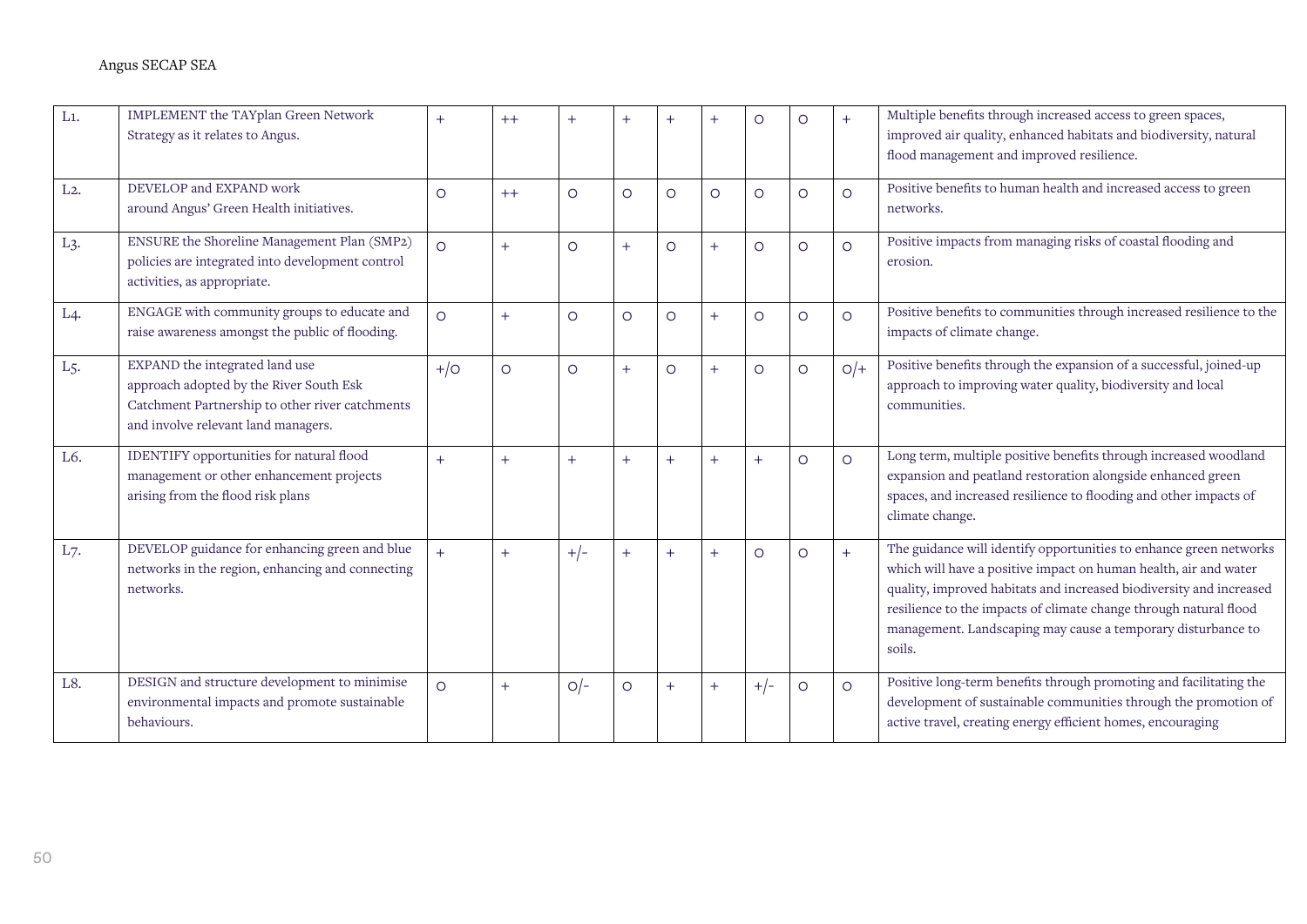| | | | | | | | | | | | |
|---|---|---|---|---|---|---|---|---|---|---|---|
| L1. | IMPLEMENT the TAYplan Green Network Strategy as it relates to Angus. | + | ++ | + | + | + | + | O | O | + | Multiple benefits through increased access to green spaces, improved air quality, enhanced habitats and biodiversity, natural flood management and improved resilience. |
| L2. | DEVELOP and EXPAND work around Angus' Green Health initiatives. | O | ++ | O | O | O | O | O | O | O | Positive benefits to human health and increased access to green networks. |
| L3. | ENSURE the Shoreline Management Plan (SMP2) policies are integrated into development control activities, as appropriate. | O | + | O | + | O | + | O | O | O | Positive impacts from managing risks of coastal flooding and erosion. |
| L4. | ENGAGE with community groups to educate and raise awareness amongst the public of flooding. | O | + | O | O | O | + | O | O | O | Positive benefits to communities through increased resilience to the impacts of climate change. |
| L5. | EXPAND the integrated land use approach adopted by the River South Esk Catchment Partnership to other river catchments and involve relevant land managers. | +/O | O | O | + | O | + | O | O | O/+ | Positive benefits through the expansion of a successful, joined-up approach to improving water quality, biodiversity and local communities. |
| L6. | IDENTIFY opportunities for natural flood management or other enhancement projects arising from the flood risk plans | + | + | + | + | + | + | + | O | O | Long term, multiple positive benefits through increased woodland expansion and peatland restoration alongside enhanced green spaces, and increased resilience to flooding and other impacts of climate change. |
| L7. | DEVELOP guidance for enhancing green and blue networks in the region, enhancing and connecting networks. | + | + | +/- | + | + | + | O | O | + | The guidance will identify opportunities to enhance green networks which will have a positive impact on human health, air and water quality, improved habitats and increased biodiversity and increased resilience to the impacts of climate change through natural flood management. Landscaping may cause a temporary disturbance to soils. |
| L8. | DESIGN and structure development to minimise environmental impacts and promote sustainable behaviours. | O | + | O/- | O | + | + | +/- | O | O | Positive long-term benefits through promoting and facilitating the development of sustainable communities through the promotion of active travel, creating energy efficient homes, encouraging |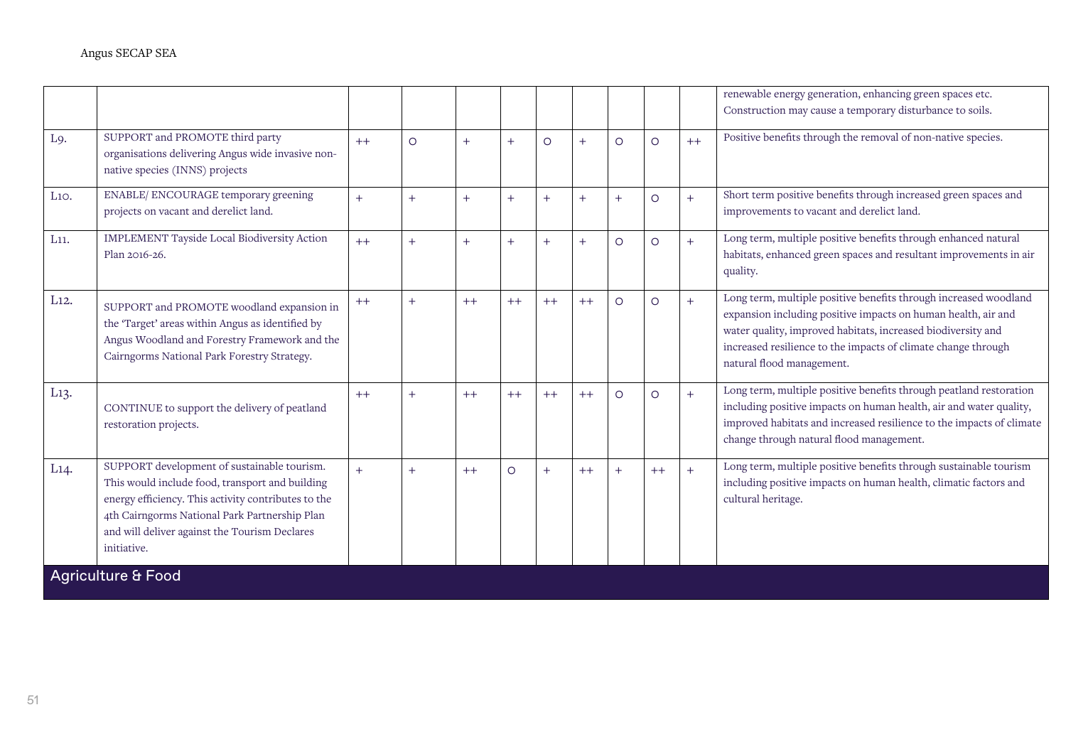| | | | | | | | | | | | |
|---|---|---|---|---|---|---|---|---|---|---|---|
| | | | | | | | | | | | renewable energy generation, enhancing green spaces etc. Construction may cause a temporary disturbance to soils. |
| L9. | SUPPORT and PROMOTE third party organisations delivering Angus wide invasive non-native species (INNS) projects | ++ | O | + | + | O | + | O | O | ++ | Positive benefits through the removal of non-native species. |
| L10. | ENABLE/ ENCOURAGE temporary greening projects on vacant and derelict land. | + | + | + | + | + | + | + | O | + | Short term positive benefits through increased green spaces and improvements to vacant and derelict land. |
| L11. | IMPLEMENT Tayside Local Biodiversity Action Plan 2016-26. | ++ | + | + | + | + | + | O | O | + | Long term, multiple positive benefits through enhanced natural habitats, enhanced green spaces and resultant improvements in air quality. |
| L12. | SUPPORT and PROMOTE woodland expansion in the 'Target' areas within Angus as identified by Angus Woodland and Forestry Framework and the Cairngorms National Park Forestry Strategy. | ++ | + | ++ | ++ | ++ | ++ | O | O | + | Long term, multiple positive benefits through increased woodland expansion including positive impacts on human health, air and water quality, improved habitats, increased biodiversity and increased resilience to the impacts of climate change through natural flood management. |
| L13. | CONTINUE to support the delivery of peatland restoration projects. | ++ | + | ++ | ++ | ++ | ++ | O | O | + | Long term, multiple positive benefits through peatland restoration including positive impacts on human health, air and water quality, improved habitats and increased resilience to the impacts of climate change through natural flood management. |
| L14. | SUPPORT development of sustainable tourism. This would include food, transport and building energy efficiency. This activity contributes to the 4th Cairngorms National Park Partnership Plan and will deliver against the Tourism Declares initiative. | + | + | ++ | O | + | ++ | + | ++ | + | Long term, multiple positive benefits through sustainable tourism including positive impacts on human health, climatic factors and cultural heritage. |
| **Agriculture & Food** | | | | | | | | | | | |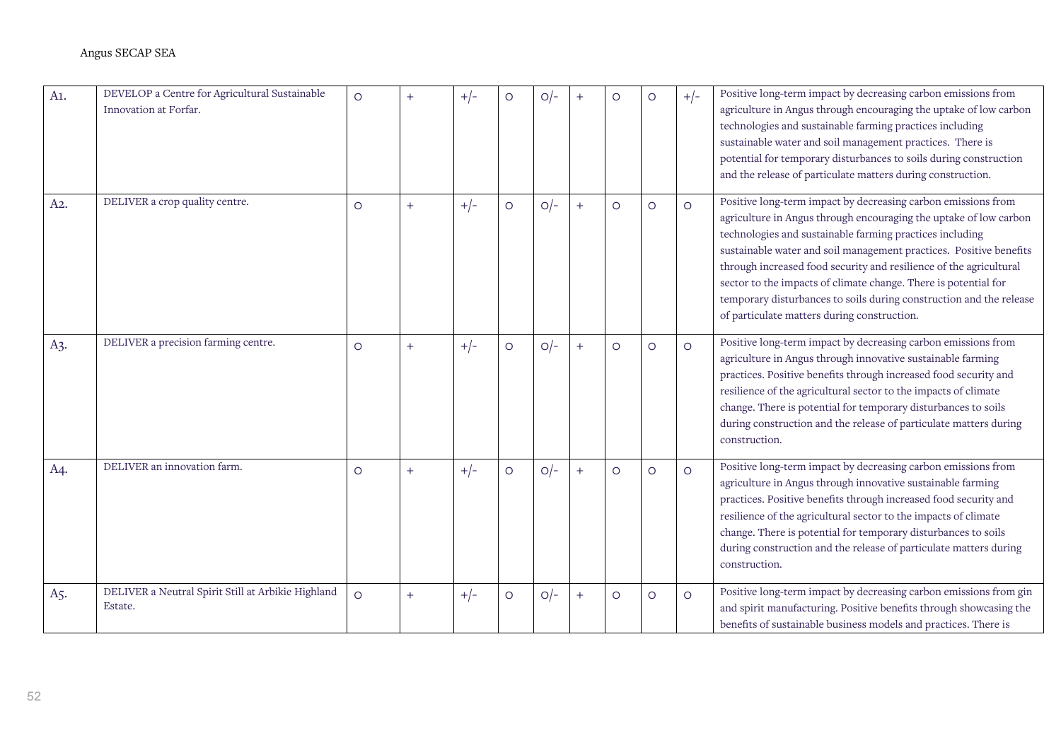| | | | | | | | | | | | |
|---|---|---|---|---|---|---|---|---|---|---|---|
| A1. | DEVELOP a Centre for Agricultural Sustainable Innovation at Forfar. | O | + | +/- | O | O/- | + | O | O | +/- | Positive long-term impact by decreasing carbon emissions from agriculture in Angus through encouraging the uptake of low carbon technologies and sustainable farming practices including sustainable water and soil management practices. There is potential for temporary disturbances to soils during construction and the release of particulate matters during construction. |
| A2. | DELIVER a crop quality centre. | O | + | +/- | O | O/- | + | O | O | O | Positive long-term impact by decreasing carbon emissions from agriculture in Angus through encouraging the uptake of low carbon technologies and sustainable farming practices including sustainable water and soil management practices. Positive benefits through increased food security and resilience of the agricultural sector to the impacts of climate change. There is potential for temporary disturbances to soils during construction and the release of particulate matters during construction. |
| A3. | DELIVER a precision farming centre. | O | + | +/- | O | O/- | + | O | O | O | Positive long-term impact by decreasing carbon emissions from agriculture in Angus through innovative sustainable farming practices. Positive benefits through increased food security and resilience of the agricultural sector to the impacts of climate change. There is potential for temporary disturbances to soils during construction and the release of particulate matters during construction. |
| A4. | DELIVER an innovation farm. | O | + | +/- | O | O/- | + | O | O | O | Positive long-term impact by decreasing carbon emissions from agriculture in Angus through innovative sustainable farming practices. Positive benefits through increased food security and resilience of the agricultural sector to the impacts of climate change. There is potential for temporary disturbances to soils during construction and the release of particulate matters during construction. |
| A5. | DELIVER a Neutral Spirit Still at Arbikie Highland Estate. | O | + | +/- | O | O/- | + | O | O | O | Positive long-term impact by decreasing carbon emissions from gin and spirit manufacturing. Positive benefits through showcasing the benefits of sustainable business models and practices. There is |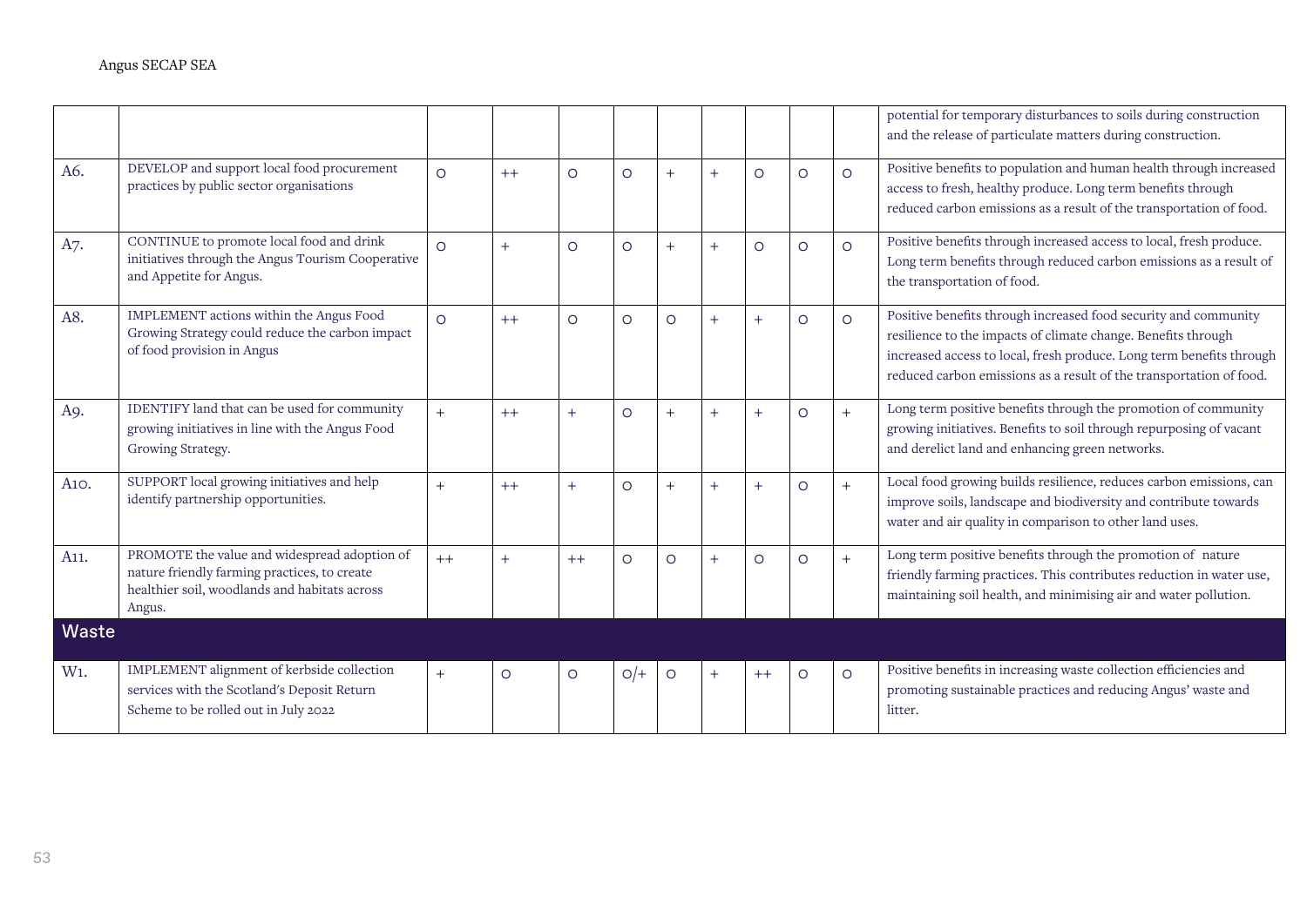| | | | | | | | | | | | |
|---|---|---|---|---|---|---|---|---|---|---|---|
| | | | | | | | | | | | potential for temporary disturbances to soils during construction and the release of particulate matters during construction. |
| A6. | DEVELOP and support local food procurement practices by public sector organisations | O | ++ | O | O | + | + | O | O | O | Positive benefits to population and human health through increased access to fresh, healthy produce. Long term benefits through reduced carbon emissions as a result of the transportation of food. |
| A7. | CONTINUE to promote local food and drink initiatives through the Angus Tourism Cooperative and Appetite for Angus. | O | + | O | O | + | + | O | O | O | Positive benefits through increased access to local, fresh produce. Long term benefits through reduced carbon emissions as a result of the transportation of food. |
| A8. | IMPLEMENT actions within the Angus Food Growing Strategy could reduce the carbon impact of food provision in Angus | O | ++ | O | O | O | + | + | O | O | Positive benefits through increased food security and community resilience to the impacts of climate change. Benefits through increased access to local, fresh produce. Long term benefits through reduced carbon emissions as a result of the transportation of food. |
| A9. | IDENTIFY land that can be used for community growing initiatives in line with the Angus Food Growing Strategy. | + | ++ | + | O | + | + | + | O | + | Long term positive benefits through the promotion of community growing initiatives. Benefits to soil through repurposing of vacant and derelict land and enhancing green networks. |
| A10. | SUPPORT local growing initiatives and help identify partnership opportunities. | + | ++ | + | O | + | + | + | O | + | Local food growing builds resilience, reduces carbon emissions, can improve soils, landscape and biodiversity and contribute towards water and air quality in comparison to other land uses. |
| A11. | PROMOTE the value and widespread adoption of nature friendly farming practices, to create healthier soil, woodlands and habitats across Angus. | ++ | + | ++ | O | O | + | O | O | + | Long term positive benefits through the promotion of nature friendly farming practices. This contributes reduction in water use, maintaining soil health, and minimising air and water pollution. |
| **Waste** | | | | | | | | | | | |
| W1. | IMPLEMENT alignment of kerbside collection services with the Scotland's Deposit Return Scheme to be rolled out in July 2022 | + | O | O | O/+ | O | + | ++ | O | O | Positive benefits in increasing waste collection efficiencies and promoting sustainable practices and reducing Angus' waste and litter. |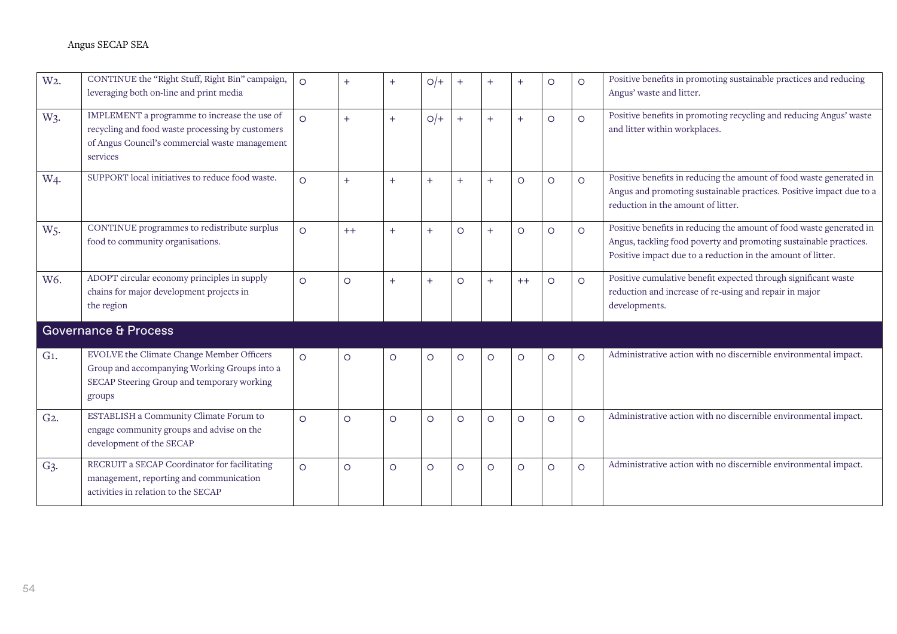| | | | | | | | | | | | |
|---|---|---|---|---|---|---|---|---|---|---|---|
| W2. | CONTINUE the "Right Stuff, Right Bin" campaign, leveraging both on-line and print media | O | + | + | O/+ | + | + | + | O | O | Positive benefits in promoting sustainable practices and reducing Angus' waste and litter. |
| W3. | IMPLEMENT a programme to increase the use of recycling and food waste processing by customers of Angus Council's commercial waste management services | O | + | + | O/+ | + | + | + | O | O | Positive benefits in promoting recycling and reducing Angus' waste and litter within workplaces. |
| W4. | SUPPORT local initiatives to reduce food waste. | O | + | + | + | + | + | O | O | O | Positive benefits in reducing the amount of food waste generated in Angus and promoting sustainable practices. Positive impact due to a reduction in the amount of litter. |
| W5. | CONTINUE programmes to redistribute surplus food to community organisations. | O | ++ | + | + | O | + | O | O | O | Positive benefits in reducing the amount of food waste generated in Angus, tackling food poverty and promoting sustainable practices. Positive impact due to a reduction in the amount of litter. |
| W6. | ADOPT circular economy principles in supply chains for major development projects in the region | O | O | + | + | O | + | ++ | O | O | Positive cumulative benefit expected through significant waste reduction and increase of re-using and repair in major developments. |
| **Governance & Process** | | | | | | | | | | | |
| G1. | EVOLVE the Climate Change Member Officers Group and accompanying Working Groups into a SECAP Steering Group and temporary working groups | O | O | O | O | O | O | O | O | O | Administrative action with no discernible environmental impact. |
| G2. | ESTABLISH a Community Climate Forum to engage community groups and advise on the development of the SECAP | O | O | O | O | O | O | O | O | O | Administrative action with no discernible environmental impact. |
| G3. | RECRUIT a SECAP Coordinator for facilitating management, reporting and communication activities in relation to the SECAP | O | O | O | O | O | O | O | O | O | Administrative action with no discernible environmental impact. |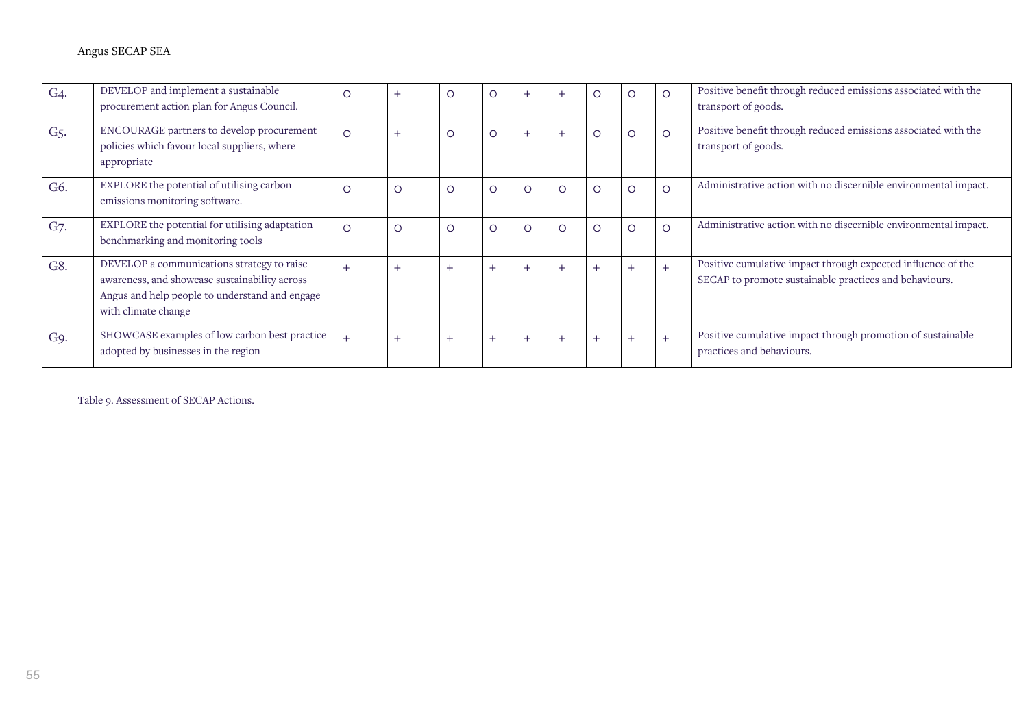| | | | | | | | | | | | |
|---|---|---|---|---|---|---|---|---|---|---|---|
| G4. | DEVELOP and implement a sustainable procurement action plan for Angus Council. | O | + | O | O | + | + | O | O | O | Positive benefit through reduced emissions associated with the transport of goods. |
| G5. | ENCOURAGE partners to develop procurement policies which favour local suppliers, where appropriate | O | + | O | O | + | + | O | O | O | Positive benefit through reduced emissions associated with the transport of goods. |
| G6. | EXPLORE the potential of utilising carbon emissions monitoring software. | O | O | O | O | O | O | O | O | O | Administrative action with no discernible environmental impact. |
| G7. | EXPLORE the potential for utilising adaptation benchmarking and monitoring tools | O | O | O | O | O | O | O | O | O | Administrative action with no discernible environmental impact. |
| G8. | DEVELOP a communications strategy to raise awareness, and showcase sustainability across Angus and help people to understand and engage with climate change | + | + | + | + | + | + | + | + | + | Positive cumulative impact through expected influence of the SECAP to promote sustainable practices and behaviours. |
| G9. | SHOWCASE examples of low carbon best practice adopted by businesses in the region | + | + | + | + | + | + | + | + | + | Positive cumulative impact through promotion of sustainable practices and behaviours. |

Table 9. Assessment of SECAP Actions.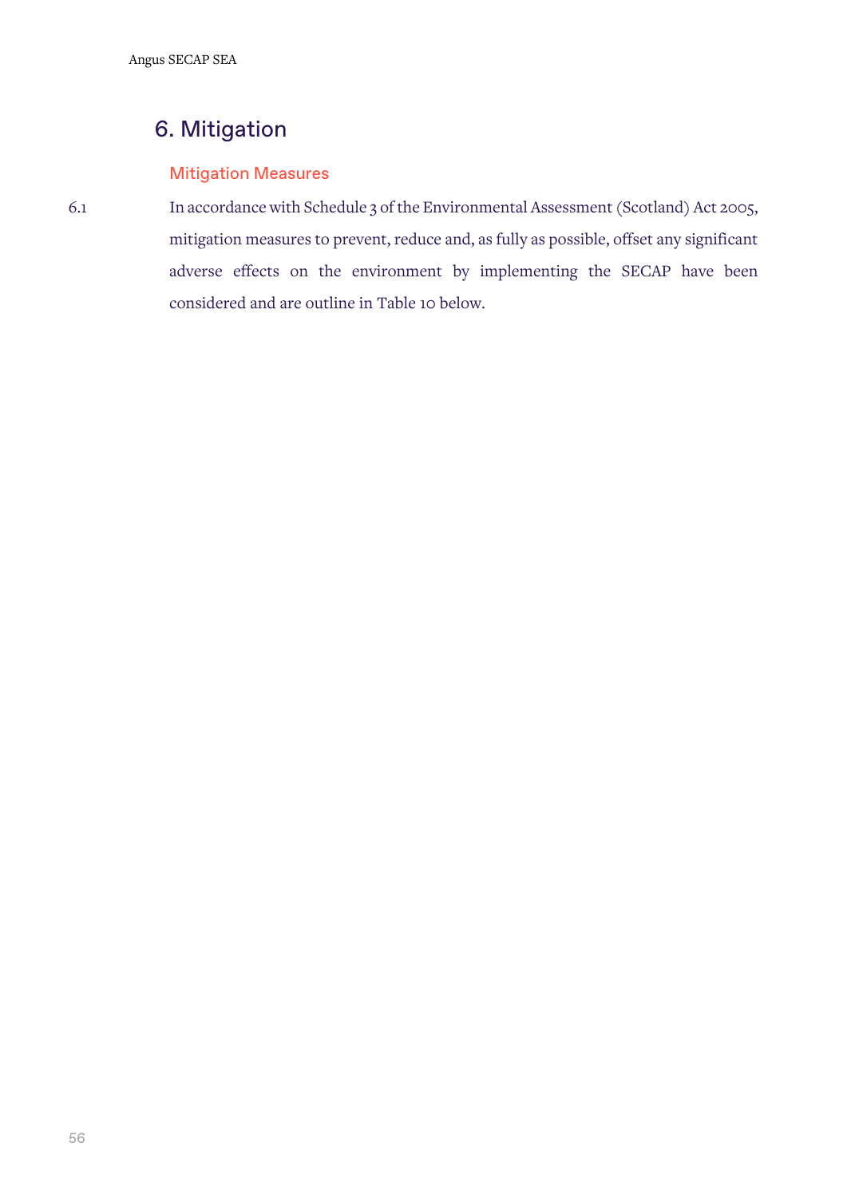# 6. Mitigation

## Mitigation Measures

6.1 In accordance with Schedule 3 of the Environmental Assessment (Scotland) Act 2005, mitigation measures to prevent, reduce and, as fully as possible, offset any significant adverse effects on the environment by implementing the SECAP have been considered and are outline in Table 10 below.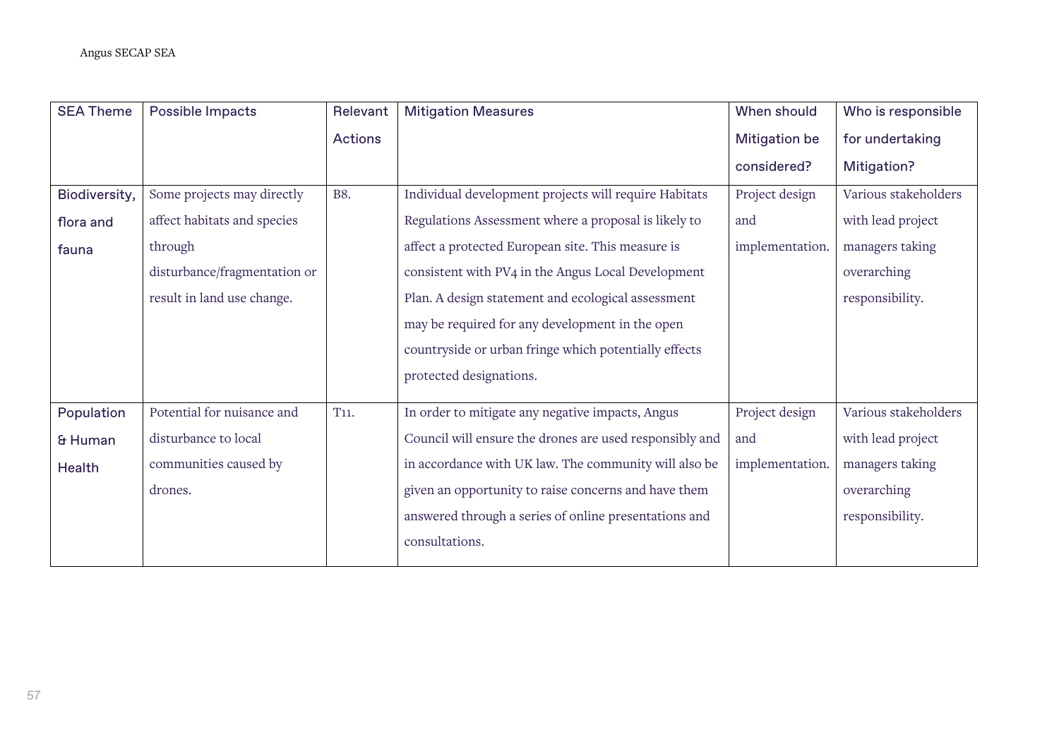| SEA Theme | Possible Impacts | Relevant Actions | Mitigation Measures | When should Mitigation be considered? | Who is responsible for undertaking Mitigation? |
|---|---|---|---|---|---|
| Biodiversity, flora and fauna | Some projects may directly affect habitats and species through disturbance/fragmentation or result in land use change. | B8. | Individual development projects will require Habitats Regulations Assessment where a proposal is likely to affect a protected European site. This measure is consistent with PV4 in the Angus Local Development Plan. A design statement and ecological assessment may be required for any development in the open countryside or urban fringe which potentially effects protected designations. | Project design and implementation. | Various stakeholders with lead project managers taking overarching responsibility. |
| Population & Human Health | Potential for nuisance and disturbance to local communities caused by drones. | T11. | In order to mitigate any negative impacts, Angus Council will ensure the drones are used responsibly and in accordance with UK law. The community will also be given an opportunity to raise concerns and have them answered through a series of online presentations and consultations. | Project design and implementation. | Various stakeholders with lead project managers taking overarching responsibility. |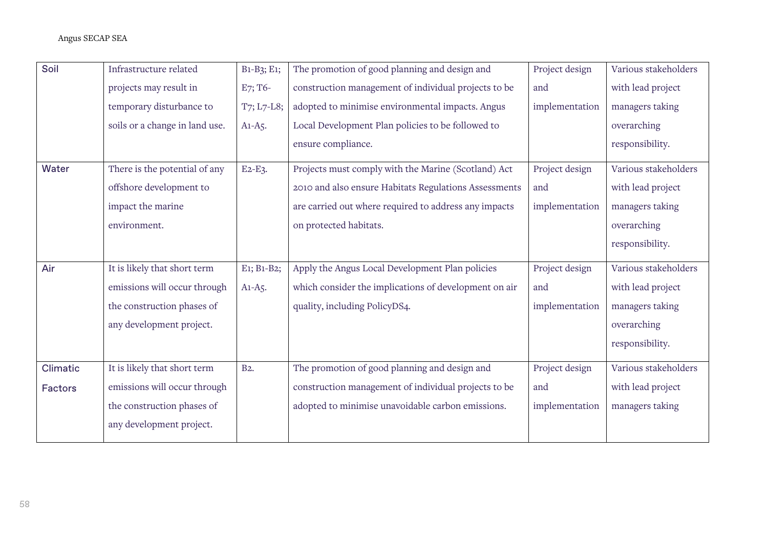| Soil | Infrastructure related projects may result in temporary disturbance to soils or a change in land use. | B1-B3; E1; E7; T6-T7; L7-L8; A1-A5. | The promotion of good planning and design and construction management of individual projects to be adopted to minimise environmental impacts. Angus Local Development Plan policies to be followed to ensure compliance. | Project design and implementation | Various stakeholders with lead project managers taking overarching responsibility. |
|---|---|---|---|---|---|
| Water | There is the potential of any offshore development to impact the marine environment. | E2-E3. | Projects must comply with the Marine (Scotland) Act 2010 and also ensure Habitats Regulations Assessments are carried out where required to address any impacts on protected habitats. | Project design and implementation | Various stakeholders with lead project managers taking overarching responsibility. |
| Air | It is likely that short term emissions will occur through the construction phases of any development project. | E1; B1-B2; A1-A5. | Apply the Angus Local Development Plan policies which consider the implications of development on air quality, including PolicyDS4. | Project design and implementation | Various stakeholders with lead project managers taking overarching responsibility. |
| Climatic Factors | It is likely that short term emissions will occur through the construction phases of any development project. | B2. | The promotion of good planning and design and construction management of individual projects to be adopted to minimise unavoidable carbon emissions. | Project design and implementation | Various stakeholders with lead project managers taking |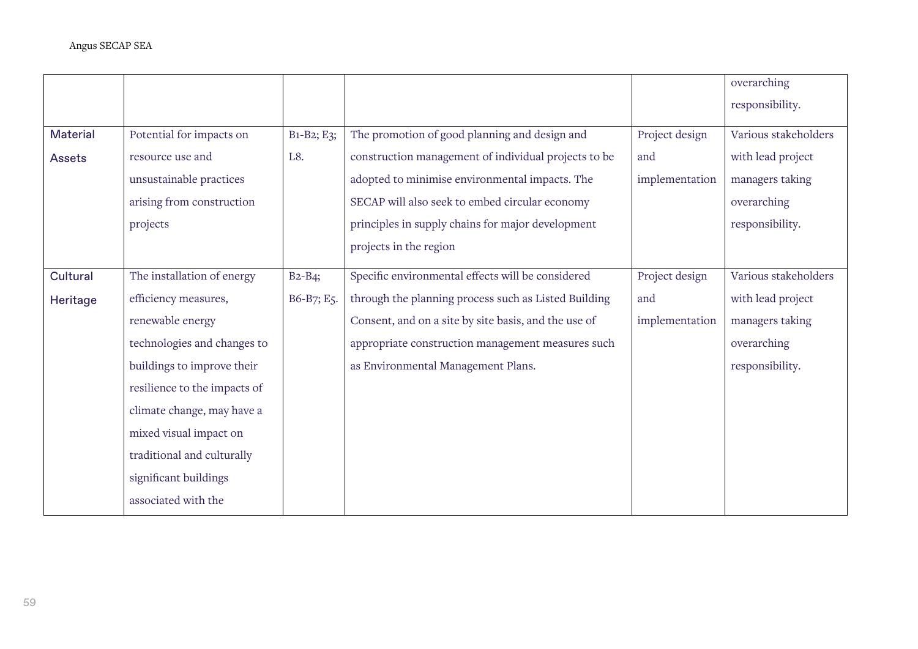| | | | | | |
|---|---|---|---|---|---|
| | | | | | overarching responsibility. |
| Material Assets | Potential for impacts on resource use and unsustainable practices arising from construction projects | B1-B2; E3; L8. | The promotion of good planning and design and construction management of individual projects to be adopted to minimise environmental impacts. The SECAP will also seek to embed circular economy principles in supply chains for major development projects in the region | Project design and implementation | Various stakeholders with lead project managers taking overarching responsibility. |
| Cultural Heritage | The installation of energy efficiency measures, renewable energy technologies and changes to buildings to improve their resilience to the impacts of climate change, may have a mixed visual impact on traditional and culturally significant buildings associated with the | B2-B4; B6-B7; E5. | Specific environmental effects will be considered through the planning process such as Listed Building Consent, and on a site by site basis, and the use of appropriate construction management measures such as Environmental Management Plans. | Project design and implementation | Various stakeholders with lead project managers taking overarching responsibility. |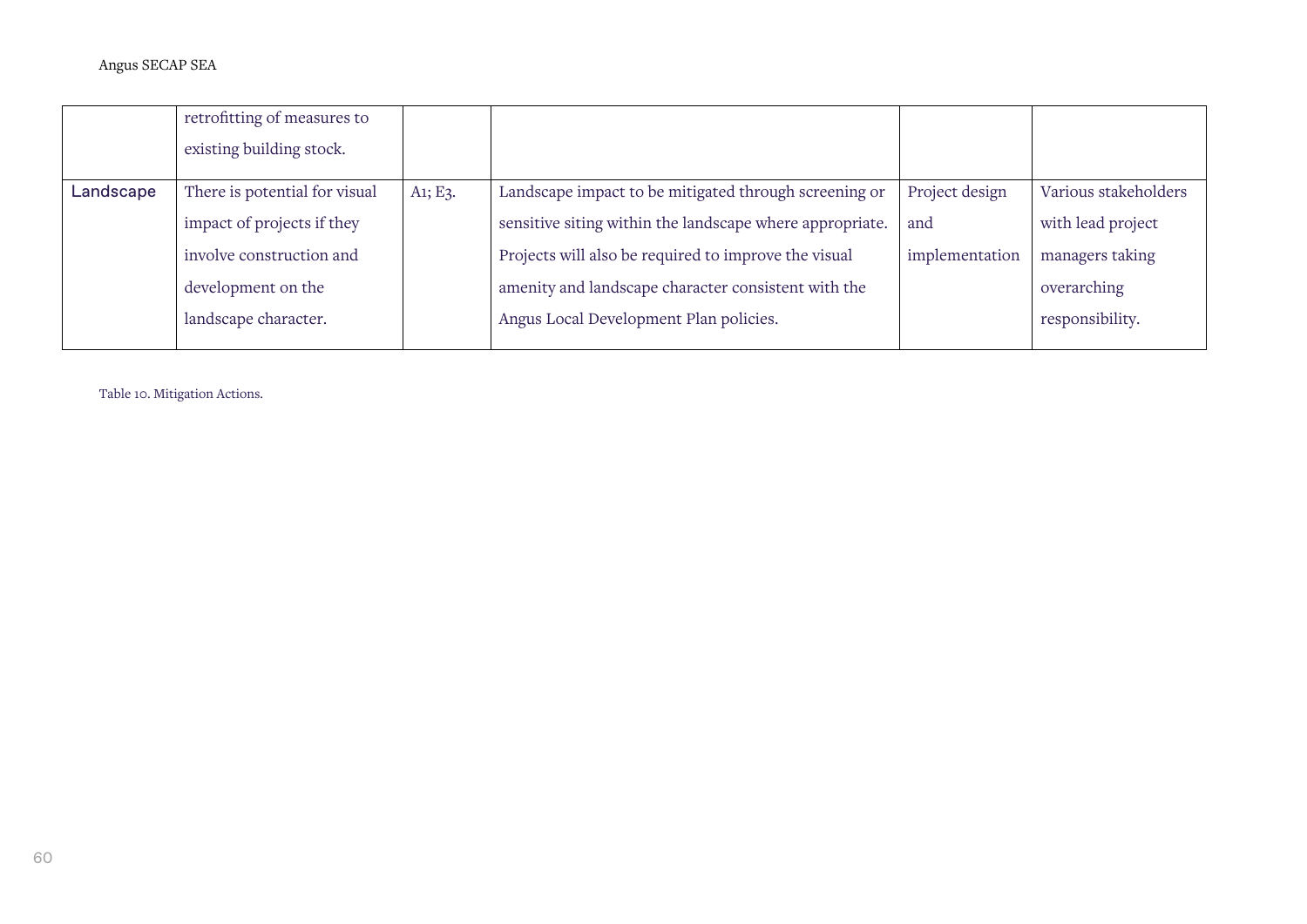| | | | | | |
|---|---|---|---|---|---|
| | retrofitting of measures to existing building stock. | | | | |
| Landscape | There is potential for visual impact of projects if they involve construction and development on the landscape character. | A1; E3. | Landscape impact to be mitigated through screening or sensitive siting within the landscape where appropriate. Projects will also be required to improve the visual amenity and landscape character consistent with the Angus Local Development Plan policies. | Project design and implementation | Various stakeholders with lead project managers taking overarching responsibility. |

Table 10. Mitigation Actions.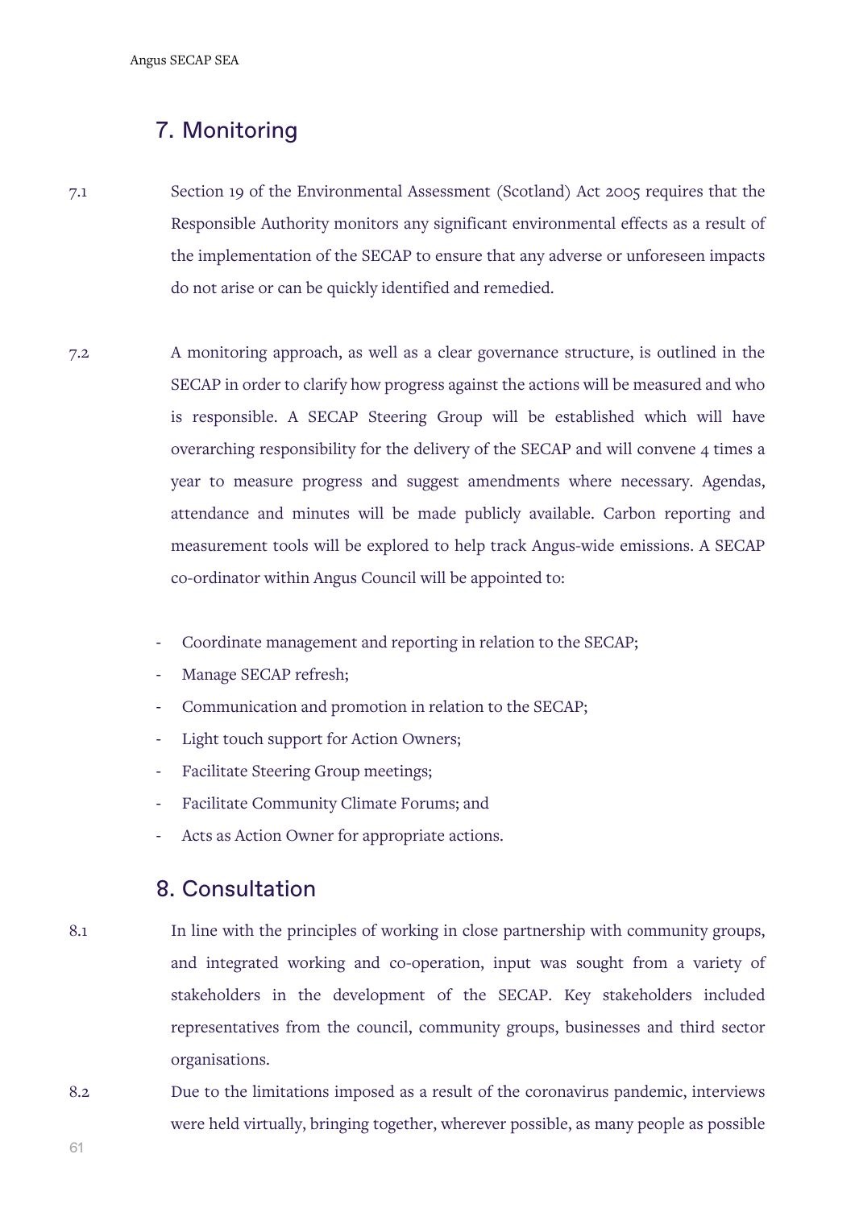## 7. Monitoring

7.1 Section 19 of the Environmental Assessment (Scotland) Act 2005 requires that the Responsible Authority monitors any significant environmental effects as a result of the implementation of the SECAP to ensure that any adverse or unforeseen impacts do not arise or can be quickly identified and remedied.

7.2 A monitoring approach, as well as a clear governance structure, is outlined in the SECAP in order to clarify how progress against the actions will be measured and who is responsible. A SECAP Steering Group will be established which will have overarching responsibility for the delivery of the SECAP and will convene 4 times a year to measure progress and suggest amendments where necessary. Agendas, attendance and minutes will be made publicly available. Carbon reporting and measurement tools will be explored to help track Angus-wide emissions. A SECAP co-ordinator within Angus Council will be appointed to:

- Coordinate management and reporting in relation to the SECAP;
- Manage SECAP refresh;
- Communication and promotion in relation to the SECAP;
- Light touch support for Action Owners;
- Facilitate Steering Group meetings;
- Facilitate Community Climate Forums; and
- Acts as Action Owner for appropriate actions.

## 8. Consultation

8.1 In line with the principles of working in close partnership with community groups, and integrated working and co-operation, input was sought from a variety of stakeholders in the development of the SECAP. Key stakeholders included representatives from the council, community groups, businesses and third sector organisations.

8.2 Due to the limitations imposed as a result of the coronavirus pandemic, interviews were held virtually, bringing together, wherever possible, as many people as possible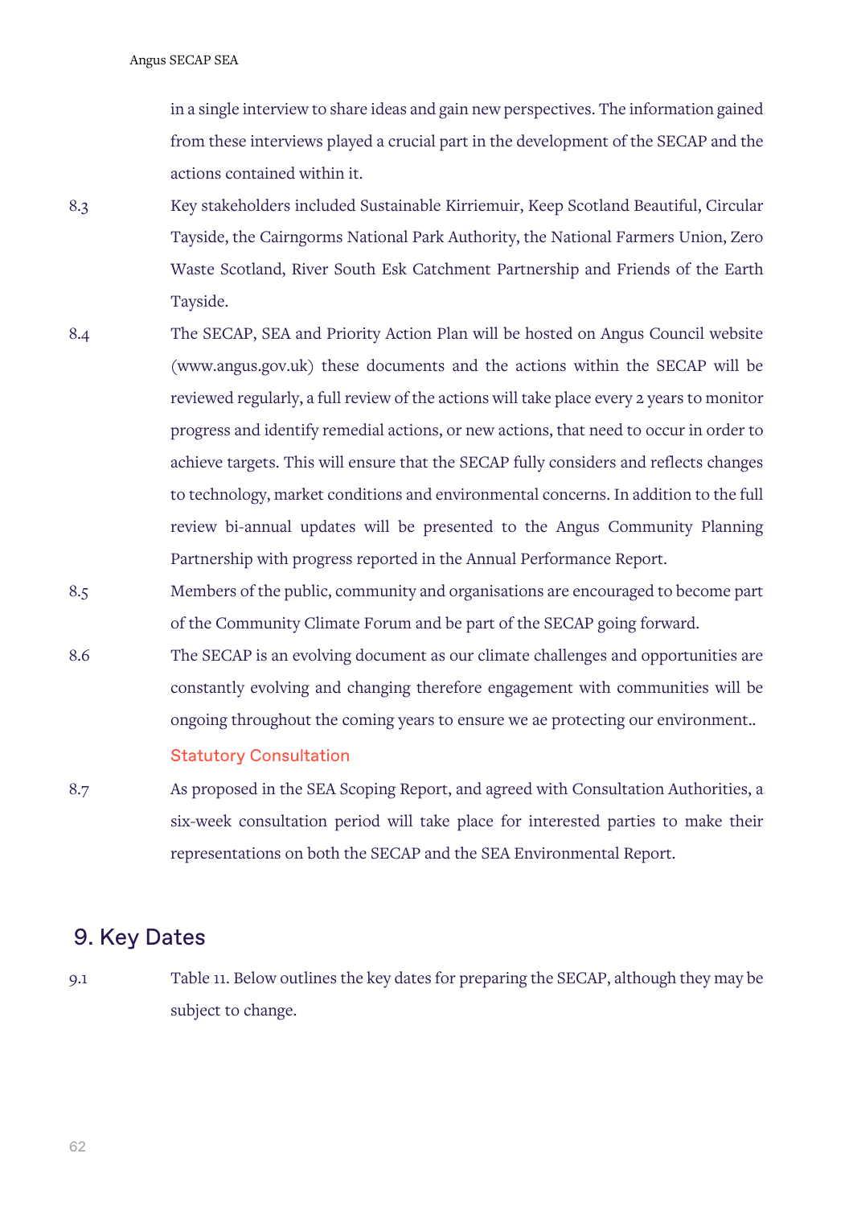in a single interview to share ideas and gain new perspectives. The information gained from these interviews played a crucial part in the development of the SECAP and the actions contained within it.

8.3 Key stakeholders included Sustainable Kirriemuir, Keep Scotland Beautiful, Circular Tayside, the Cairngorms National Park Authority, the National Farmers Union, Zero Waste Scotland, River South Esk Catchment Partnership and Friends of the Earth Tayside.

8.4 The SECAP, SEA and Priority Action Plan will be hosted on Angus Council website (www.angus.gov.uk) these documents and the actions within the SECAP will be reviewed regularly, a full review of the actions will take place every 2 years to monitor progress and identify remedial actions, or new actions, that need to occur in order to achieve targets. This will ensure that the SECAP fully considers and reflects changes to technology, market conditions and environmental concerns. In addition to the full review bi-annual updates will be presented to the Angus Community Planning Partnership with progress reported in the Annual Performance Report.

8.5 Members of the public, community and organisations are encouraged to become part of the Community Climate Forum and be part of the SECAP going forward.

8.6 The SECAP is an evolving document as our climate challenges and opportunities are constantly evolving and changing therefore engagement with communities will be ongoing throughout the coming years to ensure we ae protecting our environment..

### Statutory Consultation

8.7 As proposed in the SEA Scoping Report, and agreed with Consultation Authorities, a six-week consultation period will take place for interested parties to make their representations on both the SECAP and the SEA Environmental Report.

## 9. Key Dates

9.1 Table 11. Below outlines the key dates for preparing the SECAP, although they may be subject to change.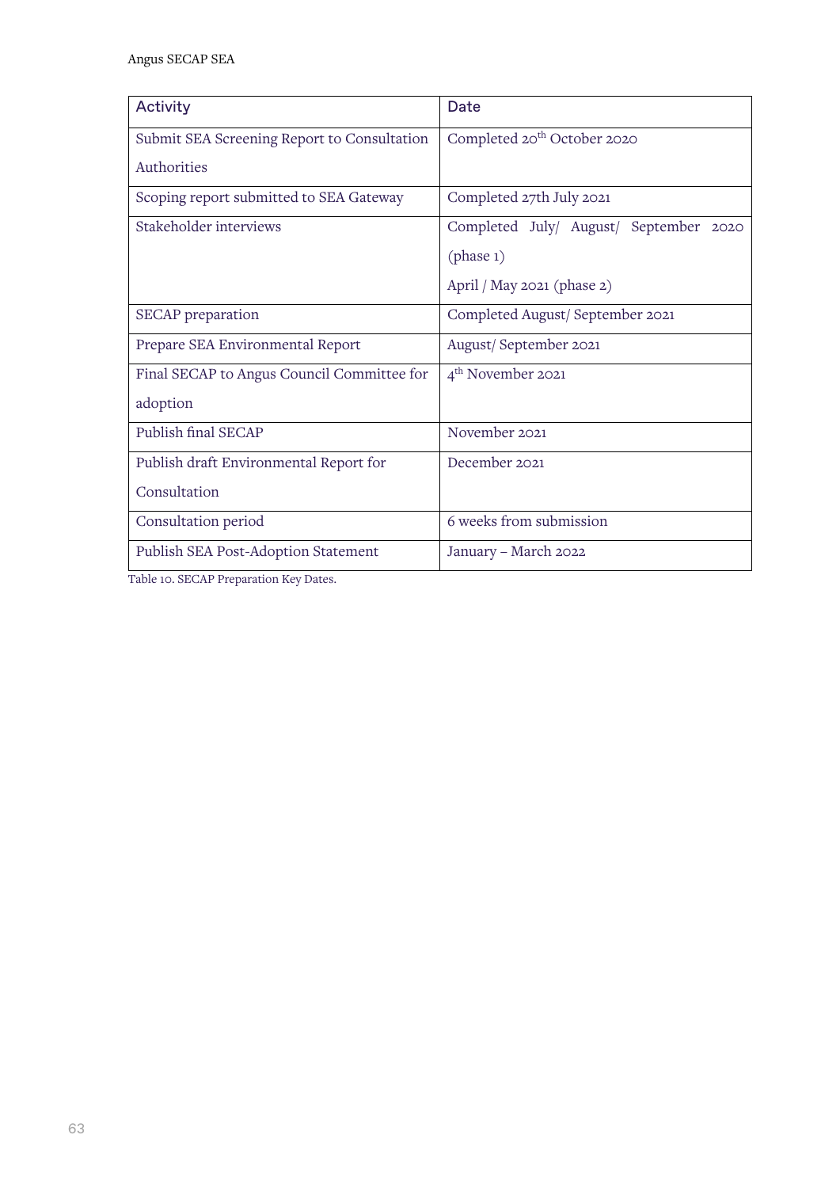| Activity | Date |
|---|---|
| Submit SEA Screening Report to Consultation Authorities | Completed 20th October 2020 |
| Scoping report submitted to SEA Gateway | Completed 27th July 2021 |
| Stakeholder interviews | Completed July/ August/ September 2020 (phase 1)<br>April / May 2021 (phase 2) |
| SECAP preparation | Completed August/ September 2021 |
| Prepare SEA Environmental Report | August/ September 2021 |
| Final SECAP to Angus Council Committee for adoption | 4th November 2021 |
| Publish final SECAP | November 2021 |
| Publish draft Environmental Report for Consultation | December 2021 |
| Consultation period | 6 weeks from submission |
| Publish SEA Post-Adoption Statement | January – March 2022 |

Table 10. SECAP Preparation Key Dates.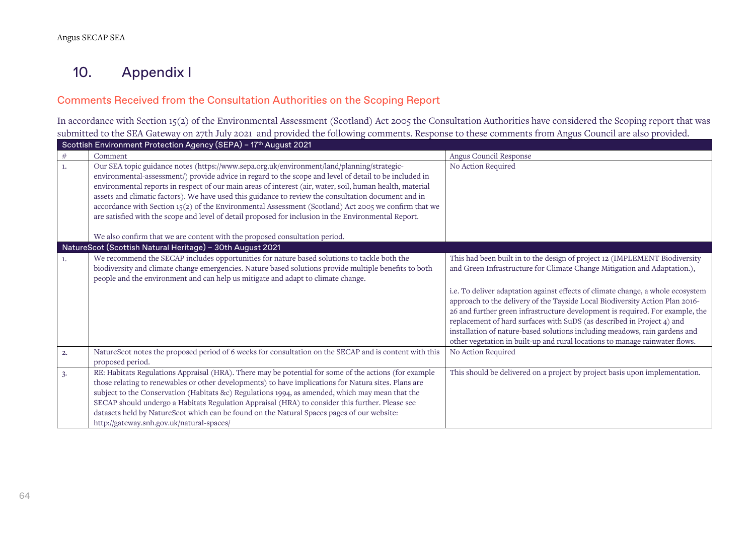# 10. Appendix I

## Comments Received from the Consultation Authorities on the Scoping Report

In accordance with Section 15(2) of the Environmental Assessment (Scotland) Act 2005 the Consultation Authorities have considered the Scoping report that was submitted to the SEA Gateway on 27th July 2021 and provided the following comments. Response to these comments from Angus Council are also provided.

| Scottish Environment Protection Agency (SEPA) – 17th August 2021 | | |
|---|---|---|
| # | Comment | Angus Council Response |
| 1. | Our SEA topic guidance notes (https://www.sepa.org.uk/environment/land/planning/strategic-environmental-assessment/) provide advice in regard to the scope and level of detail to be included in environmental reports in respect of our main areas of interest (air, water, soil, human health, material assets and climatic factors). We have used this guidance to review the consultation document and in accordance with Section 15(2) of the Environmental Assessment (Scotland) Act 2005 we confirm that we are satisfied with the scope and level of detail proposed for inclusion in the Environmental Report.<br><br>We also confirm that we are content with the proposed consultation period. | No Action Required |
| **NatureScot (Scottish Natural Heritage) – 30th August 2021** | | |
| 1. | We recommend the SECAP includes opportunities for nature based solutions to tackle both the biodiversity and climate change emergencies. Nature based solutions provide multiple benefits to both people and the environment and can help us mitigate and adapt to climate change. | This had been built in to the design of project 12 (IMPLEMENT Biodiversity and Green Infrastructure for Climate Change Mitigation and Adaptation.),<br><br>i.e. To deliver adaptation against effects of climate change, a whole ecosystem approach to the delivery of the Tayside Local Biodiversity Action Plan 2016-26 and further green infrastructure development is required. For example, the replacement of hard surfaces with SuDS (as described in Project 4) and installation of nature-based solutions including meadows, rain gardens and other vegetation in built-up and rural locations to manage rainwater flows. |
| 2. | NatureScot notes the proposed period of 6 weeks for consultation on the SECAP and is content with this proposed period. | No Action Required |
| 3. | RE: Habitats Regulations Appraisal (HRA). There may be potential for some of the actions (for example those relating to renewables or other developments) to have implications for Natura sites. Plans are subject to the Conservation (Habitats &c) Regulations 1994, as amended, which may mean that the SECAP should undergo a Habitats Regulation Appraisal (HRA) to consider this further. Please see datasets held by NatureScot which can be found on the Natural Spaces pages of our website: http://gateway.snh.gov.uk/natural-spaces/ | This should be delivered on a project by project basis upon implementation. |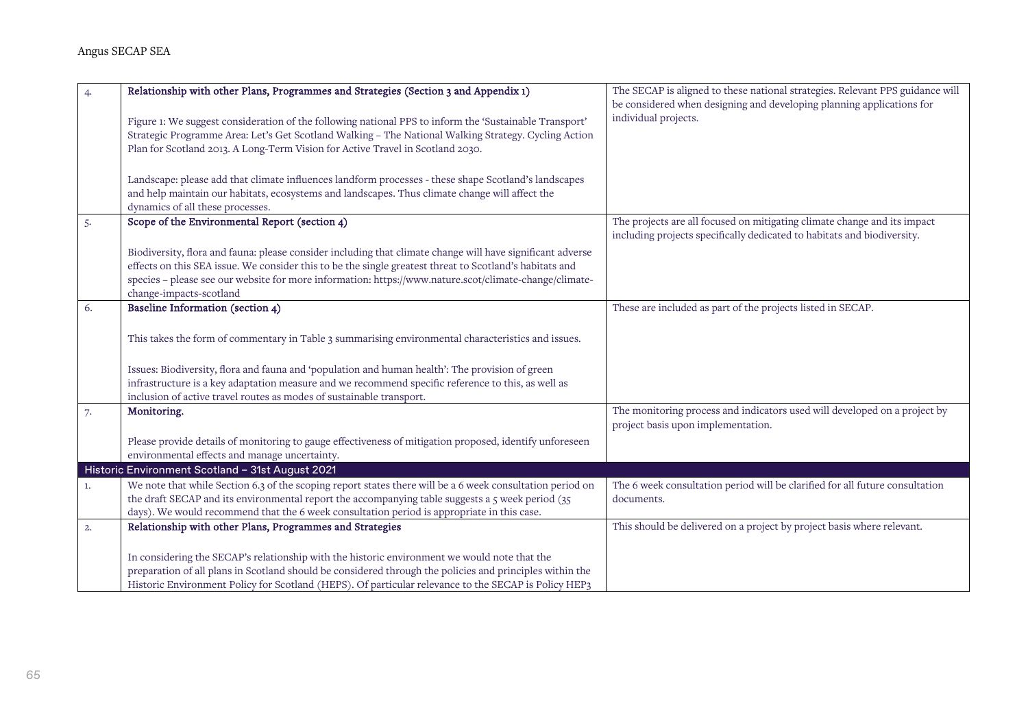| | | |
|---|---|---|
| 4. | **Relationship with other Plans, Programmes and Strategies (Section 3 and Appendix 1)**<br><br>Figure 1: We suggest consideration of the following national PPS to inform the 'Sustainable Transport' Strategic Programme Area: Let's Get Scotland Walking – The National Walking Strategy. Cycling Action Plan for Scotland 2013. A Long-Term Vision for Active Travel in Scotland 2030.<br><br>Landscape: please add that climate influences landform processes - these shape Scotland's landscapes and help maintain our habitats, ecosystems and landscapes. Thus climate change will affect the dynamics of all these processes. | The SECAP is aligned to these national strategies. Relevant PPS guidance will be considered when designing and developing planning applications for individual projects. |
| 5. | **Scope of the Environmental Report (section 4)**<br><br>Biodiversity, flora and fauna: please consider including that climate change will have significant adverse effects on this SEA issue. We consider this to be the single greatest threat to Scotland's habitats and species – please see our website for more information: https://www.nature.scot/climate-change/climate-change-impacts-scotland | The projects are all focused on mitigating climate change and its impact including projects specifically dedicated to habitats and biodiversity. |
| 6. | **Baseline Information (section 4)**<br><br>This takes the form of commentary in Table 3 summarising environmental characteristics and issues.<br><br>Issues: Biodiversity, flora and fauna and 'population and human health': The provision of green infrastructure is a key adaptation measure and we recommend specific reference to this, as well as inclusion of active travel routes as modes of sustainable transport. | These are included as part of the projects listed in SECAP. |
| 7. | **Monitoring.**<br><br>Please provide details of monitoring to gauge effectiveness of mitigation proposed, identify unforeseen environmental effects and manage uncertainty. | The monitoring process and indicators used will developed on a project by project basis upon implementation. |
| **Historic Environment Scotland – 31st August 2021** | | |
| 1. | We note that while Section 6.3 of the scoping report states there will be a 6 week consultation period on the draft SECAP and its environmental report the accompanying table suggests a 5 week period (35 days). We would recommend that the 6 week consultation period is appropriate in this case. | The 6 week consultation period will be clarified for all future consultation documents. |
| 2. | **Relationship with other Plans, Programmes and Strategies**<br><br>In considering the SECAP's relationship with the historic environment we would note that the preparation of all plans in Scotland should be considered through the policies and principles within the Historic Environment Policy for Scotland (HEPS). Of particular relevance to the SECAP is Policy HEP3 | This should be delivered on a project by project basis where relevant. |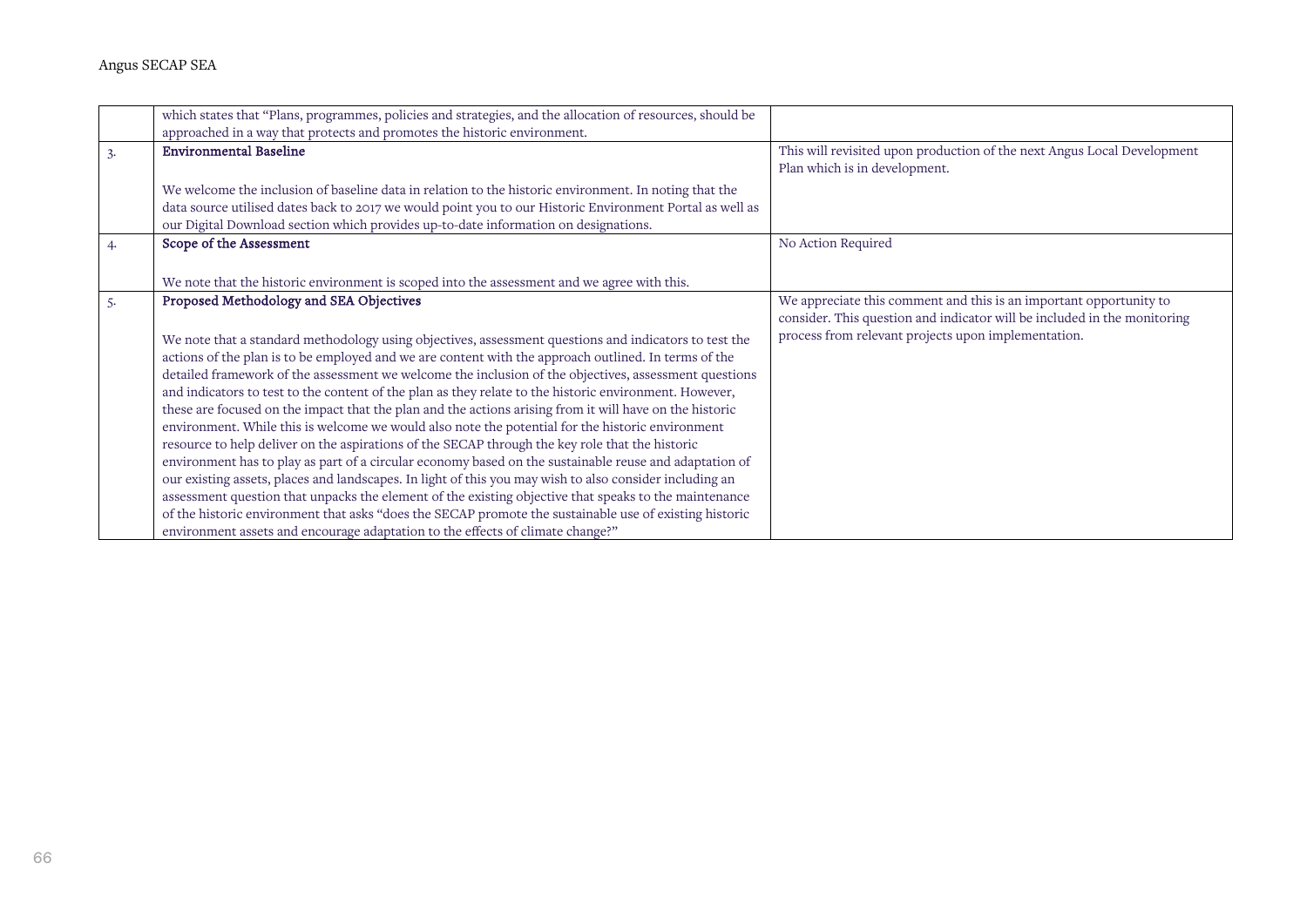| | | |
|---|---|---|
| | which states that "Plans, programmes, policies and strategies, and the allocation of resources, should be approached in a way that protects and promotes the historic environment. | |
| 3. | **Environmental Baseline**<br><br>We welcome the inclusion of baseline data in relation to the historic environment. In noting that the data source utilised dates back to 2017 we would point you to our Historic Environment Portal as well as our Digital Download section which provides up-to-date information on designations. | This will revisited upon production of the next Angus Local Development Plan which is in development. |
| 4. | **Scope of the Assessment**<br><br>We note that the historic environment is scoped into the assessment and we agree with this. | No Action Required |
| 5. | **Proposed Methodology and SEA Objectives**<br><br>We note that a standard methodology using objectives, assessment questions and indicators to test the actions of the plan is to be employed and we are content with the approach outlined. In terms of the detailed framework of the assessment we welcome the inclusion of the objectives, assessment questions and indicators to test to the content of the plan as they relate to the historic environment. However, these are focused on the impact that the plan and the actions arising from it will have on the historic environment. While this is welcome we would also note the potential for the historic environment resource to help deliver on the aspirations of the SECAP through the key role that the historic environment has to play as part of a circular economy based on the sustainable reuse and adaptation of our existing assets, places and landscapes. In light of this you may wish to also consider including an assessment question that unpacks the element of the existing objective that speaks to the maintenance of the historic environment that asks "does the SECAP promote the sustainable use of existing historic environment assets and encourage adaptation to the effects of climate change?" | We appreciate this comment and this is an important opportunity to consider. This question and indicator will be included in the monitoring process from relevant projects upon implementation. |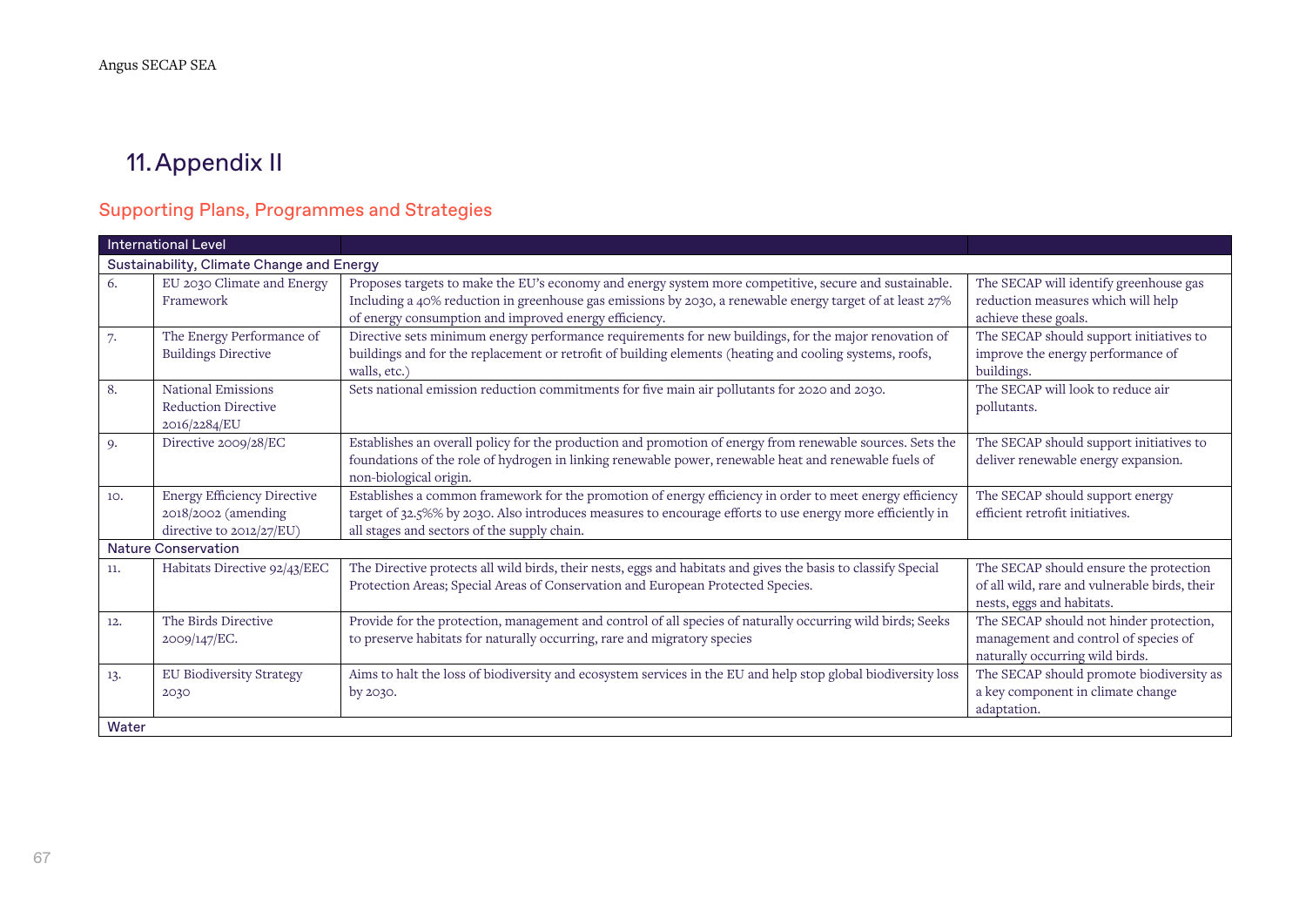# 11. Appendix II

## Supporting Plans, Programmes and Strategies

| International Level | | | |
|---|---|---|---|
| **Sustainability, Climate Change and Energy** | | | |
| 6. | EU 2030 Climate and Energy Framework | Proposes targets to make the EU's economy and energy system more competitive, secure and sustainable. Including a 40% reduction in greenhouse gas emissions by 2030, a renewable energy target of at least 27% of energy consumption and improved energy efficiency. | The SECAP will identify greenhouse gas reduction measures which will help achieve these goals. |
| 7. | The Energy Performance of Buildings Directive | Directive sets minimum energy performance requirements for new buildings, for the major renovation of buildings and for the replacement or retrofit of building elements (heating and cooling systems, roofs, walls, etc.) | The SECAP should support initiatives to improve the energy performance of buildings. |
| 8. | National Emissions Reduction Directive 2016/2284/EU | Sets national emission reduction commitments for five main air pollutants for 2020 and 2030. | The SECAP will look to reduce air pollutants. |
| 9. | Directive 2009/28/EC | Establishes an overall policy for the production and promotion of energy from renewable sources. Sets the foundations of the role of hydrogen in linking renewable power, renewable heat and renewable fuels of non-biological origin. | The SECAP should support initiatives to deliver renewable energy expansion. |
| 10. | Energy Efficiency Directive 2018/2002 (amending directive to 2012/27/EU) | Establishes a common framework for the promotion of energy efficiency in order to meet energy efficiency target of 32.5%% by 2030. Also introduces measures to encourage efforts to use energy more efficiently in all stages and sectors of the supply chain. | The SECAP should support energy efficient retrofit initiatives. |
| **Nature Conservation** | | | |
| 11. | Habitats Directive 92/43/EEC | The Directive protects all wild birds, their nests, eggs and habitats and gives the basis to classify Special Protection Areas; Special Areas of Conservation and European Protected Species. | The SECAP should ensure the protection of all wild, rare and vulnerable birds, their nests, eggs and habitats. |
| 12. | The Birds Directive 2009/147/EC. | Provide for the protection, management and control of all species of naturally occurring wild birds; Seeks to preserve habitats for naturally occurring, rare and migratory species | The SECAP should not hinder protection, management and control of species of naturally occurring wild birds. |
| 13. | EU Biodiversity Strategy 2030 | Aims to halt the loss of biodiversity and ecosystem services in the EU and help stop global biodiversity loss by 2030. | The SECAP should promote biodiversity as a key component in climate change adaptation. |
| **Water** | | | |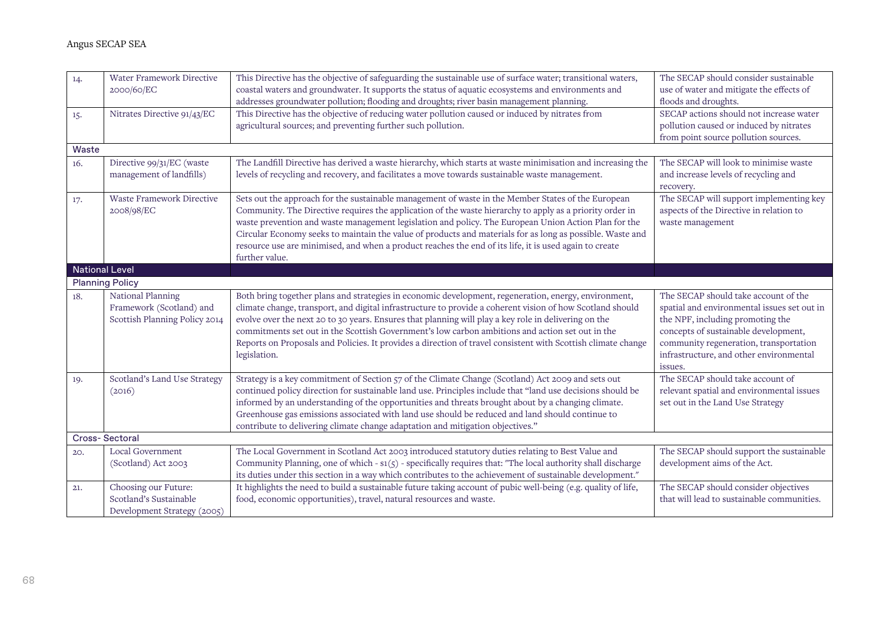| | | | |
|---|---|---|---|
| 14. | Water Framework Directive 2000/60/EC | This Directive has the objective of safeguarding the sustainable use of surface water; transitional waters, coastal waters and groundwater. It supports the status of aquatic ecosystems and environments and addresses groundwater pollution; flooding and droughts; river basin management planning. | The SECAP should consider sustainable use of water and mitigate the effects of floods and droughts. |
| 15. | Nitrates Directive 91/43/EC | This Directive has the objective of reducing water pollution caused or induced by nitrates from agricultural sources; and preventing further such pollution. | SECAP actions should not increase water pollution caused or induced by nitrates from point source pollution sources. |
| **Waste** | | | |
| 16. | Directive 99/31/EC (waste management of landfills) | The Landfill Directive has derived a waste hierarchy, which starts at waste minimisation and increasing the levels of recycling and recovery, and facilitates a move towards sustainable waste management. | The SECAP will look to minimise waste and increase levels of recycling and recovery. |
| 17. | Waste Framework Directive 2008/98/EC | Sets out the approach for the sustainable management of waste in the Member States of the European Community. The Directive requires the application of the waste hierarchy to apply as a priority order in waste prevention and waste management legislation and policy. The European Union Action Plan for the Circular Economy seeks to maintain the value of products and materials for as long as possible. Waste and resource use are minimised, and when a product reaches the end of its life, it is used again to create further value. | The SECAP will support implementing key aspects of the Directive in relation to waste management |
| **National Level** | | | |
| **Planning Policy** | | | |
| 18. | National Planning Framework (Scotland) and Scottish Planning Policy 2014 | Both bring together plans and strategies in economic development, regeneration, energy, environment, climate change, transport, and digital infrastructure to provide a coherent vision of how Scotland should evolve over the next 20 to 30 years. Ensures that planning will play a key role in delivering on the commitments set out in the Scottish Government's low carbon ambitions and action set out in the Reports on Proposals and Policies. It provides a direction of travel consistent with Scottish climate change legislation. | The SECAP should take account of the spatial and environmental issues set out in the NPF, including promoting the concepts of sustainable development, community regeneration, transportation infrastructure, and other environmental issues. |
| 19. | Scotland's Land Use Strategy (2016) | Strategy is a key commitment of Section 57 of the Climate Change (Scotland) Act 2009 and sets out continued policy direction for sustainable land use. Principles include that "land use decisions should be informed by an understanding of the opportunities and threats brought about by a changing climate. Greenhouse gas emissions associated with land use should be reduced and land should continue to contribute to delivering climate change adaptation and mitigation objectives." | The SECAP should take account of relevant spatial and environmental issues set out in the Land Use Strategy |
| **Cross- Sectoral** | | | |
| 20. | Local Government (Scotland) Act 2003 | The Local Government in Scotland Act 2003 introduced statutory duties relating to Best Value and Community Planning, one of which - s1(5) - specifically requires that: "The local authority shall discharge its duties under this section in a way which contributes to the achievement of sustainable development." | The SECAP should support the sustainable development aims of the Act. |
| 21. | Choosing our Future: Scotland's Sustainable Development Strategy (2005) | It highlights the need to build a sustainable future taking account of pubic well-being (e.g. quality of life, food, economic opportunities), travel, natural resources and waste. | The SECAP should consider objectives that will lead to sustainable communities. |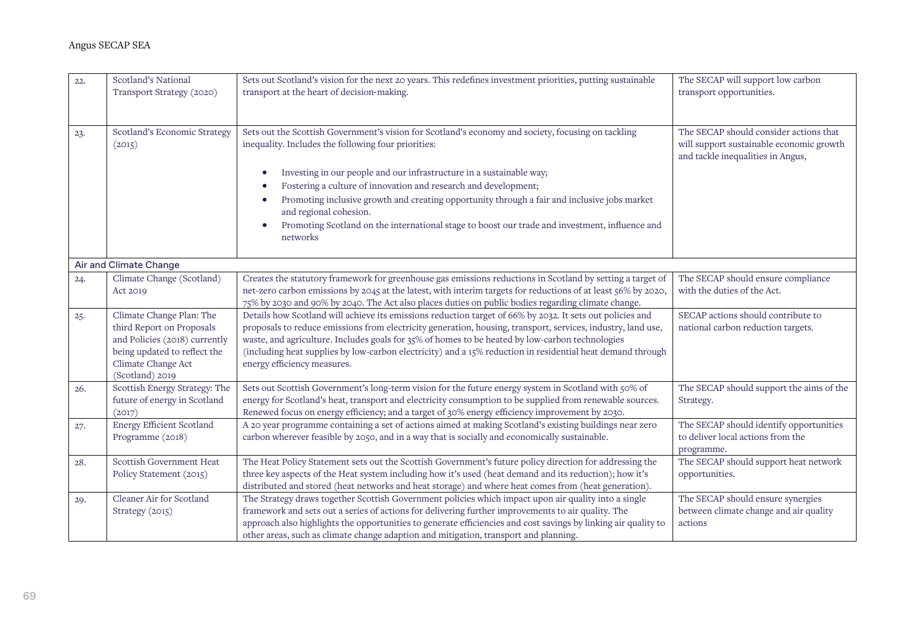| | | | |
|---|---|---|---|
| 22. | Scotland's National Transport Strategy (2020) | Sets out Scotland's vision for the next 20 years. This redefines investment priorities, putting sustainable transport at the heart of decision-making. | The SECAP will support low carbon transport opportunities. |
| 23. | Scotland's Economic Strategy (2015) | Sets out the Scottish Government's vision for Scotland's economy and society, focusing on tackling inequality. Includes the following four priorities: <br><br> • Investing in our people and our infrastructure in a sustainable way; <br> • Fostering a culture of innovation and research and development; <br> • Promoting inclusive growth and creating opportunity through a fair and inclusive jobs market and regional cohesion. <br> • Promoting Scotland on the international stage to boost our trade and investment, influence and networks | The SECAP should consider actions that will support sustainable economic growth and tackle inequalities in Angus, |
| **Air and Climate Change** | | | |
| 24. | Climate Change (Scotland) Act 2019 | Creates the statutory framework for greenhouse gas emissions reductions in Scotland by setting a target of net-zero carbon emissions by 2045 at the latest, with interim targets for reductions of at least 56% by 2020, 75% by 2030 and 90% by 2040. The Act also places duties on public bodies regarding climate change. | The SECAP should ensure compliance with the duties of the Act. |
| 25. | Climate Change Plan: The third Report on Proposals and Policies (2018) currently being updated to reflect the Climate Change Act (Scotland) 2019 | Details how Scotland will achieve its emissions reduction target of 66% by 2032. It sets out policies and proposals to reduce emissions from electricity generation, housing, transport, services, industry, land use, waste, and agriculture. Includes goals for 35% of homes to be heated by low-carbon technologies (including heat supplies by low-carbon electricity) and a 15% reduction in residential heat demand through energy efficiency measures. | SECAP actions should contribute to national carbon reduction targets. |
| 26. | Scottish Energy Strategy: The future of energy in Scotland (2017) | Sets out Scottish Government's long-term vision for the future energy system in Scotland with 50% of energy for Scotland's heat, transport and electricity consumption to be supplied from renewable sources. Renewed focus on energy efficiency; and a target of 30% energy efficiency improvement by 2030. | The SECAP should support the aims of the Strategy. |
| 27. | Energy Efficient Scotland Programme (2018) | A 20 year programme containing a set of actions aimed at making Scotland's existing buildings near zero carbon wherever feasible by 2050, and in a way that is socially and economically sustainable. | The SECAP should identify opportunities to deliver local actions from the programme. |
| 28. | Scottish Government Heat Policy Statement (2015) | The Heat Policy Statement sets out the Scottish Government's future policy direction for addressing the three key aspects of the Heat system including how it's used (heat demand and its reduction); how it's distributed and stored (heat networks and heat storage) and where heat comes from (heat generation). | The SECAP should support heat network opportunities. |
| 29. | Cleaner Air for Scotland Strategy (2015) | The Strategy draws together Scottish Government policies which impact upon air quality into a single framework and sets out a series of actions for delivering further improvements to air quality. The approach also highlights the opportunities to generate efficiencies and cost savings by linking air quality to other areas, such as climate change adaption and mitigation, transport and planning. | The SECAP should ensure synergies between climate change and air quality actions |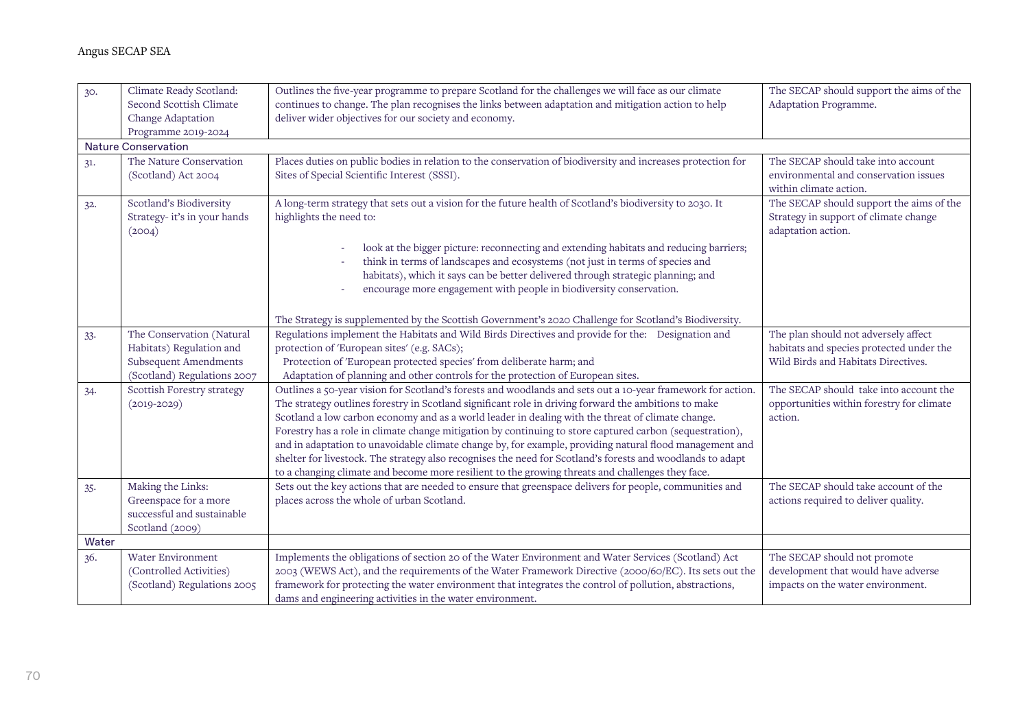| | | | |
|---|---|---|---|
| 30. | Climate Ready Scotland: Second Scottish Climate Change Adaptation Programme 2019-2024 | Outlines the five-year programme to prepare Scotland for the challenges we will face as our climate continues to change. The plan recognises the links between adaptation and mitigation action to help deliver wider objectives for our society and economy. | The SECAP should support the aims of the Adaptation Programme. |
| **Nature Conservation** | | | |
| 31. | The Nature Conservation (Scotland) Act 2004 | Places duties on public bodies in relation to the conservation of biodiversity and increases protection for Sites of Special Scientific Interest (SSSI). | The SECAP should take into account environmental and conservation issues within climate action. |
| 32. | Scotland's Biodiversity Strategy- it's in your hands (2004) | A long-term strategy that sets out a vision for the future health of Scotland's biodiversity to 2030. It highlights the need to:<br>- look at the bigger picture: reconnecting and extending habitats and reducing barriers;<br>- think in terms of landscapes and ecosystems (not just in terms of species and habitats), which it says can be better delivered through strategic planning; and<br>- encourage more engagement with people in biodiversity conservation.<br><br>The Strategy is supplemented by the Scottish Government's 2020 Challenge for Scotland's Biodiversity. | The SECAP should support the aims of the Strategy in support of climate change adaptation action. |
| 33. | The Conservation (Natural Habitats) Regulation and Subsequent Amendments (Scotland) Regulations 2007 | Regulations implement the Habitats and Wild Birds Directives and provide for the: Designation and protection of 'European sites' (e.g. SACs);<br>Protection of 'European protected species' from deliberate harm; and<br>Adaptation of planning and other controls for the protection of European sites. | The plan should not adversely affect habitats and species protected under the Wild Birds and Habitats Directives. |
| 34. | Scottish Forestry strategy (2019-2029) | Outlines a 50-year vision for Scotland's forests and woodlands and sets out a 10-year framework for action. The strategy outlines forestry in Scotland significant role in driving forward the ambitions to make Scotland a low carbon economy and as a world leader in dealing with the threat of climate change. Forestry has a role in climate change mitigation by continuing to store captured carbon (sequestration), and in adaptation to unavoidable climate change by, for example, providing natural flood management and shelter for livestock. The strategy also recognises the need for Scotland's forests and woodlands to adapt to a changing climate and become more resilient to the growing threats and challenges they face. | The SECAP should take into account the opportunities within forestry for climate action. |
| 35. | Making the Links: Greenspace for a more successful and sustainable Scotland (2009) | Sets out the key actions that are needed to ensure that greenspace delivers for people, communities and places across the whole of urban Scotland. | The SECAP should take account of the actions required to deliver quality. |
| **Water** | | | |
| 36. | Water Environment (Controlled Activities) (Scotland) Regulations 2005 | Implements the obligations of section 20 of the Water Environment and Water Services (Scotland) Act 2003 (WEWS Act), and the requirements of the Water Framework Directive (2000/60/EC). Its sets out the framework for protecting the water environment that integrates the control of pollution, abstractions, dams and engineering activities in the water environment. | The SECAP should not promote development that would have adverse impacts on the water environment. |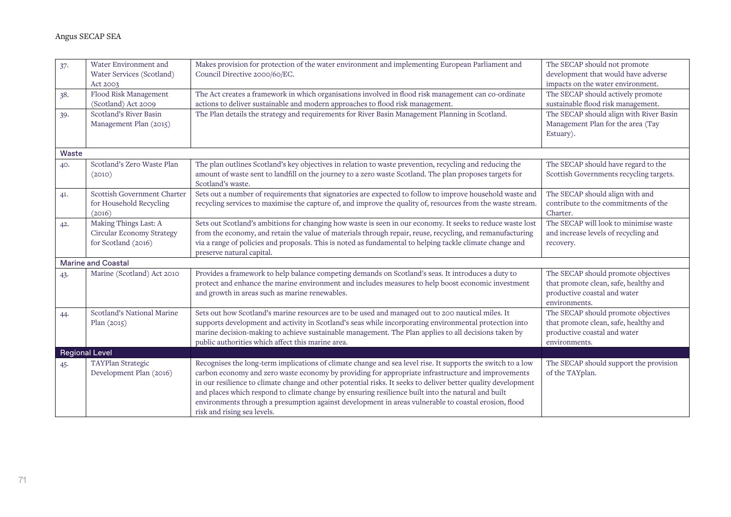| | | | |
|---|---|---|---|
| 37. | Water Environment and Water Services (Scotland) Act 2003 | Makes provision for protection of the water environment and implementing European Parliament and Council Directive 2000/60/EC. | The SECAP should not promote development that would have adverse impacts on the water environment. |
| 38. | Flood Risk Management (Scotland) Act 2009 | The Act creates a framework in which organisations involved in flood risk management can co-ordinate actions to deliver sustainable and modern approaches to flood risk management. | The SECAP should actively promote sustainable flood risk management. |
| 39. | Scotland's River Basin Management Plan (2015) | The Plan details the strategy and requirements for River Basin Management Planning in Scotland. | The SECAP should align with River Basin Management Plan for the area (Tay Estuary). |
| **Waste** | | | |
| 40. | Scotland's Zero Waste Plan (2010) | The plan outlines Scotland's key objectives in relation to waste prevention, recycling and reducing the amount of waste sent to landfill on the journey to a zero waste Scotland. The plan proposes targets for Scotland's waste. | The SECAP should have regard to the Scottish Governments recycling targets. |
| 41. | Scottish Government Charter for Household Recycling (2016) | Sets out a number of requirements that signatories are expected to follow to improve household waste and recycling services to maximise the capture of, and improve the quality of, resources from the waste stream. | The SECAP should align with and contribute to the commitments of the Charter. |
| 42. | Making Things Last: A Circular Economy Strategy for Scotland (2016) | Sets out Scotland's ambitions for changing how waste is seen in our economy. It seeks to reduce waste lost from the economy, and retain the value of materials through repair, reuse, recycling, and remanufacturing via a range of policies and proposals. This is noted as fundamental to helping tackle climate change and preserve natural capital. | The SECAP will look to minimise waste and increase levels of recycling and recovery. |
| **Marine and Coastal** | | | |
| 43. | Marine (Scotland) Act 2010 | Provides a framework to help balance competing demands on Scotland's seas. It introduces a duty to protect and enhance the marine environment and includes measures to help boost economic investment and growth in areas such as marine renewables. | The SECAP should promote objectives that promote clean, safe, healthy and productive coastal and water environments. |
| 44. | Scotland's National Marine Plan (2015) | Sets out how Scotland's marine resources are to be used and managed out to 200 nautical miles. It supports development and activity in Scotland's seas while incorporating environmental protection into marine decision-making to achieve sustainable management. The Plan applies to all decisions taken by public authorities which affect this marine area. | The SECAP should promote objectives that promote clean, safe, healthy and productive coastal and water environments. |
| **Regional Level** | | | |
| 45. | TAYPlan Strategic Development Plan (2016) | Recognises the long-term implications of climate change and sea level rise. It supports the switch to a low carbon economy and zero waste economy by providing for appropriate infrastructure and improvements in our resilience to climate change and other potential risks. It seeks to deliver better quality development and places which respond to climate change by ensuring resilience built into the natural and built environments through a presumption against development in areas vulnerable to coastal erosion, flood risk and rising sea levels. | The SECAP should support the provision of the TAYplan. |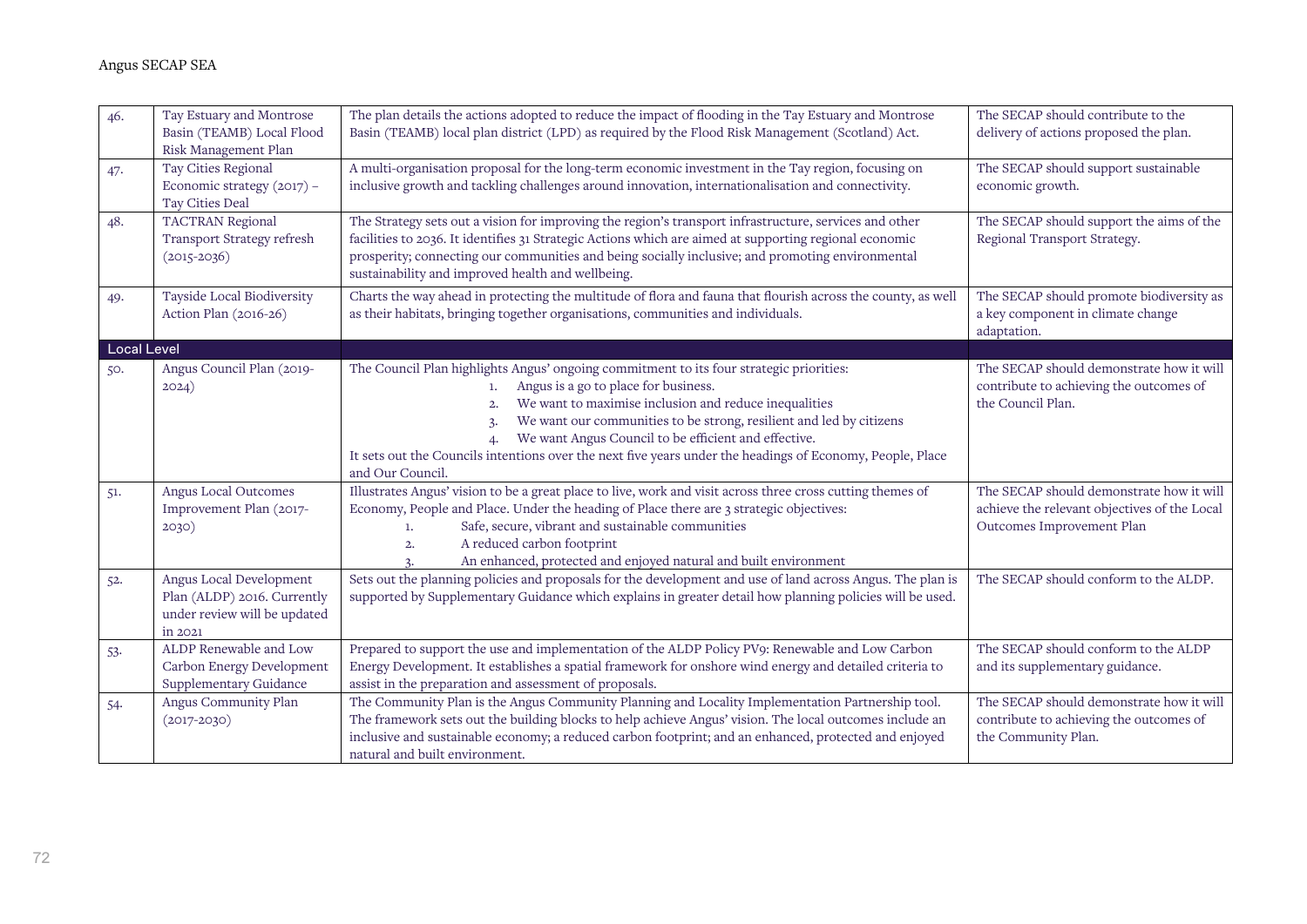| | | | |
|---|---|---|---|
| 46. | Tay Estuary and Montrose Basin (TEAMB) Local Flood Risk Management Plan | The plan details the actions adopted to reduce the impact of flooding in the Tay Estuary and Montrose Basin (TEAMB) local plan district (LPD) as required by the Flood Risk Management (Scotland) Act. | The SECAP should contribute to the delivery of actions proposed the plan. |
| 47. | Tay Cities Regional Economic strategy (2017) – Tay Cities Deal | A multi-organisation proposal for the long-term economic investment in the Tay region, focusing on inclusive growth and tackling challenges around innovation, internationalisation and connectivity. | The SECAP should support sustainable economic growth. |
| 48. | TACTRAN Regional Transport Strategy refresh (2015-2036) | The Strategy sets out a vision for improving the region's transport infrastructure, services and other facilities to 2036. It identifies 31 Strategic Actions which are aimed at supporting regional economic prosperity; connecting our communities and being socially inclusive; and promoting environmental sustainability and improved health and wellbeing. | The SECAP should support the aims of the Regional Transport Strategy. |
| 49. | Tayside Local Biodiversity Action Plan (2016-26) | Charts the way ahead in protecting the multitude of flora and fauna that flourish across the county, as well as their habitats, bringing together organisations, communities and individuals. | The SECAP should promote biodiversity as a key component in climate change adaptation. |
| **Local Level** | | | |
| 50. | Angus Council Plan (2019-2024) | The Council Plan highlights Angus' ongoing commitment to its four strategic priorities:<br>1. Angus is a go to place for business.<br>2. We want to maximise inclusion and reduce inequalities<br>3. We want our communities to be strong, resilient and led by citizens<br>4. We want Angus Council to be efficient and effective.<br>It sets out the Councils intentions over the next five years under the headings of Economy, People, Place and Our Council. | The SECAP should demonstrate how it will contribute to achieving the outcomes of the Council Plan. |
| 51. | Angus Local Outcomes Improvement Plan (2017-2030) | Illustrates Angus' vision to be a great place to live, work and visit across three cross cutting themes of Economy, People and Place. Under the heading of Place there are 3 strategic objectives:<br>1. Safe, secure, vibrant and sustainable communities<br>2. A reduced carbon footprint<br>3. An enhanced, protected and enjoyed natural and built environment | The SECAP should demonstrate how it will achieve the relevant objectives of the Local Outcomes Improvement Plan |
| 52. | Angus Local Development Plan (ALDP) 2016. Currently under review will be updated in 2021 | Sets out the planning policies and proposals for the development and use of land across Angus. The plan is supported by Supplementary Guidance which explains in greater detail how planning policies will be used. | The SECAP should conform to the ALDP. |
| 53. | ALDP Renewable and Low Carbon Energy Development Supplementary Guidance | Prepared to support the use and implementation of the ALDP Policy PV9: Renewable and Low Carbon Energy Development. It establishes a spatial framework for onshore wind energy and detailed criteria to assist in the preparation and assessment of proposals. | The SECAP should conform to the ALDP and its supplementary guidance. |
| 54. | Angus Community Plan (2017-2030) | The Community Plan is the Angus Community Planning and Locality Implementation Partnership tool. The framework sets out the building blocks to help achieve Angus' vision. The local outcomes include an inclusive and sustainable economy; a reduced carbon footprint; and an enhanced, protected and enjoyed natural and built environment. | The SECAP should demonstrate how it will contribute to achieving the outcomes of the Community Plan. |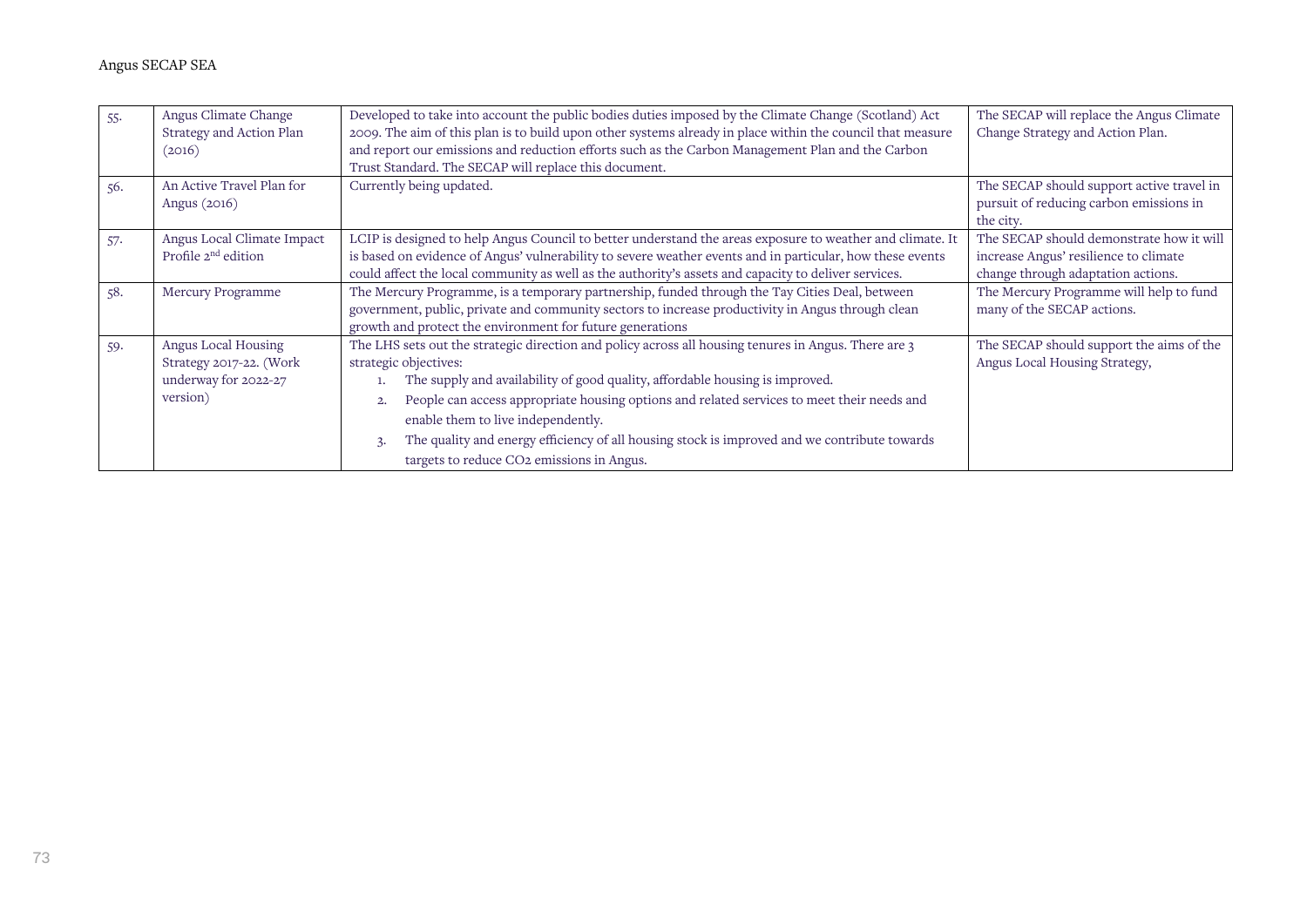| | | | |
|---|---|---|---|
| 55. | Angus Climate Change Strategy and Action Plan (2016) | Developed to take into account the public bodies duties imposed by the Climate Change (Scotland) Act 2009. The aim of this plan is to build upon other systems already in place within the council that measure and report our emissions and reduction efforts such as the Carbon Management Plan and the Carbon Trust Standard. The SECAP will replace this document. | The SECAP will replace the Angus Climate Change Strategy and Action Plan. |
| 56. | An Active Travel Plan for Angus (2016) | Currently being updated. | The SECAP should support active travel in pursuit of reducing carbon emissions in the city. |
| 57. | Angus Local Climate Impact Profile 2nd edition | LCIP is designed to help Angus Council to better understand the areas exposure to weather and climate. It is based on evidence of Angus' vulnerability to severe weather events and in particular, how these events could affect the local community as well as the authority's assets and capacity to deliver services. | The SECAP should demonstrate how it will increase Angus' resilience to climate change through adaptation actions. |
| 58. | Mercury Programme | The Mercury Programme, is a temporary partnership, funded through the Tay Cities Deal, between government, public, private and community sectors to increase productivity in Angus through clean growth and protect the environment for future generations | The Mercury Programme will help to fund many of the SECAP actions. |
| 59. | Angus Local Housing Strategy 2017-22. (Work underway for 2022-27 version) | The LHS sets out the strategic direction and policy across all housing tenures in Angus. There are 3 strategic objectives:<br>1. The supply and availability of good quality, affordable housing is improved.<br>2. People can access appropriate housing options and related services to meet their needs and enable them to live independently.<br>3. The quality and energy efficiency of all housing stock is improved and we contribute towards targets to reduce $CO_2$ emissions in Angus. | The SECAP should support the aims of the Angus Local Housing Strategy, |